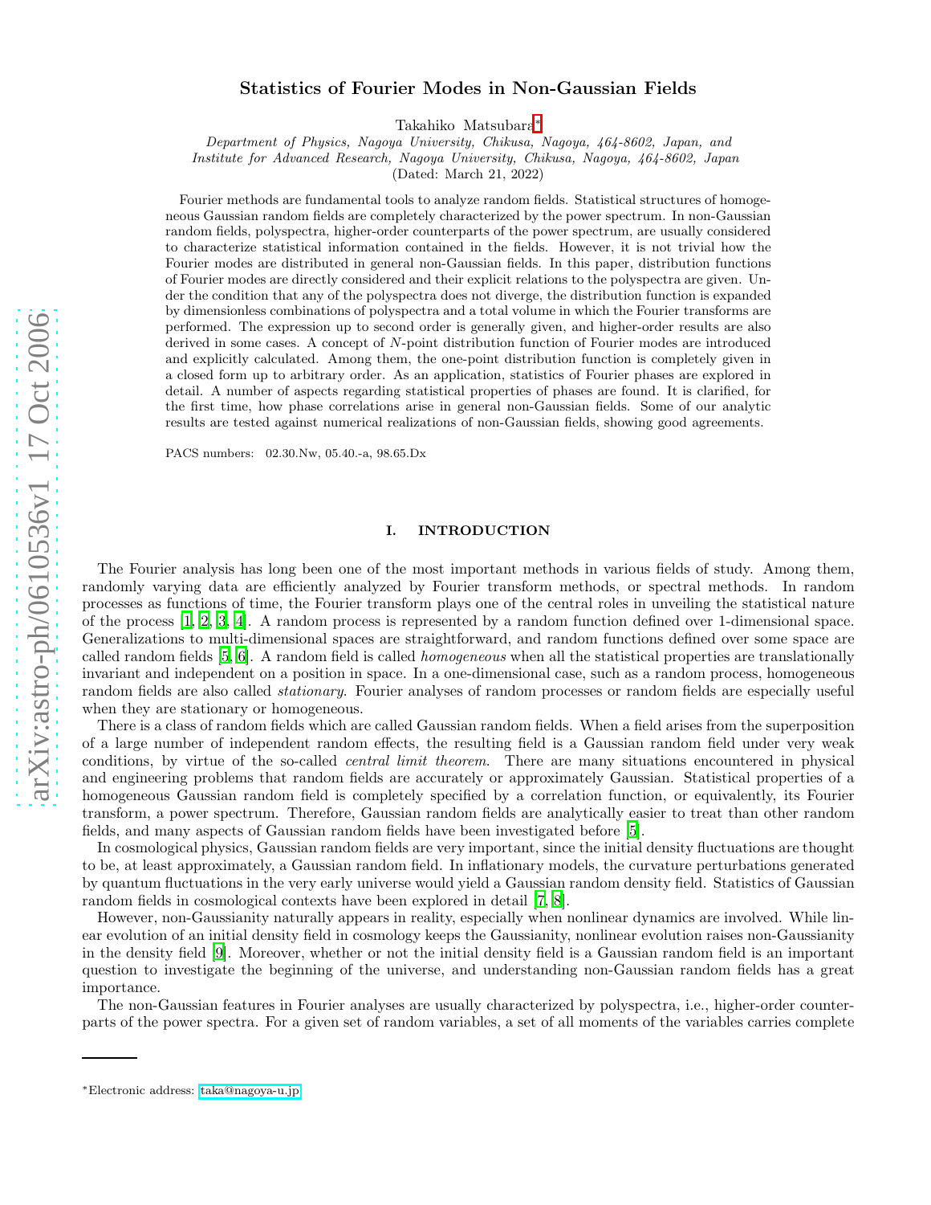# Statistics of Fourier Modes in Non-Gaussian Fields

Takahiko Matsubara*

*Department of Physics, Nagoya University, Chikusa, Nagoya, 464-8602, Japan, and*
*Institute for Advanced Research, Nagoya University, Chikusa, Nagoya, 464-8602, Japan*

(Dated: March 21, 2022)

Fourier methods are fundamental tools to analyze random fields. Statistical structures of homogeneous Gaussian random fields are completely characterized by the power spectrum. In non-Gaussian random fields, polyspectra, higher-order counterparts of the power spectrum, are usually considered to characterize statistical information contained in the fields. However, it is not trivial how the Fourier modes are distributed in general non-Gaussian fields. In this paper, distribution functions of Fourier modes are directly considered and their explicit relations to the polyspectra are given. Under the condition that any of the polyspectra does not diverge, the distribution function is expanded by dimensionless combinations of polyspectra and a total volume in which the Fourier transforms are performed. The expression up to second order is generally given, and higher-order results are also derived in some cases. A concept of $N$-point distribution function of Fourier modes are introduced and explicitly calculated. Among them, the one-point distribution function is completely given in a closed form up to arbitrary order. As an application, statistics of Fourier phases are explored in detail. A number of aspects regarding statistical properties of phases are found. It is clarified, for the first time, how phase correlations arise in general non-Gaussian fields. Some of our analytic results are tested against numerical realizations of non-Gaussian fields, showing good agreements.

PACS numbers: 02.30.Nw, 05.40.-a, 98.65.Dx

## I. INTRODUCTION

The Fourier analysis has long been one of the most important methods in various fields of study. Among them, randomly varying data are efficiently analyzed by Fourier transform methods, or spectral methods. In random processes as functions of time, the Fourier transform plays one of the central roles in unveiling the statistical nature of the process [1, 2, 3, 4]. A random process is represented by a random function defined over 1-dimensional space. Generalizations to multi-dimensional spaces are straightforward, and random functions defined over some space are called random fields [5, 6]. A random field is called *homogeneous* when all the statistical properties are translationally invariant and independent on a position in space. In a one-dimensional case, such as a random process, homogeneous random fields are also called *stationary*. Fourier analyses of random processes or random fields are especially useful when they are stationary or homogeneous.

There is a class of random fields which are called Gaussian random fields. When a field arises from the superposition of a large number of independent random effects, the resulting field is a Gaussian random field under very weak conditions, by virtue of the so-called *central limit theorem*. There are many situations encountered in physical and engineering problems that random fields are accurately or approximately Gaussian. Statistical properties of a homogeneous Gaussian random field is completely specified by a correlation function, or equivalently, its Fourier transform, a power spectrum. Therefore, Gaussian random fields are analytically easier to treat than other random fields, and many aspects of Gaussian random fields have been investigated before [5].

In cosmological physics, Gaussian random fields are very important, since the initial density fluctuations are thought to be, at least approximately, a Gaussian random field. In inflationary models, the curvature perturbations generated by quantum fluctuations in the very early universe would yield a Gaussian random density field. Statistics of Gaussian random fields in cosmological contexts have been explored in detail [7, 8].

However, non-Gaussianity naturally appears in reality, especially when nonlinear dynamics are involved. While linear evolution of an initial density field in cosmology keeps the Gaussianity, nonlinear evolution raises non-Gaussianity in the density field [9]. Moreover, whether or not the initial density field is a Gaussian random field is an important question to investigate the beginning of the universe, and understanding non-Gaussian random fields has a great importance.

The non-Gaussian features in Fourier analyses are usually characterized by polyspectra, i.e., higher-order counterparts of the power spectra. For a given set of random variables, a set of all moments of the variables carries complete

---

*Electronic address: taka@nagoya-u.jp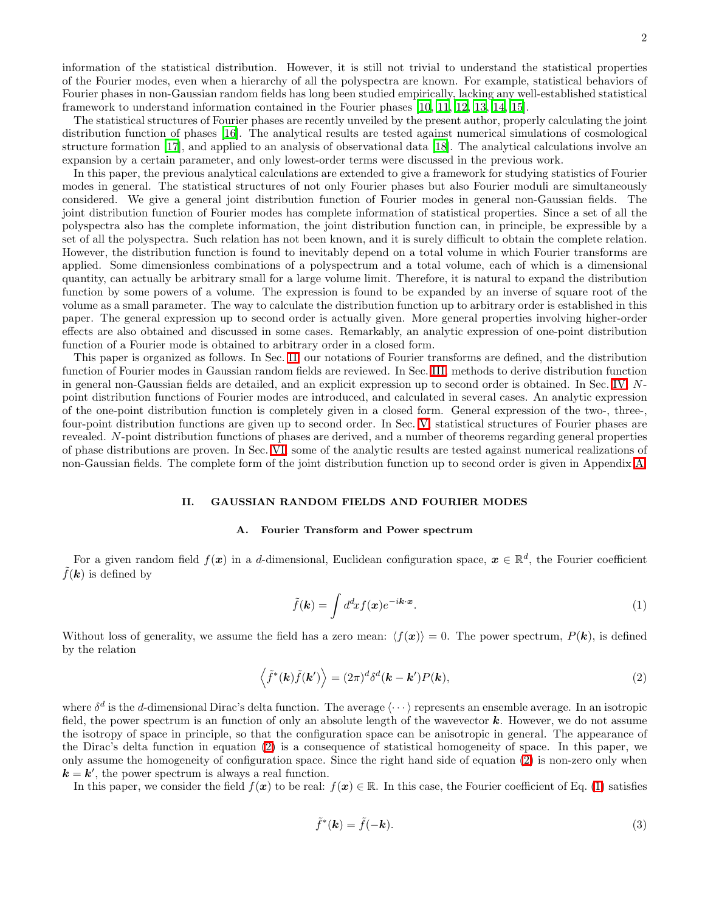information of the statistical distribution. However, it is still not trivial to understand the statistical properties of the Fourier modes, even when a hierarchy of all the polyspectra are known. For example, statistical behaviors of Fourier phases in non-Gaussian random fields has long been studied empirically, lacking any well-established statistical framework to understand information contained in the Fourier phases [10, 11, 12, 13, 14, 15].

The statistical structures of Fourier phases are recently unveiled by the present author, properly calculating the joint distribution function of phases [16]. The analytical results are tested against numerical simulations of cosmological structure formation [17], and applied to an analysis of observational data [18]. The analytical calculations involve an expansion by a certain parameter, and only lowest-order terms were discussed in the previous work.

In this paper, the previous analytical calculations are extended to give a framework for studying statistics of Fourier modes in general. The statistical structures of not only Fourier phases but also Fourier moduli are simultaneously considered. We give a general joint distribution function of Fourier modes in general non-Gaussian fields. The joint distribution function of Fourier modes has complete information of statistical properties. Since a set of all the polyspectra also has the complete information, the joint distribution function can, in principle, be expressible by a set of all the polyspectra. Such relation has not been known, and it is surely difficult to obtain the complete relation. However, the distribution function is found to inevitably depend on a total volume in which Fourier transforms are applied. Some dimensionless combinations of a polyspectrum and a total volume, each of which is a dimensional quantity, can actually be arbitrary small for a large volume limit. Therefore, it is natural to expand the distribution function by some powers of a volume. The expression is found to be expanded by an inverse of square root of the volume as a small parameter. The way to calculate the distribution function up to arbitrary order is established in this paper. The general expression up to second order is actually given. More general properties involving higher-order effects are also obtained and discussed in some cases. Remarkably, an analytic expression of one-point distribution function of a Fourier mode is obtained to arbitrary order in a closed form.

This paper is organized as follows. In Sec. II, our notations of Fourier transforms are defined, and the distribution function of Fourier modes in Gaussian random fields are reviewed. In Sec. III, methods to derive distribution function in general non-Gaussian fields are detailed, and an explicit expression up to second order is obtained. In Sec. IV, $N$-point distribution functions of Fourier modes are introduced, and calculated in several cases. An analytic expression of the one-point distribution function is completely given in a closed form. General expression of the two-, three-, four-point distribution functions are given up to second order. In Sec. V, statistical structures of Fourier phases are revealed. $N$-point distribution functions of phases are derived, and a number of theorems regarding general properties of phase distributions are proven. In Sec. VI, some of the analytic results are tested against numerical realizations of non-Gaussian fields. The complete form of the joint distribution function up to second order is given in Appendix A.

## II. GAUSSIAN RANDOM FIELDS AND FOURIER MODES

### A. Fourier Transform and Power spectrum

For a given random field $f(\boldsymbol{x})$ in a $d$-dimensional, Euclidean configuration space, $\boldsymbol{x} \in \mathbb{R}^d$, the Fourier coefficient $\tilde{f}(\boldsymbol{k})$ is defined by

$$\tilde{f}(\boldsymbol{k}) = \int d^d x f(\boldsymbol{x}) e^{-i\boldsymbol{k}\cdot\boldsymbol{x}}. \tag{1}$$

Without loss of generality, we assume the field has a zero mean: $\langle f(\boldsymbol{x}) \rangle = 0$. The power spectrum, $P(\boldsymbol{k})$, is defined by the relation

$$\left\langle \tilde{f}^*(\boldsymbol{k}) \tilde{f}(\boldsymbol{k}') \right\rangle = (2\pi)^d \delta^d(\boldsymbol{k} - \boldsymbol{k}') P(\boldsymbol{k}), \tag{2}$$

where $\delta^d$ is the $d$-dimensional Dirac's delta function. The average $\langle \cdots \rangle$ represents an ensemble average. In an isotropic field, the power spectrum is an function of only an absolute length of the wavevector $\boldsymbol{k}$. However, we do not assume the isotropy of space in principle, so that the configuration space can be anisotropic in general. The appearance of the Dirac's delta function in equation (2) is a consequence of statistical homogeneity of space. In this paper, we only assume the homogeneity of configuration space. Since the right hand side of equation (2) is non-zero only when $\boldsymbol{k} = \boldsymbol{k}'$, the power spectrum is always a real function.

In this paper, we consider the field $f(\boldsymbol{x})$ to be real: $f(\boldsymbol{x}) \in \mathbb{R}$. In this case, the Fourier coefficient of Eq. (1) satisfies

$$\tilde{f}^*(\boldsymbol{k}) = \tilde{f}(-\boldsymbol{k}). \tag{3}$$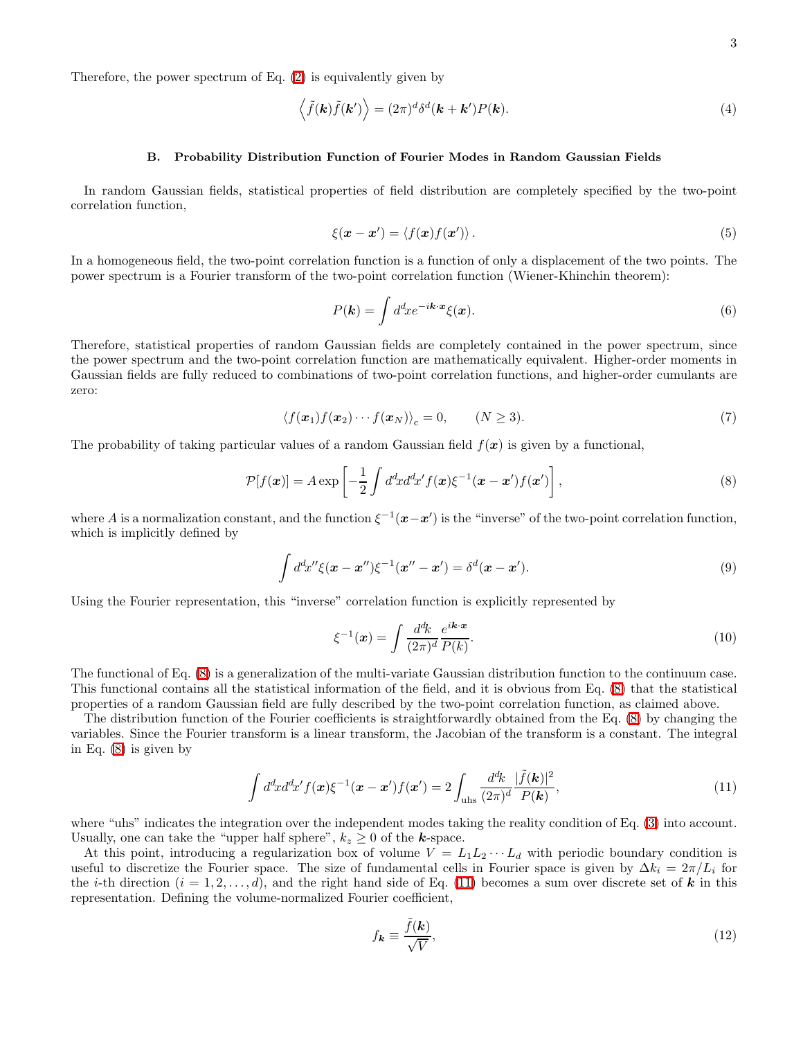Therefore, the power spectrum of Eq. (2) is equivalently given by

$$\left\langle \tilde{f}(\boldsymbol{k})\tilde{f}(\boldsymbol{k}')\right\rangle = (2\pi)^d \delta^d(\boldsymbol{k}+\boldsymbol{k}')P(\boldsymbol{k}). \tag{4}$$

### B. Probability Distribution Function of Fourier Modes in Random Gaussian Fields

In random Gaussian fields, statistical properties of field distribution are completely specified by the two-point correlation function,

$$\xi(\boldsymbol{x}-\boldsymbol{x}') = \langle f(\boldsymbol{x})f(\boldsymbol{x}')\rangle. \tag{5}$$

In a homogeneous field, the two-point correlation function is a function of only a displacement of the two points. The power spectrum is a Fourier transform of the two-point correlation function (Wiener-Khinchin theorem):

$$P(\boldsymbol{k}) = \int d^dx e^{-i\boldsymbol{k}\cdot\boldsymbol{x}}\xi(\boldsymbol{x}). \tag{6}$$

Therefore, statistical properties of random Gaussian fields are completely contained in the power spectrum, since the power spectrum and the two-point correlation function are mathematically equivalent. Higher-order moments in Gaussian fields are fully reduced to combinations of two-point correlation functions, and higher-order cumulants are zero:

$$\langle f(\boldsymbol{x}_1)f(\boldsymbol{x}_2)\cdots f(\boldsymbol{x}_N)\rangle_{\mathrm{c}} = 0, \qquad (N \geq 3). \tag{7}$$

The probability of taking particular values of a random Gaussian field $f(\boldsymbol{x})$ is given by a functional,

$$\mathcal{P}[f(\boldsymbol{x})] = A\exp\left[-\frac{1}{2}\int d^dxd^dx' f(\boldsymbol{x})\xi^{-1}(\boldsymbol{x}-\boldsymbol{x}')f(\boldsymbol{x}')\right], \tag{8}$$

where $A$ is a normalization constant, and the function $\xi^{-1}(\boldsymbol{x}-\boldsymbol{x}')$ is the "inverse" of the two-point correlation function, which is implicitly defined by

$$\int d^dx'' \xi(\boldsymbol{x}-\boldsymbol{x}'')\xi^{-1}(\boldsymbol{x}''-\boldsymbol{x}') = \delta^d(\boldsymbol{x}-\boldsymbol{x}'). \tag{9}$$

Using the Fourier representation, this "inverse" correlation function is explicitly represented by

$$\xi^{-1}(\boldsymbol{x}) = \int \frac{d^dk}{(2\pi)^d}\frac{e^{i\boldsymbol{k}\cdot\boldsymbol{x}}}{P(k)}. \tag{10}$$

The functional of Eq. (8) is a generalization of the multi-variate Gaussian distribution function to the continuum case. This functional contains all the statistical information of the field, and it is obvious from Eq. (8) that the statistical properties of a random Gaussian field are fully described by the two-point correlation function, as claimed above.

The distribution function of the Fourier coefficients is straightforwardly obtained from the Eq. (8) by changing the variables. Since the Fourier transform is a linear transform, the Jacobian of the transform is a constant. The integral in Eq. (8) is given by

$$\int d^dxd^dx' f(\boldsymbol{x})\xi^{-1}(\boldsymbol{x}-\boldsymbol{x}')f(\boldsymbol{x}') = 2\int_{\mathrm{uhs}} \frac{d^dk}{(2\pi)^d}\frac{|\tilde{f}(\boldsymbol{k})|^2}{P(\boldsymbol{k})}, \tag{11}$$

where "uhs" indicates the integration over the independent modes taking the reality condition of Eq. (3) into account. Usually, one can take the "upper half sphere", $k_z \geq 0$ of the $\boldsymbol{k}$-space.

At this point, introducing a regularization box of volume $V = L_1 L_2 \cdots L_d$ with periodic boundary condition is useful to discretize the Fourier space. The size of fundamental cells in Fourier space is given by $\Delta k_i = 2\pi/L_i$ for the $i$-th direction ($i = 1, 2, \ldots, d$), and the right hand side of Eq. (11) becomes a sum over discrete set of $\boldsymbol{k}$ in this representation. Defining the volume-normalized Fourier coefficient,

$$f_{\boldsymbol{k}} \equiv \frac{\tilde{f}(\boldsymbol{k})}{\sqrt{V}}, \tag{12}$$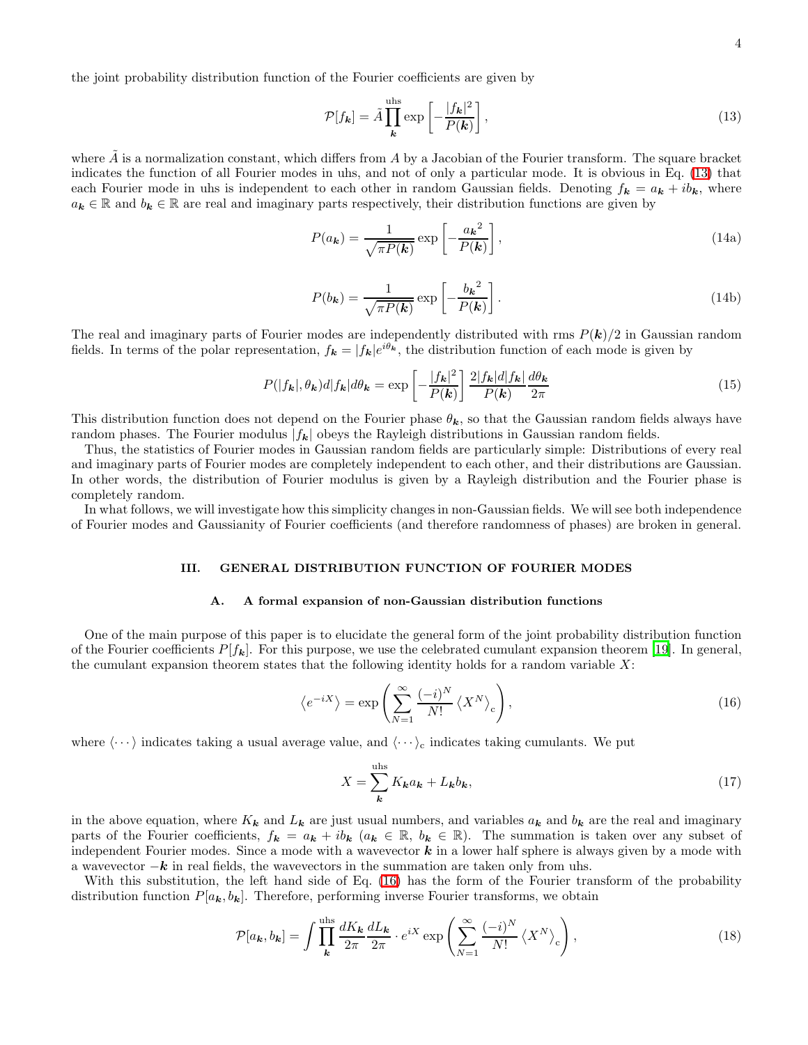the joint probability distribution function of the Fourier coefficients are given by

$$\mathcal{P}[f_{\boldsymbol{k}}] = \tilde{A} \prod_{\boldsymbol{k}}^{\text{uhs}} \exp\left[-\frac{|f_{\boldsymbol{k}}|^2}{P(\boldsymbol{k})}\right], \tag{13}$$

where $\tilde{A}$ is a normalization constant, which differs from $A$ by a Jacobian of the Fourier transform. The square bracket indicates the function of all Fourier modes in uhs, and not of only a particular mode. It is obvious in Eq. (13) that each Fourier mode in uhs is independent to each other in random Gaussian fields. Denoting $f_{\boldsymbol{k}} = a_{\boldsymbol{k}} + ib_{\boldsymbol{k}}$, where $a_{\boldsymbol{k}} \in \mathbb{R}$ and $b_{\boldsymbol{k}} \in \mathbb{R}$ are real and imaginary parts respectively, their distribution functions are given by

$$P(a_{\boldsymbol{k}}) = \frac{1}{\sqrt{\pi P(\boldsymbol{k})}} \exp\left[-\frac{{a_{\boldsymbol{k}}}^2}{P(\boldsymbol{k})}\right], \tag{14a}$$

$$P(b_{\boldsymbol{k}}) = \frac{1}{\sqrt{\pi P(\boldsymbol{k})}} \exp\left[-\frac{{b_{\boldsymbol{k}}}^2}{P(\boldsymbol{k})}\right]. \tag{14b}$$

The real and imaginary parts of Fourier modes are independently distributed with rms $P(\boldsymbol{k})/2$ in Gaussian random fields. In terms of the polar representation, $f_{\boldsymbol{k}} = |f_{\boldsymbol{k}}|e^{i\theta_{\boldsymbol{k}}}$, the distribution function of each mode is given by

$$P(|f_{\boldsymbol{k}}|, \theta_{\boldsymbol{k}}) d|f_{\boldsymbol{k}}| d\theta_{\boldsymbol{k}} = \exp\left[-\frac{|f_{\boldsymbol{k}}|^2}{P(\boldsymbol{k})}\right] \frac{2|f_{\boldsymbol{k}}| d|f_{\boldsymbol{k}}|}{P(\boldsymbol{k})} \frac{d\theta_{\boldsymbol{k}}}{2\pi} \tag{15}$$

This distribution function does not depend on the Fourier phase $\theta_{\boldsymbol{k}}$, so that the Gaussian random fields always have random phases. The Fourier modulus $|f_{\boldsymbol{k}}|$ obeys the Rayleigh distributions in Gaussian random fields.

Thus, the statistics of Fourier modes in Gaussian random fields are particularly simple: Distributions of every real and imaginary parts of Fourier modes are completely independent to each other, and their distributions are Gaussian. In other words, the distribution of Fourier modulus is given by a Rayleigh distribution and the Fourier phase is completely random.

In what follows, we will investigate how this simplicity changes in non-Gaussian fields. We will see both independence of Fourier modes and Gaussianity of Fourier coefficients (and therefore randomness of phases) are broken in general.

## III. GENERAL DISTRIBUTION FUNCTION OF FOURIER MODES

### A. A formal expansion of non-Gaussian distribution functions

One of the main purpose of this paper is to elucidate the general form of the joint probability distribution function of the Fourier coefficients $P[f_{\boldsymbol{k}}]$. For this purpose, we use the celebrated cumulant expansion theorem [19]. In general, the cumulant expansion theorem states that the following identity holds for a random variable $X$:

$$\left\langle e^{-iX} \right\rangle = \exp\left( \sum_{N=1}^{\infty} \frac{(-i)^N}{N!} \left\langle X^N \right\rangle_{\text{c}} \right), \tag{16}$$

where $\langle \cdots \rangle$ indicates taking a usual average value, and $\langle \cdots \rangle_{\text{c}}$ indicates taking cumulants. We put

$$X = \sum_{\boldsymbol{k}}^{\text{uhs}} K_{\boldsymbol{k}} a_{\boldsymbol{k}} + L_{\boldsymbol{k}} b_{\boldsymbol{k}}, \tag{17}$$

in the above equation, where $K_{\boldsymbol{k}}$ and $L_{\boldsymbol{k}}$ are just usual numbers, and variables $a_{\boldsymbol{k}}$ and $b_{\boldsymbol{k}}$ are the real and imaginary parts of the Fourier coefficients, $f_{\boldsymbol{k}} = a_{\boldsymbol{k}} + ib_{\boldsymbol{k}}$ ($a_{\boldsymbol{k}} \in \mathbb{R}$, $b_{\boldsymbol{k}} \in \mathbb{R}$). The summation is taken over any subset of independent Fourier modes. Since a mode with a wavevector $\boldsymbol{k}$ in a lower half sphere is always given by a mode with a wavevector $-\boldsymbol{k}$ in real fields, the wavevectors in the summation are taken only from uhs.

With this substitution, the left hand side of Eq. (16) has the form of the Fourier transform of the probability distribution function $P[a_{\boldsymbol{k}}, b_{\boldsymbol{k}}]$. Therefore, performing inverse Fourier transforms, we obtain

$$\mathcal{P}[a_{\boldsymbol{k}}, b_{\boldsymbol{k}}] = \int \prod_{\boldsymbol{k}}^{\text{uhs}} \frac{dK_{\boldsymbol{k}}}{2\pi} \frac{dL_{\boldsymbol{k}}}{2\pi} \cdot e^{iX} \exp\left( \sum_{N=1}^{\infty} \frac{(-i)^N}{N!} \left\langle X^N \right\rangle_{\text{c}} \right), \tag{18}$$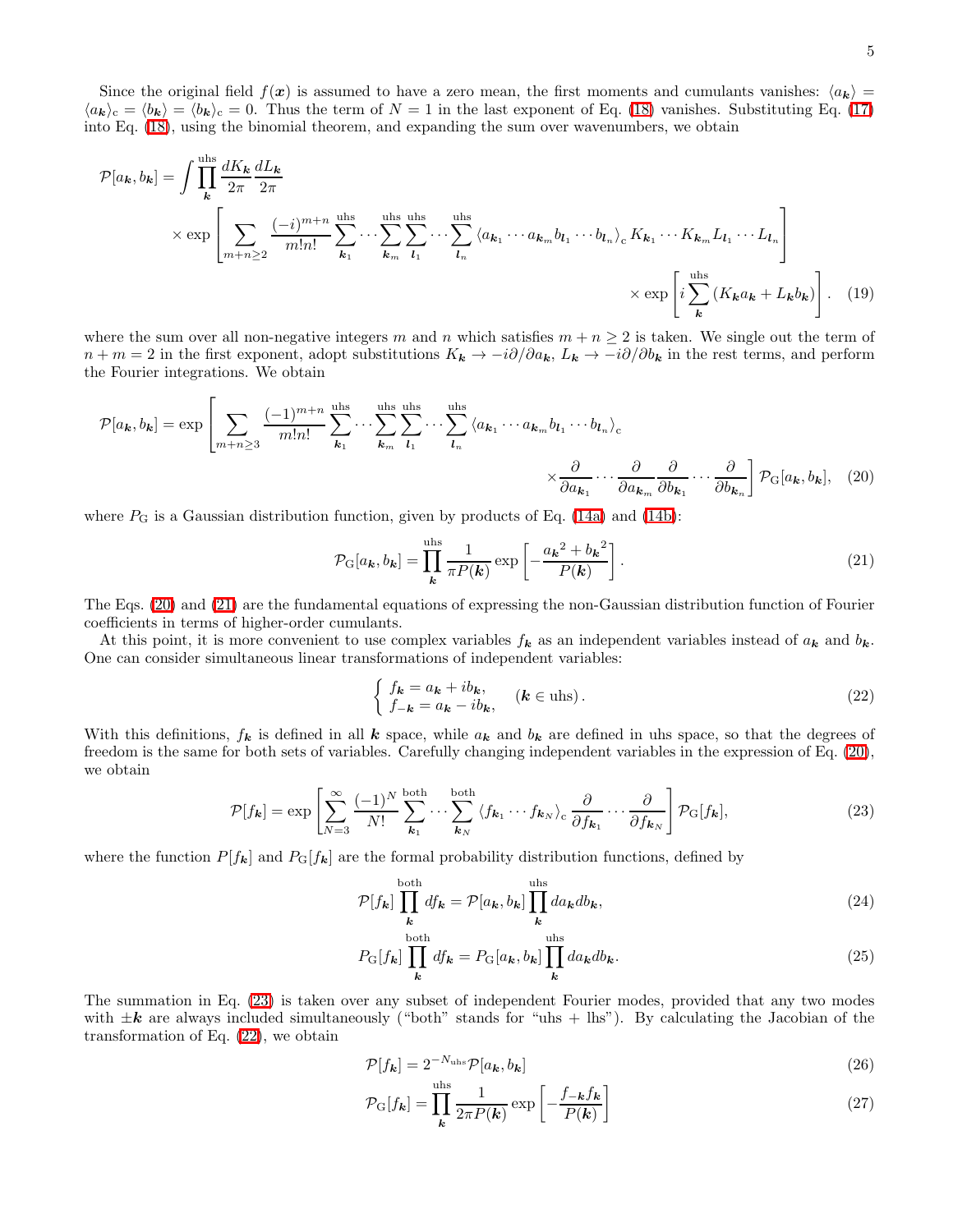Since the original field $f(\boldsymbol{x})$ is assumed to have a zero mean, the first moments and cumulants vanishes: $\langle a_{\boldsymbol{k}}\rangle = \langle a_{\boldsymbol{k}}\rangle_{\rm c} = \langle b_{\boldsymbol{k}}\rangle = \langle b_{\boldsymbol{k}}\rangle_{\rm c} = 0$. Thus the term of $N=1$ in the last exponent of Eq. (18) vanishes. Substituting Eq. (17) into Eq. (18), using the binomial theorem, and expanding the sum over wavenumbers, we obtain

$$
\begin{aligned}
\mathcal{P}[a_{\boldsymbol{k}}, b_{\boldsymbol{k}}] = \int \prod_{\boldsymbol{k}}^{\rm uhs} \frac{dK_{\boldsymbol{k}}}{2\pi}\frac{dL_{\boldsymbol{k}}}{2\pi}
&\times \exp\left[\sum_{m+n\geq 2} \frac{(-i)^{m+n}}{m!n!} \sum_{\boldsymbol{k}_1}^{\rm uhs}\cdots\sum_{\boldsymbol{k}_m}^{\rm uhs}\sum_{\boldsymbol{l}_1}^{\rm uhs}\cdots\sum_{\boldsymbol{l}_n}^{\rm uhs} \langle a_{\boldsymbol{k}_1}\cdots a_{\boldsymbol{k}_m} b_{\boldsymbol{l}_1}\cdots b_{\boldsymbol{l}_n}\rangle_{\rm c} K_{\boldsymbol{k}_1}\cdots K_{\boldsymbol{k}_m} L_{\boldsymbol{l}_1}\cdots L_{\boldsymbol{l}_n}\right] \\
&\times \exp\left[i\sum_{\boldsymbol{k}}^{\rm uhs}\left(K_{\boldsymbol{k}} a_{\boldsymbol{k}} + L_{\boldsymbol{k}} b_{\boldsymbol{k}}\right)\right]. \qquad (19)
\end{aligned}
$$

where the sum over all non-negative integers $m$ and $n$ which satisfies $m+n\geq 2$ is taken. We single out the term of $n+m=2$ in the first exponent, adopt substitutions $K_{\boldsymbol{k}} \rightarrow -i\partial/\partial a_{\boldsymbol{k}}$, $L_{\boldsymbol{k}} \rightarrow -i\partial/\partial b_{\boldsymbol{k}}$ in the rest terms, and perform the Fourier integrations. We obtain

$$
\begin{aligned}
\mathcal{P}[a_{\boldsymbol{k}}, b_{\boldsymbol{k}}] = \exp\Bigg[\sum_{m+n\geq 3} \frac{(-1)^{m+n}}{m!n!} \sum_{\boldsymbol{k}_1}^{\rm uhs}\cdots\sum_{\boldsymbol{k}_m}^{\rm uhs}\sum_{\boldsymbol{l}_1}^{\rm uhs}\cdots\sum_{\boldsymbol{l}_n}^{\rm uhs} &\langle a_{\boldsymbol{k}_1}\cdots a_{\boldsymbol{k}_m} b_{\boldsymbol{l}_1}\cdots b_{\boldsymbol{l}_n}\rangle_{\rm c} \\
&\times \frac{\partial}{\partial a_{\boldsymbol{k}_1}}\cdots\frac{\partial}{\partial a_{\boldsymbol{k}_m}}\frac{\partial}{\partial b_{\boldsymbol{k}_1}}\cdots\frac{\partial}{\partial b_{\boldsymbol{k}_n}}\Bigg] \mathcal{P}_{\rm G}[a_{\boldsymbol{k}}, b_{\boldsymbol{k}}], \qquad (20)
\end{aligned}
$$

where $P_{\rm G}$ is a Gaussian distribution function, given by products of Eq. (14a) and (14b):

$$
\mathcal{P}_{\rm G}[a_{\boldsymbol{k}}, b_{\boldsymbol{k}}] = \prod_{\boldsymbol{k}}^{\rm uhs} \frac{1}{\pi P(\boldsymbol{k})} \exp\left[-\frac{{a_{\boldsymbol{k}}}^2 + {b_{\boldsymbol{k}}}^2}{P(\boldsymbol{k})}\right]. \qquad (21)
$$

The Eqs. (20) and (21) are the fundamental equations of expressing the non-Gaussian distribution function of Fourier coefficients in terms of higher-order cumulants.

At this point, it is more convenient to use complex variables $f_{\boldsymbol{k}}$ as an independent variables instead of $a_{\boldsymbol{k}}$ and $b_{\boldsymbol{k}}$. One can consider simultaneous linear transformations of independent variables:

$$
\begin{cases} f_{\boldsymbol{k}} = a_{\boldsymbol{k}} + ib_{\boldsymbol{k}}, \\ f_{-\boldsymbol{k}} = a_{\boldsymbol{k}} - ib_{\boldsymbol{k}}, \end{cases} \quad (\boldsymbol{k} \in {\rm uhs}). \qquad (22)
$$

With this definitions, $f_{\boldsymbol{k}}$ is defined in all $\boldsymbol{k}$ space, while $a_{\boldsymbol{k}}$ and $b_{\boldsymbol{k}}$ are defined in uhs space, so that the degrees of freedom is the same for both sets of variables. Carefully changing independent variables in the expression of Eq. (20), we obtain

$$
\mathcal{P}[f_{\boldsymbol{k}}] = \exp\left[\sum_{N=3}^{\infty} \frac{(-1)^N}{N!} \sum_{\boldsymbol{k}_1}^{\rm both}\cdots\sum_{\boldsymbol{k}_N}^{\rm both} \langle f_{\boldsymbol{k}_1}\cdots f_{\boldsymbol{k}_N}\rangle_{\rm c} \frac{\partial}{\partial f_{\boldsymbol{k}_1}}\cdots\frac{\partial}{\partial f_{\boldsymbol{k}_N}}\right] \mathcal{P}_{\rm G}[f_{\boldsymbol{k}}], \qquad (23)
$$

where the function $P[f_{\boldsymbol{k}}]$ and $P_{\rm G}[f_{\boldsymbol{k}}]$ are the formal probability distribution functions, defined by

$$
\mathcal{P}[f_{\boldsymbol{k}}] \prod_{\boldsymbol{k}}^{\rm both} df_{\boldsymbol{k}} = \mathcal{P}[a_{\boldsymbol{k}}, b_{\boldsymbol{k}}] \prod_{\boldsymbol{k}}^{\rm uhs} da_{\boldsymbol{k}} db_{\boldsymbol{k}}, \qquad (24)
$$

$$
P_{\rm G}[f_{\boldsymbol{k}}] \prod_{\boldsymbol{k}}^{\rm both} df_{\boldsymbol{k}} = P_{\rm G}[a_{\boldsymbol{k}}, b_{\boldsymbol{k}}] \prod_{\boldsymbol{k}}^{\rm uhs} da_{\boldsymbol{k}} db_{\boldsymbol{k}}. \qquad (25)
$$

The summation in Eq. (23) is taken over any subset of independent Fourier modes, provided that any two modes with $\pm\boldsymbol{k}$ are always included simultaneously ("both" stands for "uhs + lhs"). By calculating the Jacobian of the transformation of Eq. (22), we obtain

$$
\mathcal{P}[f_{\boldsymbol{k}}] = 2^{-N_{\rm uhs}} \mathcal{P}[a_{\boldsymbol{k}}, b_{\boldsymbol{k}}] \qquad (26)
$$

$$
\mathcal{P}_{\rm G}[f_{\boldsymbol{k}}] = \prod_{\boldsymbol{k}}^{\rm uhs} \frac{1}{2\pi P(\boldsymbol{k})} \exp\left[-\frac{f_{-\boldsymbol{k}} f_{\boldsymbol{k}}}{P(\boldsymbol{k})}\right] \qquad (27)
$$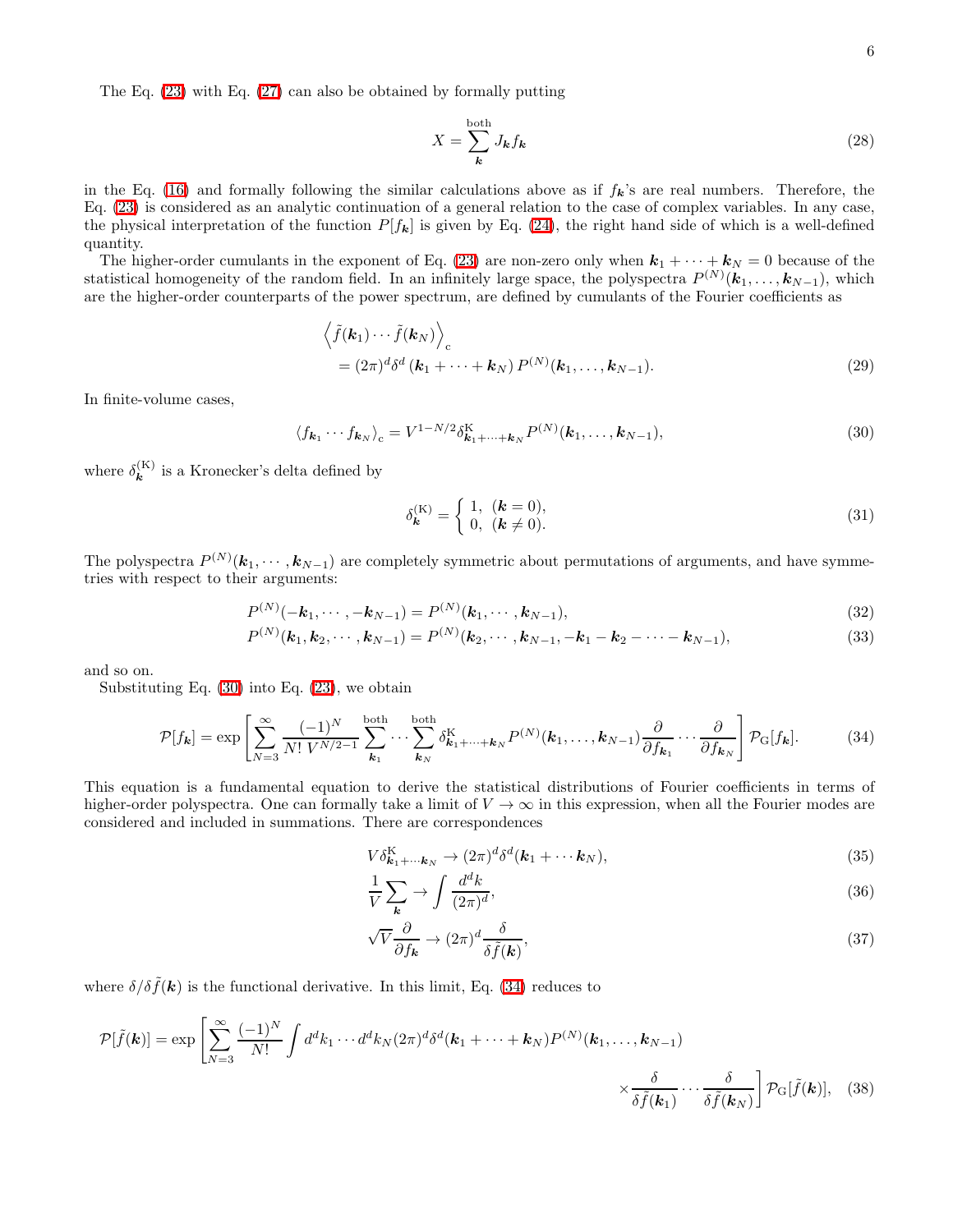The Eq. (23) with Eq. (27) can also be obtained by formally putting

$$X = \sum_{\boldsymbol{k}}^{\text{both}} J_{\boldsymbol{k}} f_{\boldsymbol{k}} \tag{28}$$

in the Eq. (16) and formally following the similar calculations above as if $f_{\boldsymbol{k}}$'s are real numbers. Therefore, the Eq. (23) is considered as an analytic continuation of a general relation to the case of complex variables. In any case, the physical interpretation of the function $P[f_{\boldsymbol{k}}]$ is given by Eq. (24), the right hand side of which is a well-defined quantity.

The higher-order cumulants in the exponent of Eq. (23) are non-zero only when $\boldsymbol{k}_1 + \cdots + \boldsymbol{k}_N = 0$ because of the statistical homogeneity of the random field. In an infinitely large space, the polyspectra $P^{(N)}(\boldsymbol{k}_1, \ldots, \boldsymbol{k}_{N-1})$, which are the higher-order counterparts of the power spectrum, are defined by cumulants of the Fourier coefficients as

$$\begin{aligned}&\left\langle \tilde{f}(\boldsymbol{k}_1) \cdots \tilde{f}(\boldsymbol{k}_N) \right\rangle_{\mathrm{c}} \\ &\quad = (2\pi)^d \delta^d \left(\boldsymbol{k}_1 + \cdots + \boldsymbol{k}_N\right) P^{(N)}(\boldsymbol{k}_1, \ldots, \boldsymbol{k}_{N-1}).\end{aligned} \tag{29}$$

In finite-volume cases,

$$\langle f_{\boldsymbol{k}_1} \cdots f_{\boldsymbol{k}_N} \rangle_{\mathrm{c}} = V^{1-N/2} \delta^{\mathrm{K}}_{\boldsymbol{k}_1 + \cdots + \boldsymbol{k}_N} P^{(N)}(\boldsymbol{k}_1, \ldots, \boldsymbol{k}_{N-1}), \tag{30}$$

where $\delta^{(\mathrm{K})}_{\boldsymbol{k}}$ is a Kronecker's delta defined by

$$\delta^{(\mathrm{K})}_{\boldsymbol{k}} = \begin{cases} 1, & (\boldsymbol{k} = 0), \\ 0, & (\boldsymbol{k} \neq 0). \end{cases} \tag{31}$$

The polyspectra $P^{(N)}(\boldsymbol{k}_1, \cdots, \boldsymbol{k}_{N-1})$ are completely symmetric about permutations of arguments, and have symmetries with respect to their arguments:

$$P^{(N)}(-\boldsymbol{k}_1, \cdots, -\boldsymbol{k}_{N-1}) = P^{(N)}(\boldsymbol{k}_1, \cdots, \boldsymbol{k}_{N-1}), \tag{32}$$

$$P^{(N)}(\boldsymbol{k}_1, \boldsymbol{k}_2, \cdots, \boldsymbol{k}_{N-1}) = P^{(N)}(\boldsymbol{k}_2, \cdots, \boldsymbol{k}_{N-1}, -\boldsymbol{k}_1 - \boldsymbol{k}_2 - \cdots - \boldsymbol{k}_{N-1}), \tag{33}$$

and so on.

Substituting Eq. (30) into Eq. (23), we obtain

$$\mathcal{P}[f_{\boldsymbol{k}}] = \exp\left[\sum_{N=3}^{\infty} \frac{(-1)^N}{N!\, V^{N/2-1}} \sum_{\boldsymbol{k}_1}^{\text{both}} \cdots \sum_{\boldsymbol{k}_N}^{\text{both}} \delta^{\mathrm{K}}_{\boldsymbol{k}_1 + \cdots + \boldsymbol{k}_N} P^{(N)}(\boldsymbol{k}_1, \ldots, \boldsymbol{k}_{N-1}) \frac{\partial}{\partial f_{\boldsymbol{k}_1}} \cdots \frac{\partial}{\partial f_{\boldsymbol{k}_N}}\right] \mathcal{P}_{\mathrm{G}}[f_{\boldsymbol{k}}]. \tag{34}$$

This equation is a fundamental equation to derive the statistical distributions of Fourier coefficients in terms of higher-order polyspectra. One can formally take a limit of $V \to \infty$ in this expression, when all the Fourier modes are considered and included in summations. There are correspondences

$$V \delta^{\mathrm{K}}_{\boldsymbol{k}_1 + \cdots \boldsymbol{k}_N} \to (2\pi)^d \delta^d(\boldsymbol{k}_1 + \cdots \boldsymbol{k}_N), \tag{35}$$

$$\frac{1}{V} \sum_{\boldsymbol{k}} \to \int \frac{d^d k}{(2\pi)^d}, \tag{36}$$

$$\sqrt{V} \frac{\partial}{\partial f_{\boldsymbol{k}}} \to (2\pi)^d \frac{\delta}{\delta \tilde{f}(\boldsymbol{k})}, \tag{37}$$

where $\delta/\delta\tilde{f}(\boldsymbol{k})$ is the functional derivative. In this limit, Eq. (34) reduces to

$$\begin{aligned}\mathcal{P}[\tilde{f}(\boldsymbol{k})] = \exp\Bigg[\sum_{N=3}^{\infty} \frac{(-1)^N}{N!} \int d^d k_1 \cdots d^d k_N (2\pi)^d \delta^d(\boldsymbol{k}_1 + \cdots + \boldsymbol{k}_N) P^{(N)}(\boldsymbol{k}_1, \ldots, \boldsymbol{k}_{N-1}) \\ \times \frac{\delta}{\delta \tilde{f}(\boldsymbol{k}_1)} \cdots \frac{\delta}{\delta \tilde{f}(\boldsymbol{k}_N)}\Bigg] \mathcal{P}_{\mathrm{G}}[\tilde{f}(\boldsymbol{k})],\end{aligned} \tag{38}$$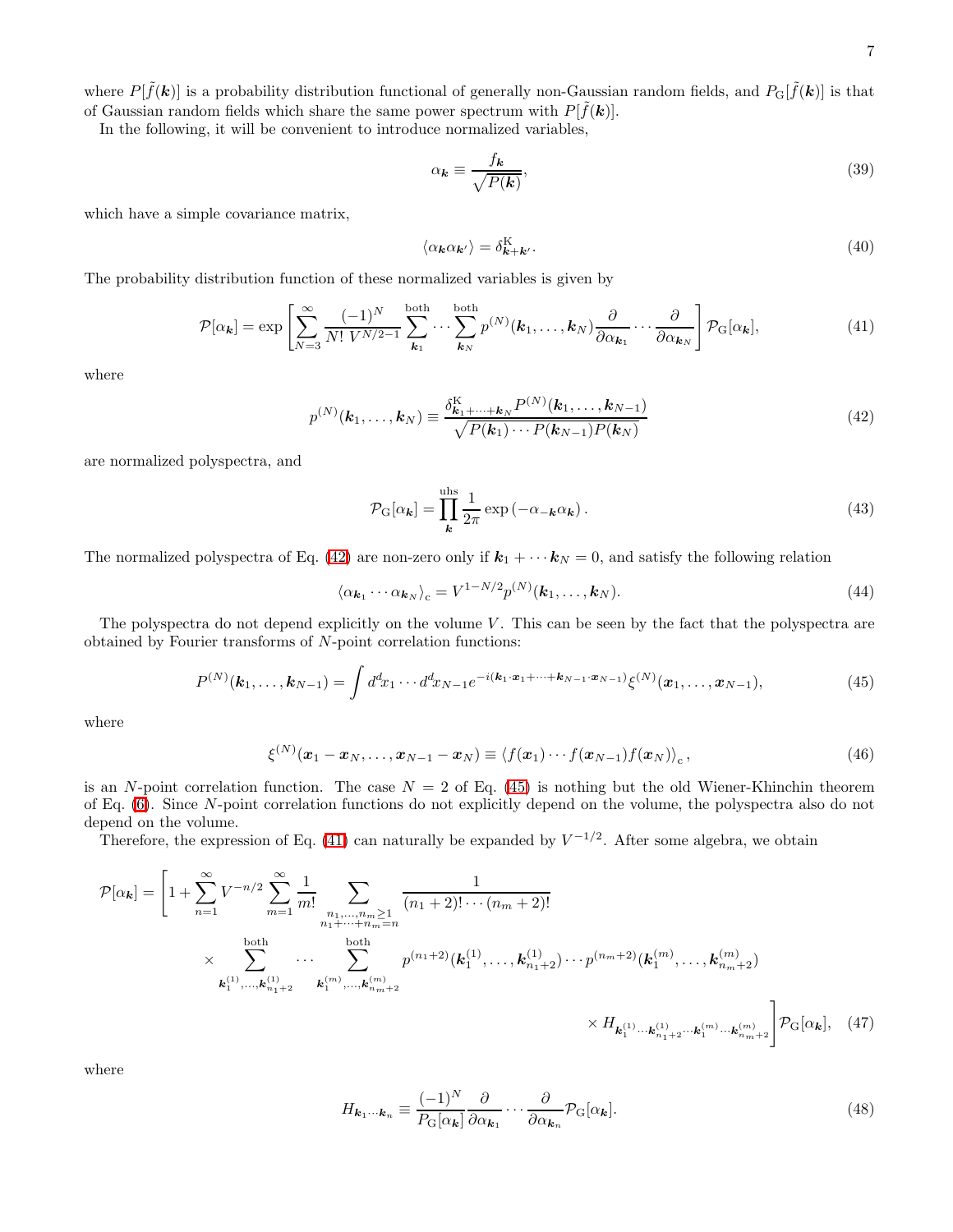where $P[\tilde{f}(\boldsymbol{k})]$ is a probability distribution functional of generally non-Gaussian random fields, and $P_{\mathrm{G}}[\tilde{f}(\boldsymbol{k})]$ is that of Gaussian random fields which share the same power spectrum with $P[\tilde{f}(\boldsymbol{k})]$.

In the following, it will be convenient to introduce normalized variables,

$$
\alpha_{\boldsymbol{k}} \equiv \frac{f_{\boldsymbol{k}}}{\sqrt{P(\boldsymbol{k})}}, \tag{39}
$$

which have a simple covariance matrix,

$$
\langle \alpha_{\boldsymbol{k}} \alpha_{\boldsymbol{k}'} \rangle = \delta^{\mathrm{K}}_{\boldsymbol{k}+\boldsymbol{k}'}. \tag{40}
$$

The probability distribution function of these normalized variables is given by

$$
\mathcal{P}[\alpha_{\boldsymbol{k}}] = \exp\left[\sum_{N=3}^{\infty} \frac{(-1)^N}{N!\, V^{N/2-1}} \sum_{\boldsymbol{k}_1}^{\text{both}} \cdots \sum_{\boldsymbol{k}_N}^{\text{both}} p^{(N)}(\boldsymbol{k}_1, \ldots, \boldsymbol{k}_N) \frac{\partial}{\partial \alpha_{\boldsymbol{k}_1}} \cdots \frac{\partial}{\partial \alpha_{\boldsymbol{k}_N}}\right] \mathcal{P}_{\mathrm{G}}[\alpha_{\boldsymbol{k}}], \tag{41}
$$

where

$$
p^{(N)}(\boldsymbol{k}_1, \ldots, \boldsymbol{k}_N) \equiv \frac{\delta^{\mathrm{K}}_{\boldsymbol{k}_1+\cdots+\boldsymbol{k}_N} P^{(N)}(\boldsymbol{k}_1, \ldots, \boldsymbol{k}_{N-1})}{\sqrt{P(\boldsymbol{k}_1) \cdots P(\boldsymbol{k}_{N-1}) P(\boldsymbol{k}_N)}} \tag{42}
$$

are normalized polyspectra, and

$$
\mathcal{P}_{\mathrm{G}}[\alpha_{\boldsymbol{k}}] = \prod_{\boldsymbol{k}}^{\text{uhs}} \frac{1}{2\pi} \exp\left(-\alpha_{-\boldsymbol{k}} \alpha_{\boldsymbol{k}}\right). \tag{43}
$$

The normalized polyspectra of Eq. (42) are non-zero only if $\boldsymbol{k}_1 + \cdots \boldsymbol{k}_N = 0$, and satisfy the following relation

$$
\langle \alpha_{\boldsymbol{k}_1} \cdots \alpha_{\boldsymbol{k}_N} \rangle_{\mathrm{c}} = V^{1-N/2} p^{(N)}(\boldsymbol{k}_1, \ldots, \boldsymbol{k}_N). \tag{44}
$$

The polyspectra do not depend explicitly on the volume $V$. This can be seen by the fact that the polyspectra are obtained by Fourier transforms of $N$-point correlation functions:

$$
P^{(N)}(\boldsymbol{k}_1, \ldots, \boldsymbol{k}_{N-1}) = \int d^d x_1 \cdots d^d x_{N-1} e^{-i(\boldsymbol{k}_1 \cdot \boldsymbol{x}_1 + \cdots + \boldsymbol{k}_{N-1} \cdot \boldsymbol{x}_{N-1})} \xi^{(N)}(\boldsymbol{x}_1, \ldots, \boldsymbol{x}_{N-1}), \tag{45}
$$

where

$$
\xi^{(N)}(\boldsymbol{x}_1 - \boldsymbol{x}_N, \ldots, \boldsymbol{x}_{N-1} - \boldsymbol{x}_N) \equiv \langle f(\boldsymbol{x}_1) \cdots f(\boldsymbol{x}_{N-1}) f(\boldsymbol{x}_N) \rangle_{\mathrm{c}}, \tag{46}
$$

is an $N$-point correlation function. The case $N = 2$ of Eq. (45) is nothing but the old Wiener-Khinchin theorem of Eq. (6). Since $N$-point correlation functions do not explicitly depend on the volume, the polyspectra also do not depend on the volume.

Therefore, the expression of Eq. (41) can naturally be expanded by $V^{-1/2}$. After some algebra, we obtain

$$
\begin{aligned}
\mathcal{P}[\alpha_{\boldsymbol{k}}] = \Bigg[1 + \sum_{n=1}^{\infty} V^{-n/2} \sum_{m=1}^{\infty} \frac{1}{m!} \sum_{\substack{n_1, \ldots, n_m \geq 1 \\ n_1 + \cdots + n_m = n}} \frac{1}{(n_1+2)! \cdots (n_m+2)!} \\
\times \sum_{\boldsymbol{k}^{(1)}_1, \ldots, \boldsymbol{k}^{(1)}_{n_1+2}}^{\text{both}} \cdots \sum_{\boldsymbol{k}^{(m)}_1, \ldots, \boldsymbol{k}^{(m)}_{n_m+2}}^{\text{both}} p^{(n_1+2)}(\boldsymbol{k}^{(1)}_1, \ldots, \boldsymbol{k}^{(1)}_{n_1+2}) \cdots p^{(n_m+2)}(\boldsymbol{k}^{(m)}_1, \ldots, \boldsymbol{k}^{(m)}_{n_m+2}) \\
\times H_{\boldsymbol{k}^{(1)}_1 \cdots \boldsymbol{k}^{(1)}_{n_1+2} \cdots \boldsymbol{k}^{(m)}_1 \cdots \boldsymbol{k}^{(m)}_{n_m+2}}\Bigg] \mathcal{P}_{\mathrm{G}}[\alpha_{\boldsymbol{k}}],
\end{aligned} \tag{47}
$$

where

$$
H_{\boldsymbol{k}_1 \cdots \boldsymbol{k}_n} \equiv \frac{(-1)^N}{P_{\mathrm{G}}[\alpha_{\boldsymbol{k}}]} \frac{\partial}{\partial \alpha_{\boldsymbol{k}_1}} \cdots \frac{\partial}{\partial \alpha_{\boldsymbol{k}_n}} \mathcal{P}_{\mathrm{G}}[\alpha_{\boldsymbol{k}}]. \tag{48}
$$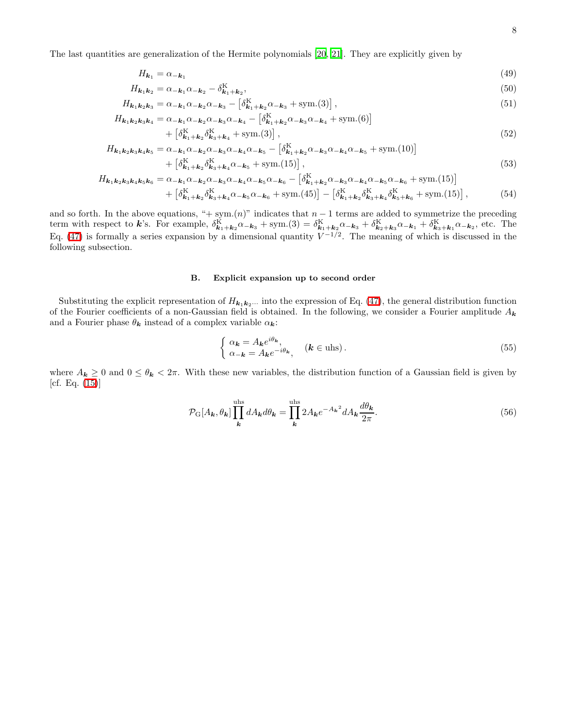The last quantities are generalization of the Hermite polynomials [20, 21]. They are explicitly given by

$$H_{\boldsymbol{k}_1} = \alpha_{-\boldsymbol{k}_1} \tag{49}$$

$$H_{\boldsymbol{k}_1\boldsymbol{k}_2} = \alpha_{-\boldsymbol{k}_1}\alpha_{-\boldsymbol{k}_2} - \delta^{\mathrm{K}}_{\boldsymbol{k}_1+\boldsymbol{k}_2}, \tag{50}$$

$$H_{\boldsymbol{k}_1\boldsymbol{k}_2\boldsymbol{k}_3} = \alpha_{-\boldsymbol{k}_1}\alpha_{-\boldsymbol{k}_2}\alpha_{-\boldsymbol{k}_3} - \left[\delta^{\mathrm{K}}_{\boldsymbol{k}_1+\boldsymbol{k}_2}\alpha_{-\boldsymbol{k}_3} + \mathrm{sym.}(3)\right], \tag{51}$$

$$\begin{aligned} H_{\boldsymbol{k}_1\boldsymbol{k}_2\boldsymbol{k}_3\boldsymbol{k}_4} &= \alpha_{-\boldsymbol{k}_1}\alpha_{-\boldsymbol{k}_2}\alpha_{-\boldsymbol{k}_3}\alpha_{-\boldsymbol{k}_4} - \left[\delta^{\mathrm{K}}_{\boldsymbol{k}_1+\boldsymbol{k}_2}\alpha_{-\boldsymbol{k}_3}\alpha_{-\boldsymbol{k}_4} + \mathrm{sym.}(6)\right] \\ &\quad + \left[\delta^{\mathrm{K}}_{\boldsymbol{k}_1+\boldsymbol{k}_2}\delta^{\mathrm{K}}_{\boldsymbol{k}_3+\boldsymbol{k}_4} + \mathrm{sym.}(3)\right], \end{aligned} \tag{52}$$

$$\begin{aligned} H_{\boldsymbol{k}_1\boldsymbol{k}_2\boldsymbol{k}_3\boldsymbol{k}_4\boldsymbol{k}_5} &= \alpha_{-\boldsymbol{k}_1}\alpha_{-\boldsymbol{k}_2}\alpha_{-\boldsymbol{k}_3}\alpha_{-\boldsymbol{k}_4}\alpha_{-\boldsymbol{k}_5} - \left[\delta^{\mathrm{K}}_{\boldsymbol{k}_1+\boldsymbol{k}_2}\alpha_{-\boldsymbol{k}_3}\alpha_{-\boldsymbol{k}_4}\alpha_{-\boldsymbol{k}_5} + \mathrm{sym.}(10)\right] \\ &\quad + \left[\delta^{\mathrm{K}}_{\boldsymbol{k}_1+\boldsymbol{k}_2}\delta^{\mathrm{K}}_{\boldsymbol{k}_3+\boldsymbol{k}_4}\alpha_{-\boldsymbol{k}_5} + \mathrm{sym.}(15)\right], \end{aligned} \tag{53}$$

$$\begin{aligned} H_{\boldsymbol{k}_1\boldsymbol{k}_2\boldsymbol{k}_3\boldsymbol{k}_4\boldsymbol{k}_5\boldsymbol{k}_6} &= \alpha_{-\boldsymbol{k}_1}\alpha_{-\boldsymbol{k}_2}\alpha_{-\boldsymbol{k}_3}\alpha_{-\boldsymbol{k}_4}\alpha_{-\boldsymbol{k}_5}\alpha_{-\boldsymbol{k}_6} - \left[\delta^{\mathrm{K}}_{\boldsymbol{k}_1+\boldsymbol{k}_2}\alpha_{-\boldsymbol{k}_3}\alpha_{-\boldsymbol{k}_4}\alpha_{-\boldsymbol{k}_5}\alpha_{-\boldsymbol{k}_6} + \mathrm{sym.}(15)\right] \\ &\quad + \left[\delta^{\mathrm{K}}_{\boldsymbol{k}_1+\boldsymbol{k}_2}\delta^{\mathrm{K}}_{\boldsymbol{k}_3+\boldsymbol{k}_4}\alpha_{-\boldsymbol{k}_5}\alpha_{-\boldsymbol{k}_6} + \mathrm{sym.}(45)\right] - \left[\delta^{\mathrm{K}}_{\boldsymbol{k}_1+\boldsymbol{k}_2}\delta^{\mathrm{K}}_{\boldsymbol{k}_3+\boldsymbol{k}_4}\delta^{\mathrm{K}}_{\boldsymbol{k}_5+\boldsymbol{k}_6} + \mathrm{sym.}(15)\right], \end{aligned} \tag{54}$$

and so forth. In the above equations, "+ sym.($n$)" indicates that $n-1$ terms are added to symmetrize the preceding term with respect to $\boldsymbol{k}$'s. For example, $\delta^{\mathrm{K}}_{\boldsymbol{k}_1+\boldsymbol{k}_2}\alpha_{-\boldsymbol{k}_3} + \mathrm{sym.}(3) = \delta^{\mathrm{K}}_{\boldsymbol{k}_1+\boldsymbol{k}_2}\alpha_{-\boldsymbol{k}_3} + \delta^{\mathrm{K}}_{\boldsymbol{k}_2+\boldsymbol{k}_3}\alpha_{-\boldsymbol{k}_1} + \delta^{\mathrm{K}}_{\boldsymbol{k}_3+\boldsymbol{k}_1}\alpha_{-\boldsymbol{k}_2}$, etc. The Eq. (47) is formally a series expansion by a dimensional quantity $V^{-1/2}$. The meaning of which is discussed in the following subsection.

## B. Explicit expansion up to second order

Substituting the explicit representation of $H_{\boldsymbol{k}_1\boldsymbol{k}_2\cdots}$ into the expression of Eq. (47), the general distribution function of the Fourier coefficients of a non-Gaussian field is obtained. In the following, we consider a Fourier amplitude $A_{\boldsymbol{k}}$ and a Fourier phase $\theta_{\boldsymbol{k}}$ instead of a complex variable $\alpha_{\boldsymbol{k}}$:

$$\begin{cases} \alpha_{\boldsymbol{k}} = A_{\boldsymbol{k}} e^{i\theta_{\boldsymbol{k}}}, \\ \alpha_{-\boldsymbol{k}} = A_{\boldsymbol{k}} e^{-i\theta_{\boldsymbol{k}}}, \end{cases} \quad (\boldsymbol{k} \in \mathrm{uhs}). \tag{55}$$

where $A_{\boldsymbol{k}} \geq 0$ and $0 \leq \theta_{\boldsymbol{k}} < 2\pi$. With these new variables, the distribution function of a Gaussian field is given by [cf. Eq. (15)]

$$\mathcal{P}_{\mathrm{G}}[A_{\boldsymbol{k}}, \theta_{\boldsymbol{k}}] \prod_{\boldsymbol{k}}^{\mathrm{uhs}} dA_{\boldsymbol{k}} d\theta_{\boldsymbol{k}} = \prod_{\boldsymbol{k}}^{\mathrm{uhs}} 2A_{\boldsymbol{k}} e^{-A_{\boldsymbol{k}}{}^2} dA_{\boldsymbol{k}} \frac{d\theta_{\boldsymbol{k}}}{2\pi}. \tag{56}$$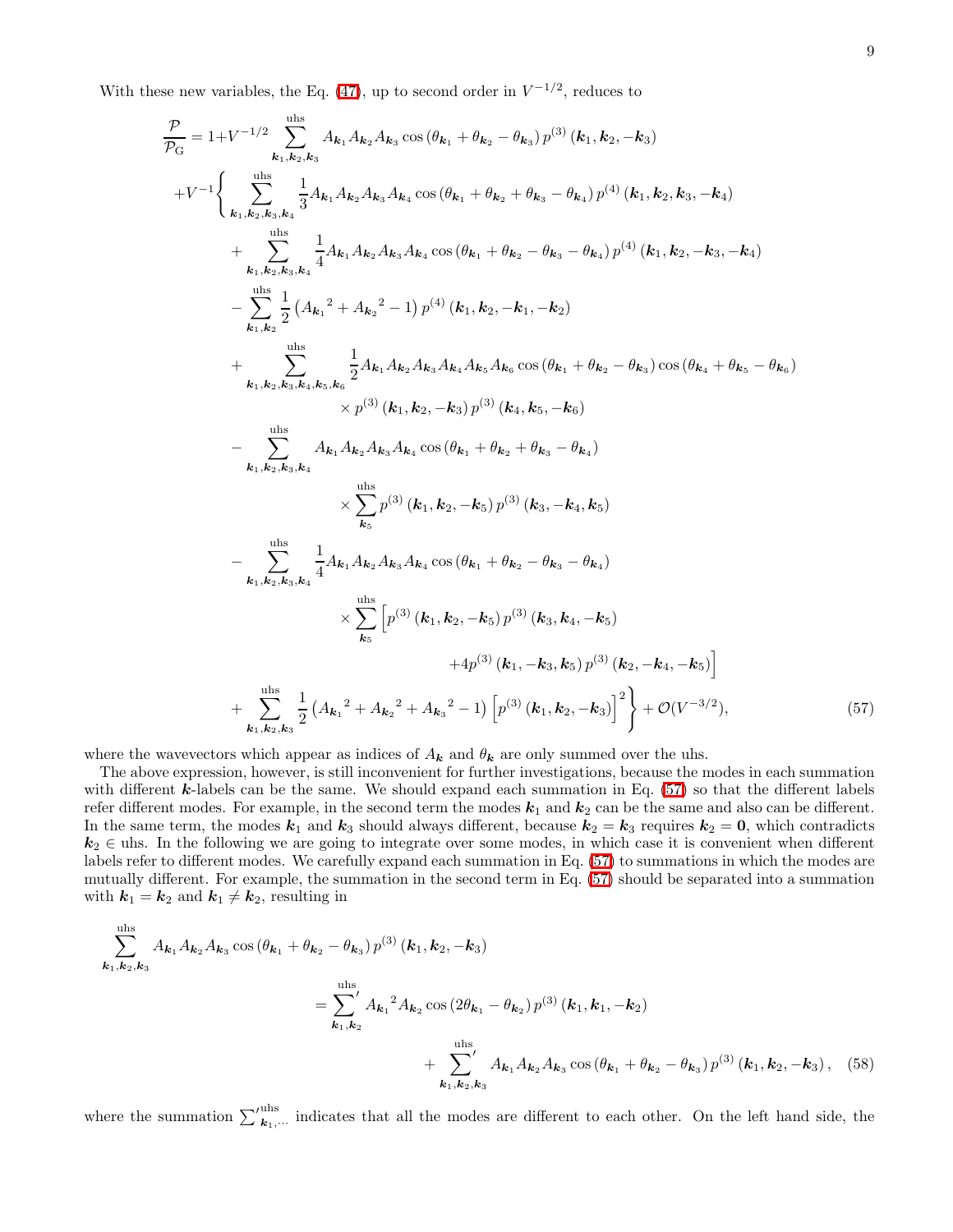With these new variables, the Eq. (47), up to second order in $V^{-1/2}$, reduces to

$$
\begin{aligned}
\frac{\mathcal{P}}{\mathcal{P}_{\rm G}} = 1 &+ V^{-1/2} \sum_{\boldsymbol{k}_1,\boldsymbol{k}_2,\boldsymbol{k}_3}^{\rm uhs} A_{\boldsymbol{k}_1} A_{\boldsymbol{k}_2} A_{\boldsymbol{k}_3} \cos\left(\theta_{\boldsymbol{k}_1} + \theta_{\boldsymbol{k}_2} - \theta_{\boldsymbol{k}_3}\right) p^{(3)}\left(\boldsymbol{k}_1, \boldsymbol{k}_2, -\boldsymbol{k}_3\right) \\
&+ V^{-1} \Bigg\{ \sum_{\boldsymbol{k}_1,\boldsymbol{k}_2,\boldsymbol{k}_3,\boldsymbol{k}_4}^{\rm uhs} \frac{1}{3} A_{\boldsymbol{k}_1} A_{\boldsymbol{k}_2} A_{\boldsymbol{k}_3} A_{\boldsymbol{k}_4} \cos\left(\theta_{\boldsymbol{k}_1} + \theta_{\boldsymbol{k}_2} + \theta_{\boldsymbol{k}_3} - \theta_{\boldsymbol{k}_4}\right) p^{(4)}\left(\boldsymbol{k}_1, \boldsymbol{k}_2, \boldsymbol{k}_3, -\boldsymbol{k}_4\right) \\
&\quad + \sum_{\boldsymbol{k}_1,\boldsymbol{k}_2,\boldsymbol{k}_3,\boldsymbol{k}_4}^{\rm uhs} \frac{1}{4} A_{\boldsymbol{k}_1} A_{\boldsymbol{k}_2} A_{\boldsymbol{k}_3} A_{\boldsymbol{k}_4} \cos\left(\theta_{\boldsymbol{k}_1} + \theta_{\boldsymbol{k}_2} - \theta_{\boldsymbol{k}_3} - \theta_{\boldsymbol{k}_4}\right) p^{(4)}\left(\boldsymbol{k}_1, \boldsymbol{k}_2, -\boldsymbol{k}_3, -\boldsymbol{k}_4\right) \\
&\quad - \sum_{\boldsymbol{k}_1,\boldsymbol{k}_2}^{\rm uhs} \frac{1}{2} \left({A_{\boldsymbol{k}_1}}^2 + {A_{\boldsymbol{k}_2}}^2 - 1\right) p^{(4)}\left(\boldsymbol{k}_1, \boldsymbol{k}_2, -\boldsymbol{k}_1, -\boldsymbol{k}_2\right) \\
&\quad + \sum_{\boldsymbol{k}_1,\boldsymbol{k}_2,\boldsymbol{k}_3,\boldsymbol{k}_4,\boldsymbol{k}_5,\boldsymbol{k}_6}^{\rm uhs} \frac{1}{2} A_{\boldsymbol{k}_1} A_{\boldsymbol{k}_2} A_{\boldsymbol{k}_3} A_{\boldsymbol{k}_4} A_{\boldsymbol{k}_5} A_{\boldsymbol{k}_6} \cos\left(\theta_{\boldsymbol{k}_1} + \theta_{\boldsymbol{k}_2} - \theta_{\boldsymbol{k}_3}\right) \cos\left(\theta_{\boldsymbol{k}_4} + \theta_{\boldsymbol{k}_5} - \theta_{\boldsymbol{k}_6}\right) \\
&\qquad\qquad \times p^{(3)}\left(\boldsymbol{k}_1, \boldsymbol{k}_2, -\boldsymbol{k}_3\right) p^{(3)}\left(\boldsymbol{k}_4, \boldsymbol{k}_5, -\boldsymbol{k}_6\right) \\
&\quad - \sum_{\boldsymbol{k}_1,\boldsymbol{k}_2,\boldsymbol{k}_3,\boldsymbol{k}_4}^{\rm uhs} A_{\boldsymbol{k}_1} A_{\boldsymbol{k}_2} A_{\boldsymbol{k}_3} A_{\boldsymbol{k}_4} \cos\left(\theta_{\boldsymbol{k}_1} + \theta_{\boldsymbol{k}_2} + \theta_{\boldsymbol{k}_3} - \theta_{\boldsymbol{k}_4}\right) \\
&\qquad\qquad \times \sum_{\boldsymbol{k}_5}^{\rm uhs} p^{(3)}\left(\boldsymbol{k}_1, \boldsymbol{k}_2, -\boldsymbol{k}_5\right) p^{(3)}\left(\boldsymbol{k}_3, -\boldsymbol{k}_4, \boldsymbol{k}_5\right) \\
&\quad - \sum_{\boldsymbol{k}_1,\boldsymbol{k}_2,\boldsymbol{k}_3,\boldsymbol{k}_4}^{\rm uhs} \frac{1}{4} A_{\boldsymbol{k}_1} A_{\boldsymbol{k}_2} A_{\boldsymbol{k}_3} A_{\boldsymbol{k}_4} \cos\left(\theta_{\boldsymbol{k}_1} + \theta_{\boldsymbol{k}_2} - \theta_{\boldsymbol{k}_3} - \theta_{\boldsymbol{k}_4}\right) \\
&\qquad\qquad \times \sum_{\boldsymbol{k}_5}^{\rm uhs} \Big[ p^{(3)}\left(\boldsymbol{k}_1, \boldsymbol{k}_2, -\boldsymbol{k}_5\right) p^{(3)}\left(\boldsymbol{k}_3, \boldsymbol{k}_4, -\boldsymbol{k}_5\right) \\
&\qquad\qquad\qquad + 4 p^{(3)}\left(\boldsymbol{k}_1, -\boldsymbol{k}_3, \boldsymbol{k}_5\right) p^{(3)}\left(\boldsymbol{k}_2, -\boldsymbol{k}_4, -\boldsymbol{k}_5\right) \Big] \\
&\quad + \sum_{\boldsymbol{k}_1,\boldsymbol{k}_2,\boldsymbol{k}_3}^{\rm uhs} \frac{1}{2} \left({A_{\boldsymbol{k}_1}}^2 + {A_{\boldsymbol{k}_2}}^2 + {A_{\boldsymbol{k}_3}}^2 - 1\right) \left[p^{(3)}\left(\boldsymbol{k}_1, \boldsymbol{k}_2, -\boldsymbol{k}_3\right)\right]^2 \Bigg\} + \mathcal{O}(V^{-3/2}),
\end{aligned}
\tag{57}
$$

where the wavevectors which appear as indices of $A_{\boldsymbol{k}}$ and $\theta_{\boldsymbol{k}}$ are only summed over the uhs.

The above expression, however, is still inconvenient for further investigations, because the modes in each summation with different $\boldsymbol{k}$-labels can be the same. We should expand each summation in Eq. (57) so that the different labels refer different modes. For example, in the second term the modes $\boldsymbol{k}_1$ and $\boldsymbol{k}_2$ can be the same and also can be different. In the same term, the modes $\boldsymbol{k}_1$ and $\boldsymbol{k}_3$ should always different, because $\boldsymbol{k}_2 = \boldsymbol{k}_3$ requires $\boldsymbol{k}_2 = \boldsymbol{0}$, which contradicts $\boldsymbol{k}_2 \in$ uhs. In the following we are going to integrate over some modes, in which case it is convenient when different labels refer to different modes. We carefully expand each summation in Eq. (57) to summations in which the modes are mutually different. For example, the summation in the second term in Eq. (57) should be separated into a summation with $\boldsymbol{k}_1 = \boldsymbol{k}_2$ and $\boldsymbol{k}_1 \neq \boldsymbol{k}_2$, resulting in

$$
\begin{aligned}
\sum_{\boldsymbol{k}_1,\boldsymbol{k}_2,\boldsymbol{k}_3}^{\rm uhs} & A_{\boldsymbol{k}_1} A_{\boldsymbol{k}_2} A_{\boldsymbol{k}_3} \cos\left(\theta_{\boldsymbol{k}_1} + \theta_{\boldsymbol{k}_2} - \theta_{\boldsymbol{k}_3}\right) p^{(3)}\left(\boldsymbol{k}_1, \boldsymbol{k}_2, -\boldsymbol{k}_3\right) \\
&= {\sum_{\boldsymbol{k}_1,\boldsymbol{k}_2}^{\rm uhs}}' {A_{\boldsymbol{k}_1}}^2 A_{\boldsymbol{k}_2} \cos\left(2\theta_{\boldsymbol{k}_1} - \theta_{\boldsymbol{k}_2}\right) p^{(3)}\left(\boldsymbol{k}_1, \boldsymbol{k}_1, -\boldsymbol{k}_2\right) \\
&\qquad + {\sum_{\boldsymbol{k}_1,\boldsymbol{k}_2,\boldsymbol{k}_3}^{\rm uhs}}' A_{\boldsymbol{k}_1} A_{\boldsymbol{k}_2} A_{\boldsymbol{k}_3} \cos\left(\theta_{\boldsymbol{k}_1} + \theta_{\boldsymbol{k}_2} - \theta_{\boldsymbol{k}_3}\right) p^{(3)}\left(\boldsymbol{k}_1, \boldsymbol{k}_2, -\boldsymbol{k}_3\right),
\end{aligned}
\tag{58}
$$

where the summation ${\sum}'^{\rm uhs}_{\boldsymbol{k}_1,\cdots}$ indicates that all the modes are different to each other. On the left hand side, the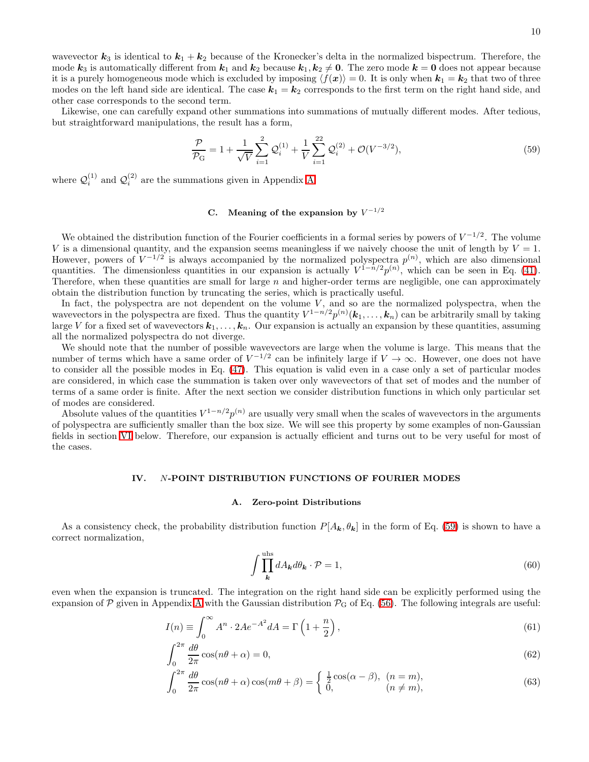wavevector $\boldsymbol{k}_3$ is identical to $\boldsymbol{k}_1 + \boldsymbol{k}_2$ because of the Kronecker's delta in the normalized bispectrum. Therefore, the mode $\boldsymbol{k}_3$ is automatically different from $\boldsymbol{k}_1$ and $\boldsymbol{k}_2$ because $\boldsymbol{k}_1, \boldsymbol{k}_2 \neq \boldsymbol{0}$. The zero mode $\boldsymbol{k} = \boldsymbol{0}$ does not appear because it is a purely homogeneous mode which is excluded by imposing $\langle f(\boldsymbol{x}) \rangle = 0$. It is only when $\boldsymbol{k}_1 = \boldsymbol{k}_2$ that two of three modes on the left hand side are identical. The case $\boldsymbol{k}_1 = \boldsymbol{k}_2$ corresponds to the first term on the right hand side, and other case corresponds to the second term.

Likewise, one can carefully expand other summations into summations of mutually different modes. After tedious, but straightforward manipulations, the result has a form,

$$\frac{\mathcal{P}}{\mathcal{P}_{\mathrm{G}}} = 1 + \frac{1}{\sqrt{V}} \sum_{i=1}^{2} \mathcal{Q}_i^{(1)} + \frac{1}{V} \sum_{i=1}^{22} \mathcal{Q}_i^{(2)} + \mathcal{O}(V^{-3/2}), \tag{59}$$

where $\mathcal{Q}_i^{(1)}$ and $\mathcal{Q}_i^{(2)}$ are the summations given in Appendix A.

### C. Meaning of the expansion by $V^{-1/2}$

We obtained the distribution function of the Fourier coefficients in a formal series by powers of $V^{-1/2}$. The volume $V$ is a dimensional quantity, and the expansion seems meaningless if we naively choose the unit of length by $V = 1$. However, powers of $V^{-1/2}$ is always accompanied by the normalized polyspectra $p^{(n)}$, which are also dimensional quantities. The dimensionless quantities in our expansion is actually $V^{1-n/2} p^{(n)}$, which can be seen in Eq. (41). Therefore, when these quantities are small for large $n$ and higher-order terms are negligible, one can approximately obtain the distribution function by truncating the series, which is practically useful.

In fact, the polyspectra are not dependent on the volume $V$, and so are the normalized polyspectra, when the wavevectors in the polyspectra are fixed. Thus the quantity $V^{1-n/2} p^{(n)}(\boldsymbol{k}_1, \ldots, \boldsymbol{k}_n)$ can be arbitrarily small by taking large $V$ for a fixed set of wavevectors $\boldsymbol{k}_1, \ldots, \boldsymbol{k}_n$. Our expansion is actually an expansion by these quantities, assuming all the normalized polyspectra do not diverge.

We should note that the number of possible wavevectors are large when the volume is large. This means that the number of terms which have a same order of $V^{-1/2}$ can be infinitely large if $V \to \infty$. However, one does not have to consider all the possible modes in Eq. (47). This equation is valid even in a case only a set of particular modes are considered, in which case the summation is taken over only wavevectors of that set of modes and the number of terms of a same order is finite. After the next section we consider distribution functions in which only particular set of modes are considered.

Absolute values of the quantities $V^{1-n/2} p^{(n)}$ are usually very small when the scales of wavevectors in the arguments of polyspectra are sufficiently smaller than the box size. We will see this property by some examples of non-Gaussian fields in section VI below. Therefore, our expansion is actually efficient and turns out to be very useful for most of the cases.

## IV. $N$-POINT DISTRIBUTION FUNCTIONS OF FOURIER MODES

### A. Zero-point Distributions

As a consistency check, the probability distribution function $P[A_{\boldsymbol{k}}, \theta_{\boldsymbol{k}}]$ in the form of Eq. (59) is shown to have a correct normalization,

$$\int \prod_{\boldsymbol{k}}^{\text{uhs}} dA_{\boldsymbol{k}} d\theta_{\boldsymbol{k}} \cdot \mathcal{P} = 1, \tag{60}$$

even when the expansion is truncated. The integration on the right hand side can be explicitly performed using the expansion of $\mathcal{P}$ given in Appendix A with the Gaussian distribution $\mathcal{P}_{\mathrm{G}}$ of Eq. (56). The following integrals are useful:

$$I(n) \equiv \int_0^\infty A^n \cdot 2Ae^{-A^2} dA = \Gamma\left(1 + \frac{n}{2}\right), \tag{61}$$

$$\int_0^{2\pi} \frac{d\theta}{2\pi} \cos(n\theta + \alpha) = 0, \tag{62}$$

$$\int_0^{2\pi} \frac{d\theta}{2\pi} \cos(n\theta + \alpha) \cos(m\theta + \beta) = \begin{cases} \frac{1}{2} \cos(\alpha - \beta), & (n = m), \\ 0, & (n \neq m), \end{cases} \tag{63}$$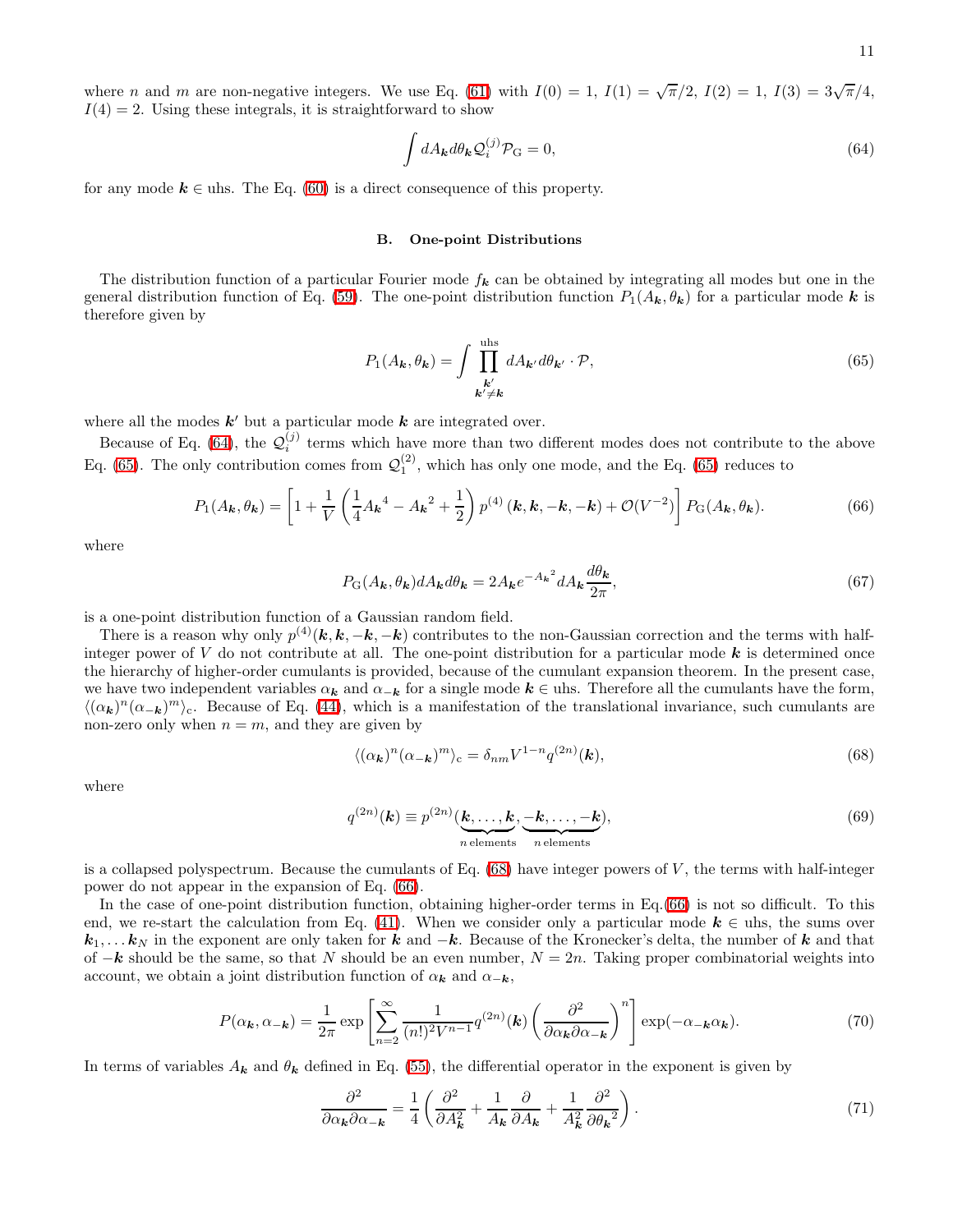where $n$ and $m$ are non-negative integers. We use Eq. (61) with $I(0) = 1$, $I(1) = \sqrt{\pi}/2$, $I(2) = 1$, $I(3) = 3\sqrt{\pi}/4$, $I(4) = 2$. Using these integrals, it is straightforward to show

$$\int dA_{\boldsymbol{k}} d\theta_{\boldsymbol{k}} \mathcal{Q}_i^{(j)} \mathcal{P}_{\rm G} = 0, \tag{64}$$

for any mode $\boldsymbol{k} \in$ uhs. The Eq. (60) is a direct consequence of this property.

### B. One-point Distributions

The distribution function of a particular Fourier mode $f_{\boldsymbol{k}}$ can be obtained by integrating all modes but one in the general distribution function of Eq. (59). The one-point distribution function $P_1(A_{\boldsymbol{k}}, \theta_{\boldsymbol{k}})$ for a particular mode $\boldsymbol{k}$ is therefore given by

$$P_1(A_{\boldsymbol{k}}, \theta_{\boldsymbol{k}}) = \int \prod_{\substack{\boldsymbol{k}' \\ \boldsymbol{k}' \neq \boldsymbol{k}}}^{\rm uhs} dA_{\boldsymbol{k}'} d\theta_{\boldsymbol{k}'} \cdot \mathcal{P}, \tag{65}$$

where all the modes $\boldsymbol{k'}$ but a particular mode $\boldsymbol{k}$ are integrated over.

Because of Eq. (64), the $\mathcal{Q}_i^{(j)}$ terms which have more than two different modes does not contribute to the above Eq. (65). The only contribution comes from $\mathcal{Q}_1^{(2)}$, which has only one mode, and the Eq. (65) reduces to

$$P_1(A_{\boldsymbol{k}}, \theta_{\boldsymbol{k}}) = \left[ 1 + \frac{1}{V} \left( \frac{1}{4} {A_{\boldsymbol{k}}}^4 - {A_{\boldsymbol{k}}}^2 + \frac{1}{2} \right) p^{(4)}\left(\boldsymbol{k}, \boldsymbol{k}, -\boldsymbol{k}, -\boldsymbol{k}\right) + \mathcal{O}(V^{-2}) \right] P_{\rm G}(A_{\boldsymbol{k}}, \theta_{\boldsymbol{k}}). \tag{66}$$

where

$$P_{\rm G}(A_{\boldsymbol{k}}, \theta_{\boldsymbol{k}}) dA_{\boldsymbol{k}} d\theta_{\boldsymbol{k}} = 2 A_{\boldsymbol{k}} e^{-{A_{\boldsymbol{k}}}^2} dA_{\boldsymbol{k}} \frac{d\theta_{\boldsymbol{k}}}{2\pi}, \tag{67}$$

is a one-point distribution function of a Gaussian random field.

There is a reason why only $p^{(4)}(\boldsymbol{k}, \boldsymbol{k}, -\boldsymbol{k}, -\boldsymbol{k})$ contributes to the non-Gaussian correction and the terms with half-integer power of $V$ do not contribute at all. The one-point distribution for a particular mode $\boldsymbol{k}$ is determined once the hierarchy of higher-order cumulants is provided, because of the cumulant expansion theorem. In the present case, we have two independent variables $\alpha_{\boldsymbol{k}}$ and $\alpha_{-\boldsymbol{k}}$ for a single mode $\boldsymbol{k} \in$ uhs. Therefore all the cumulants have the form, $\langle (\alpha_{\boldsymbol{k}})^n (\alpha_{-\boldsymbol{k}})^m \rangle_{\rm c}$. Because of Eq. (44), which is a manifestation of the translational invariance, such cumulants are non-zero only when $n = m$, and they are given by

$$\langle (\alpha_{\boldsymbol{k}})^n (\alpha_{-\boldsymbol{k}})^m \rangle_{\rm c} = \delta_{nm} V^{1-n} q^{(2n)}(\boldsymbol{k}), \tag{68}$$

where

$$q^{(2n)}(\boldsymbol{k}) \equiv p^{(2n)}(\underbrace{\boldsymbol{k}, \ldots, \boldsymbol{k}}_{n\,\text{elements}}, \underbrace{-\boldsymbol{k}, \ldots, -\boldsymbol{k}}_{n\,\text{elements}}), \tag{69}$$

is a collapsed polyspectrum. Because the cumulants of Eq. (68) have integer powers of $V$, the terms with half-integer power do not appear in the expansion of Eq. (66).

In the case of one-point distribution function, obtaining higher-order terms in Eq.(66) is not so difficult. To this end, we re-start the calculation from Eq. (41). When we consider only a particular mode $\boldsymbol{k} \in$ uhs, the sums over $\boldsymbol{k}_1, \ldots \boldsymbol{k}_N$ in the exponent are only taken for $\boldsymbol{k}$ and $-\boldsymbol{k}$. Because of the Kronecker's delta, the number of $\boldsymbol{k}$ and that of $-\boldsymbol{k}$ should be the same, so that $N$ should be an even number, $N = 2n$. Taking proper combinatorial weights into account, we obtain a joint distribution function of $\alpha_{\boldsymbol{k}}$ and $\alpha_{-\boldsymbol{k}}$,

$$P(\alpha_{\boldsymbol{k}}, \alpha_{-\boldsymbol{k}}) = \frac{1}{2\pi} \exp\left[ \sum_{n=2}^{\infty} \frac{1}{(n!)^2 V^{n-1}} q^{(2n)}(\boldsymbol{k}) \left( \frac{\partial^2}{\partial \alpha_{\boldsymbol{k}} \partial \alpha_{-\boldsymbol{k}}} \right)^n \right] \exp(-\alpha_{-\boldsymbol{k}} \alpha_{\boldsymbol{k}}). \tag{70}$$

In terms of variables $A_{\boldsymbol{k}}$ and $\theta_{\boldsymbol{k}}$ defined in Eq. (55), the differential operator in the exponent is given by

$$\frac{\partial^2}{\partial \alpha_{\boldsymbol{k}} \partial \alpha_{-\boldsymbol{k}}} = \frac{1}{4} \left( \frac{\partial^2}{\partial A_{\boldsymbol{k}}^2} + \frac{1}{A_{\boldsymbol{k}}} \frac{\partial}{\partial A_{\boldsymbol{k}}} + \frac{1}{A_{\boldsymbol{k}}^2} \frac{\partial^2}{\partial {\theta_{\boldsymbol{k}}}^2} \right). \tag{71}$$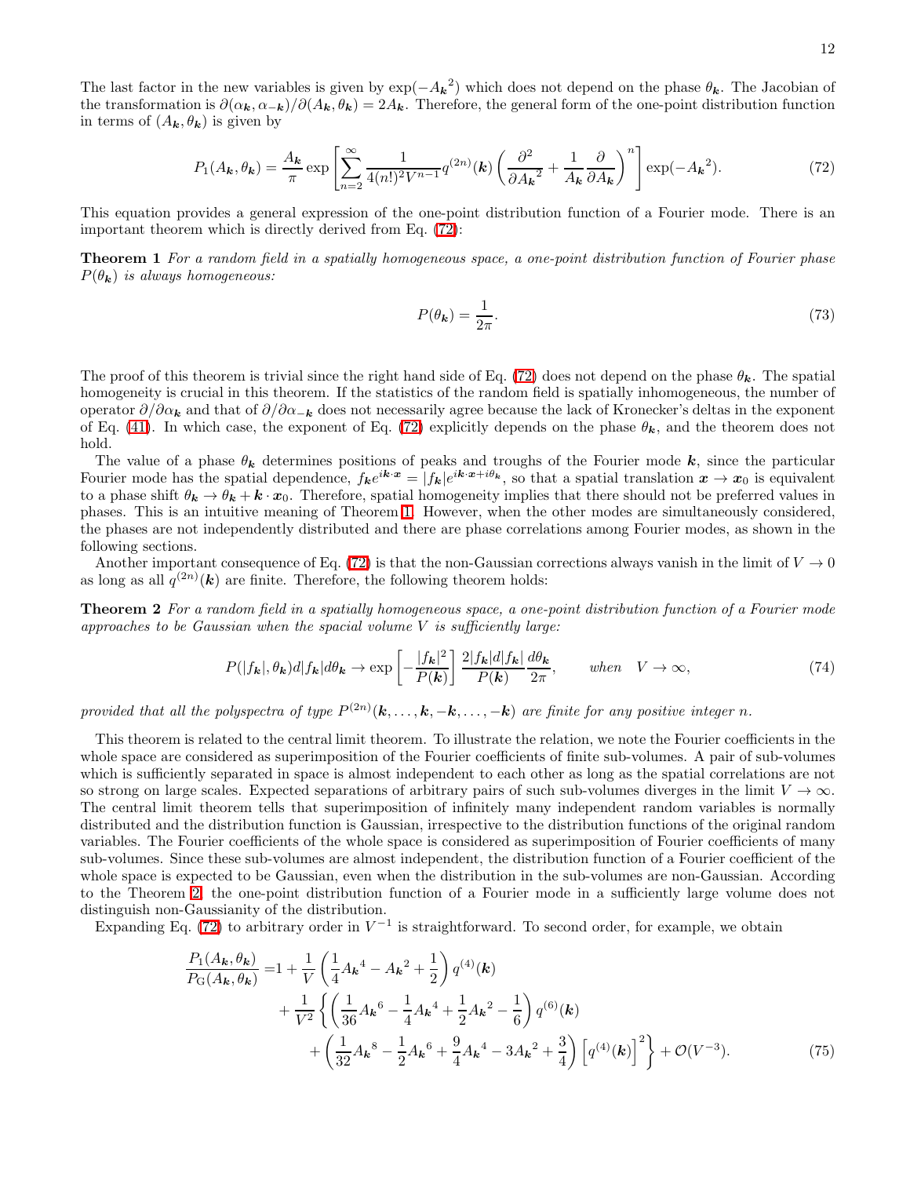The last factor in the new variables is given by $\exp(-{A_{\boldsymbol{k}}}^2)$ which does not depend on the phase $\theta_{\boldsymbol{k}}$. The Jacobian of the transformation is $\partial(\alpha_{\boldsymbol{k}}, \alpha_{-\boldsymbol{k}})/\partial(A_{\boldsymbol{k}}, \theta_{\boldsymbol{k}}) = 2A_{\boldsymbol{k}}$. Therefore, the general form of the one-point distribution function in terms of $(A_{\boldsymbol{k}}, \theta_{\boldsymbol{k}})$ is given by

$$P_1(A_{\boldsymbol{k}}, \theta_{\boldsymbol{k}}) = \frac{A_{\boldsymbol{k}}}{\pi} \exp\left[\sum_{n=2}^{\infty} \frac{1}{4(n!)^2 V^{n-1}} q^{(2n)}(\boldsymbol{k}) \left(\frac{\partial^2}{\partial {A_{\boldsymbol{k}}}^2} + \frac{1}{A_{\boldsymbol{k}}}\frac{\partial}{\partial A_{\boldsymbol{k}}}\right)^n\right] \exp(-{A_{\boldsymbol{k}}}^2). \tag{72}$$

This equation provides a general expression of the one-point distribution function of a Fourier mode. There is an important theorem which is directly derived from Eq. (72):

**Theorem 1** *For a random field in a spatially homogeneous space, a one-point distribution function of Fourier phase $P(\theta_{\boldsymbol{k}})$ is always homogeneous:*

$$P(\theta_{\boldsymbol{k}}) = \frac{1}{2\pi}. \tag{73}$$

The proof of this theorem is trivial since the right hand side of Eq. (72) does not depend on the phase $\theta_{\boldsymbol{k}}$. The spatial homogeneity is crucial in this theorem. If the statistics of the random field is spatially inhomogeneous, the number of operator $\partial/\partial\alpha_{\boldsymbol{k}}$ and that of $\partial/\partial\alpha_{-\boldsymbol{k}}$ does not necessarily agree because the lack of Kronecker's deltas in the exponent of Eq. (41). In which case, the exponent of Eq. (72) explicitly depends on the phase $\theta_{\boldsymbol{k}}$, and the theorem does not hold.

The value of a phase $\theta_{\boldsymbol{k}}$ determines positions of peaks and troughs of the Fourier mode $\boldsymbol{k}$, since the particular Fourier mode has the spatial dependence, $f_{\boldsymbol{k}} e^{i\boldsymbol{k}\cdot\boldsymbol{x}} = |f_{\boldsymbol{k}}| e^{i\boldsymbol{k}\cdot\boldsymbol{x} + i\theta_{\boldsymbol{k}}}$, so that a spatial translation $\boldsymbol{x} \to \boldsymbol{x}_0$ is equivalent to a phase shift $\theta_{\boldsymbol{k}} \to \theta_{\boldsymbol{k}} + \boldsymbol{k}\cdot\boldsymbol{x}_0$. Therefore, spatial homogeneity implies that there should not be preferred values in phases. This is an intuitive meaning of Theorem 1. However, when the other modes are simultaneously considered, the phases are not independently distributed and there are phase correlations among Fourier modes, as shown in the following sections.

Another important consequence of Eq. (72) is that the non-Gaussian corrections always vanish in the limit of $V \to 0$ as long as all $q^{(2n)}(\boldsymbol{k})$ are finite. Therefore, the following theorem holds:

**Theorem 2** *For a random field in a spatially homogeneous space, a one-point distribution function of a Fourier mode approaches to be Gaussian when the spacial volume $V$ is sufficiently large:*

$$P(|f_{\boldsymbol{k}}|, \theta_{\boldsymbol{k}}) d|f_{\boldsymbol{k}}| d\theta_{\boldsymbol{k}} \to \exp\left[-\frac{|f_{\boldsymbol{k}}|^2}{P(\boldsymbol{k})}\right] \frac{2|f_{\boldsymbol{k}}| d|f_{\boldsymbol{k}}|}{P(\boldsymbol{k})} \frac{d\theta_{\boldsymbol{k}}}{2\pi}, \qquad \text{when} \quad V \to \infty, \tag{74}$$

*provided that all the polyspectra of type $P^{(2n)}(\boldsymbol{k}, \ldots, \boldsymbol{k}, -\boldsymbol{k}, \ldots, -\boldsymbol{k})$ are finite for any positive integer $n$.*

This theorem is related to the central limit theorem. To illustrate the relation, we note the Fourier coefficients in the whole space are considered as superimposition of the Fourier coefficients of finite sub-volumes. A pair of sub-volumes which is sufficiently separated in space is almost independent to each other as long as the spatial correlations are not so strong on large scales. Expected separations of arbitrary pairs of such sub-volumes diverges in the limit $V \to \infty$. The central limit theorem tells that superimposition of infinitely many independent random variables is normally distributed and the distribution function is Gaussian, irrespective to the distribution functions of the original random variables. The Fourier coefficients of the whole space is considered as superimposition of Fourier coefficients of many sub-volumes. Since these sub-volumes are almost independent, the distribution function of a Fourier coefficient of the whole space is expected to be Gaussian, even when the distribution in the sub-volumes are non-Gaussian. According to the Theorem 2, the one-point distribution function of a Fourier mode in a sufficiently large volume does not distinguish non-Gaussianity of the distribution.

Expanding Eq. (72) to arbitrary order in $V^{-1}$ is straightforward. To second order, for example, we obtain

$$\begin{aligned}
\frac{P_1(A_{\boldsymbol{k}}, \theta_{\boldsymbol{k}})}{P_{\mathrm{G}}(A_{\boldsymbol{k}}, \theta_{\boldsymbol{k}})} =& 1 + \frac{1}{V}\left(\frac{1}{4}{A_{\boldsymbol{k}}}^4 - {A_{\boldsymbol{k}}}^2 + \frac{1}{2}\right) q^{(4)}(\boldsymbol{k}) \\
&+ \frac{1}{V^2}\left\{\left(\frac{1}{36}{A_{\boldsymbol{k}}}^6 - \frac{1}{4}{A_{\boldsymbol{k}}}^4 + \frac{1}{2}{A_{\boldsymbol{k}}}^2 - \frac{1}{6}\right) q^{(6)}(\boldsymbol{k}) \right. \\
&\left. + \left(\frac{1}{32}{A_{\boldsymbol{k}}}^8 - \frac{1}{2}{A_{\boldsymbol{k}}}^6 + \frac{9}{4}{A_{\boldsymbol{k}}}^4 - 3{A_{\boldsymbol{k}}}^2 + \frac{3}{4}\right)\left[q^{(4)}(\boldsymbol{k})\right]^2\right\} + \mathcal{O}(V^{-3}).
\end{aligned} \tag{75}$$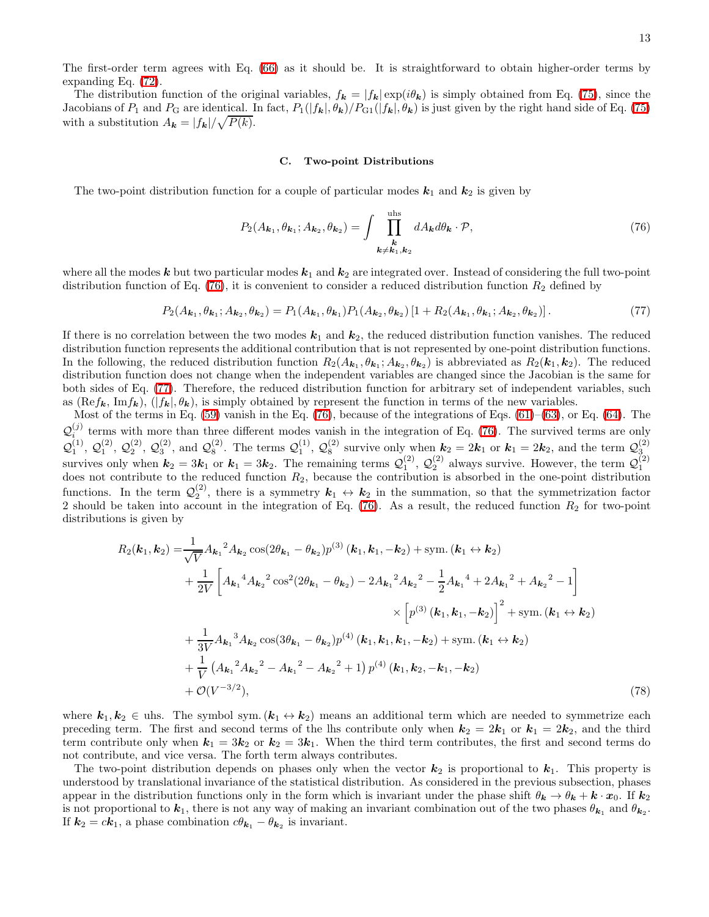The first-order term agrees with Eq. (66) as it should be. It is straightforward to obtain higher-order terms by expanding Eq. (72).

The distribution function of the original variables, $f_{\boldsymbol{k}} = |f_{\boldsymbol{k}}| \exp(i\theta_{\boldsymbol{k}})$ is simply obtained from Eq. (75), since the Jacobians of $P_1$ and $P_{\rm G}$ are identical. In fact, $P_1(|f_{\boldsymbol{k}}|,\theta_{\boldsymbol{k}})/P_{\rm G1}(|f_{\boldsymbol{k}}|,\theta_{\boldsymbol{k}})$ is just given by the right hand side of Eq. (75) with a substitution $A_{\boldsymbol{k}} = |f_{\boldsymbol{k}}|/\sqrt{P(k)}$.

### C. Two-point Distributions

The two-point distribution function for a couple of particular modes $\boldsymbol{k}_1$ and $\boldsymbol{k}_2$ is given by

$$P_2(A_{\boldsymbol{k}_1},\theta_{\boldsymbol{k}_1};A_{\boldsymbol{k}_2},\theta_{\boldsymbol{k}_2}) = \int \prod_{\substack{\boldsymbol{k}\\ \boldsymbol{k}\neq\boldsymbol{k}_1,\boldsymbol{k}_2}}^{\rm uhs} dA_{\boldsymbol{k}} d\theta_{\boldsymbol{k}} \cdot \mathcal{P}, \tag{76}$$

where all the modes $\boldsymbol{k}$ but two particular modes $\boldsymbol{k}_1$ and $\boldsymbol{k}_2$ are integrated over. Instead of considering the full two-point distribution function of Eq. (76), it is convenient to consider a reduced distribution function $R_2$ defined by

$$P_2(A_{\boldsymbol{k}_1},\theta_{\boldsymbol{k}_1};A_{\boldsymbol{k}_2},\theta_{\boldsymbol{k}_2}) = P_1(A_{\boldsymbol{k}_1},\theta_{\boldsymbol{k}_1})P_1(A_{\boldsymbol{k}_2},\theta_{\boldsymbol{k}_2})\left[1 + R_2(A_{\boldsymbol{k}_1},\theta_{\boldsymbol{k}_1};A_{\boldsymbol{k}_2},\theta_{\boldsymbol{k}_2})\right]. \tag{77}$$

If there is no correlation between the two modes $\boldsymbol{k}_1$ and $\boldsymbol{k}_2$, the reduced distribution function vanishes. The reduced distribution function represents the additional contribution that is not represented by one-point distribution functions. In the following, the reduced distribution function $R_2(A_{\boldsymbol{k}_1},\theta_{\boldsymbol{k}_1};A_{\boldsymbol{k}_2},\theta_{\boldsymbol{k}_2})$ is abbreviated as $R_2(\boldsymbol{k}_1,\boldsymbol{k}_2)$. The reduced distribution function does not change when the independent variables are changed since the Jacobian is the same for both sides of Eq. (77). Therefore, the reduced distribution function for arbitrary set of independent variables, such as $({\rm Re}f_{\boldsymbol{k}}, {\rm Im}f_{\boldsymbol{k}})$, $(|f_{\boldsymbol{k}}|,\theta_{\boldsymbol{k}})$, is simply obtained by represent the function in terms of the new variables.

Most of the terms in Eq. (59) vanish in the Eq. (76), because of the integrations of Eqs. (61)–(63), or Eq. (64). The $\mathcal{Q}_i^{(j)}$ terms with more than three different modes vanish in the integration of Eq. (76). The survived terms are only $\mathcal{Q}_1^{(1)}$, $\mathcal{Q}_1^{(2)}$, $\mathcal{Q}_2^{(2)}$, $\mathcal{Q}_3^{(2)}$, and $\mathcal{Q}_8^{(2)}$. The terms $\mathcal{Q}_1^{(1)}$, $\mathcal{Q}_8^{(2)}$ survive only when $\boldsymbol{k}_2 = 2\boldsymbol{k}_1$ or $\boldsymbol{k}_1 = 2\boldsymbol{k}_2$, and the term $\mathcal{Q}_3^{(2)}$ survives only when $\boldsymbol{k}_2 = 3\boldsymbol{k}_1$ or $\boldsymbol{k}_1 = 3\boldsymbol{k}_2$. The remaining terms $\mathcal{Q}_1^{(2)}$, $\mathcal{Q}_2^{(2)}$ always survive. However, the term $\mathcal{Q}_1^{(2)}$ does not contribute to the reduced function $R_2$, because the contribution is absorbed in the one-point distribution functions. In the term $\mathcal{Q}_2^{(2)}$, there is a symmetry $\boldsymbol{k}_1 \leftrightarrow \boldsymbol{k}_2$ in the summation, so that the symmetrization factor 2 should be taken into account in the integration of Eq. (76). As a result, the reduced function $R_2$ for two-point distributions is given by

$$\begin{aligned}
R_2(\boldsymbol{k}_1,\boldsymbol{k}_2) =& \frac{1}{\sqrt{V}} {A_{\boldsymbol{k}_1}}^2 A_{\boldsymbol{k}_2} \cos(2\theta_{\boldsymbol{k}_1} - \theta_{\boldsymbol{k}_2}) p^{(3)}\left(\boldsymbol{k}_1,\boldsymbol{k}_1,-\boldsymbol{k}_2\right) + \text{sym.}\left(\boldsymbol{k}_1 \leftrightarrow \boldsymbol{k}_2\right)\\
&+ \frac{1}{2V}\left[{A_{\boldsymbol{k}_1}}^4 {A_{\boldsymbol{k}_2}}^2 \cos^2(2\theta_{\boldsymbol{k}_1} - \theta_{\boldsymbol{k}_2}) - 2{A_{\boldsymbol{k}_1}}^2 {A_{\boldsymbol{k}_2}}^2 - \frac{1}{2}{A_{\boldsymbol{k}_1}}^4 + 2{A_{\boldsymbol{k}_1}}^2 + {A_{\boldsymbol{k}_2}}^2 - 1\right]\\
&\qquad\qquad\times \left[p^{(3)}\left(\boldsymbol{k}_1,\boldsymbol{k}_1,-\boldsymbol{k}_2\right)\right]^2 + \text{sym.}\left(\boldsymbol{k}_1 \leftrightarrow \boldsymbol{k}_2\right)\\
&+ \frac{1}{3V} {A_{\boldsymbol{k}_1}}^3 A_{\boldsymbol{k}_2} \cos(3\theta_{\boldsymbol{k}_1} - \theta_{\boldsymbol{k}_2}) p^{(4)}\left(\boldsymbol{k}_1,\boldsymbol{k}_1,\boldsymbol{k}_1,-\boldsymbol{k}_2\right) + \text{sym.}\left(\boldsymbol{k}_1 \leftrightarrow \boldsymbol{k}_2\right)\\
&+ \frac{1}{V}\left({A_{\boldsymbol{k}_1}}^2 {A_{\boldsymbol{k}_2}}^2 - {A_{\boldsymbol{k}_1}}^2 - {A_{\boldsymbol{k}_2}}^2 + 1\right) p^{(4)}\left(\boldsymbol{k}_1,\boldsymbol{k}_2,-\boldsymbol{k}_1,-\boldsymbol{k}_2\right)\\
&+ \mathcal{O}(V^{-3/2}),
\end{aligned} \tag{78}$$

where $\boldsymbol{k}_1, \boldsymbol{k}_2 \in$ uhs. The symbol $\text{sym.}\left(\boldsymbol{k}_1 \leftrightarrow \boldsymbol{k}_2\right)$ means an additional term which are needed to symmetrize each preceding term. The first and second terms of the lhs contribute only when $\boldsymbol{k}_2 = 2\boldsymbol{k}_1$ or $\boldsymbol{k}_1 = 2\boldsymbol{k}_2$, and the third term contribute only when $\boldsymbol{k}_1 = 3\boldsymbol{k}_2$ or $\boldsymbol{k}_2 = 3\boldsymbol{k}_1$. When the third term contributes, the first and second terms do not contribute, and vice versa. The forth term always contributes.

The two-point distribution depends on phases only when the vector $\boldsymbol{k}_2$ is proportional to $\boldsymbol{k}_1$. This property is understood by translational invariance of the statistical distribution. As considered in the previous subsection, phases appear in the distribution functions only in the form which is invariant under the phase shift $\theta_{\boldsymbol{k}} \rightarrow \theta_{\boldsymbol{k}} + \boldsymbol{k}\cdot\boldsymbol{x}_0$. If $\boldsymbol{k}_2$ is not proportional to $\boldsymbol{k}_1$, there is not any way of making an invariant combination out of the two phases $\theta_{\boldsymbol{k}_1}$ and $\theta_{\boldsymbol{k}_2}$. If $\boldsymbol{k}_2 = c\boldsymbol{k}_1$, a phase combination $c\theta_{\boldsymbol{k}_1} - \theta_{\boldsymbol{k}_2}$ is invariant.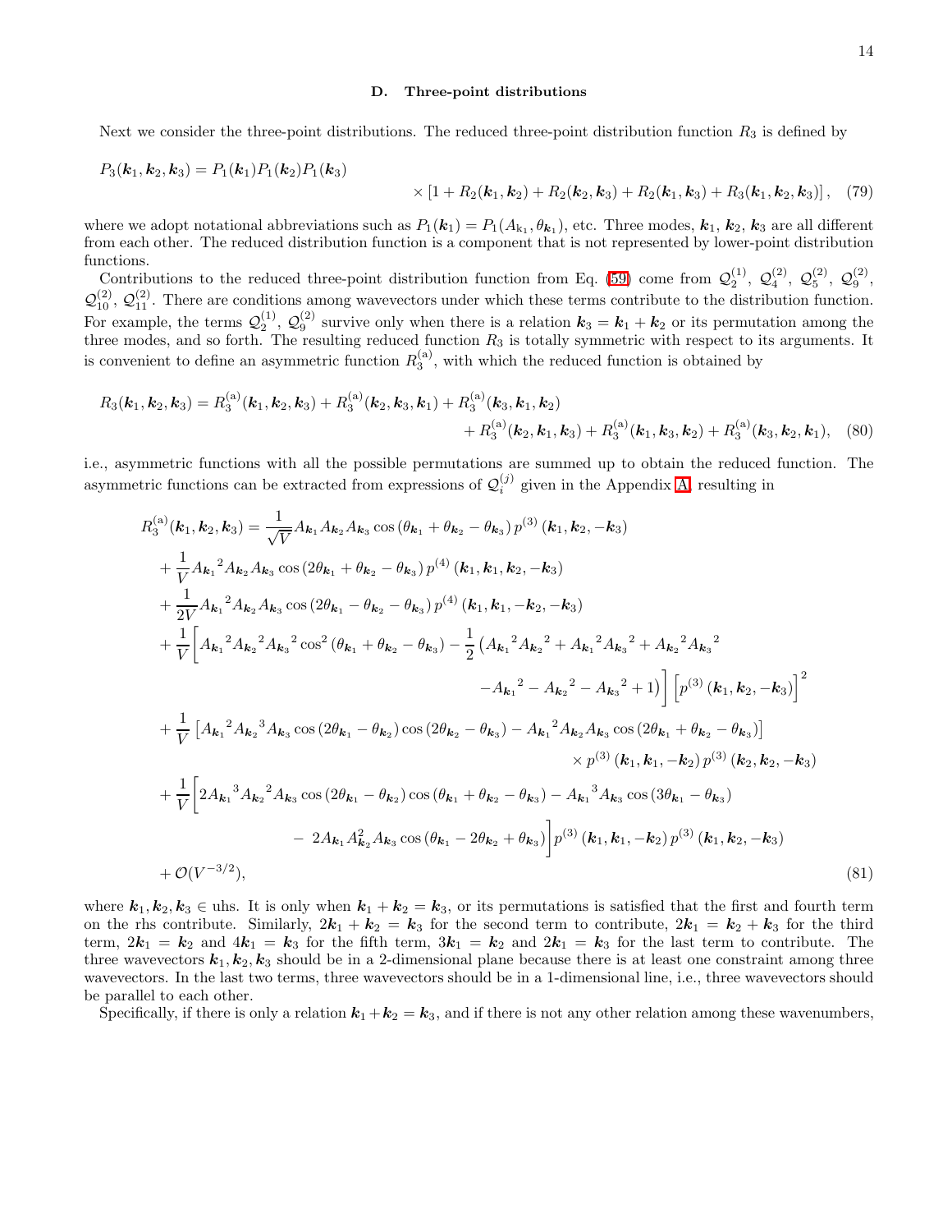### D. Three-point distributions

Next we consider the three-point distributions. The reduced three-point distribution function $R_3$ is defined by

$$
\begin{aligned}
P_3(\boldsymbol{k}_1, \boldsymbol{k}_2, \boldsymbol{k}_3) = P_1(\boldsymbol{k}_1)P_1(\boldsymbol{k}_2)P_1(\boldsymbol{k}_3) \\
\times \left[1 + R_2(\boldsymbol{k}_1, \boldsymbol{k}_2) + R_2(\boldsymbol{k}_2, \boldsymbol{k}_3) + R_2(\boldsymbol{k}_1, \boldsymbol{k}_3) + R_3(\boldsymbol{k}_1, \boldsymbol{k}_2, \boldsymbol{k}_3)\right],
\end{aligned}
\tag{79}
$$

where we adopt notational abbreviations such as $P_1(\boldsymbol{k}_1) = P_1(A_{\mathrm{k}_1}, \theta_{\boldsymbol{k}_1})$, etc. Three modes, $\boldsymbol{k}_1$, $\boldsymbol{k}_2$, $\boldsymbol{k}_3$ are all different from each other. The reduced distribution function is a component that is not represented by lower-point distribution functions.

Contributions to the reduced three-point distribution function from Eq. (59) come from $\mathcal{Q}_2^{(1)}$, $\mathcal{Q}_4^{(2)}$, $\mathcal{Q}_5^{(2)}$, $\mathcal{Q}_9^{(2)}$, $\mathcal{Q}_{10}^{(2)}$, $\mathcal{Q}_{11}^{(2)}$. There are conditions among wavevectors under which these terms contribute to the distribution function. For example, the terms $\mathcal{Q}_2^{(1)}$, $\mathcal{Q}_9^{(2)}$ survive only when there is a relation $\boldsymbol{k}_3 = \boldsymbol{k}_1 + \boldsymbol{k}_2$ or its permutation among the three modes, and so forth. The resulting reduced function $R_3$ is totally symmetric with respect to its arguments. It is convenient to define an asymmetric function $R_3^{(\mathrm{a})}$, with which the reduced function is obtained by

$$
\begin{aligned}
R_3(\boldsymbol{k}_1, \boldsymbol{k}_2, \boldsymbol{k}_3) = R_3^{(\mathrm{a})}(\boldsymbol{k}_1, \boldsymbol{k}_2, \boldsymbol{k}_3) + R_3^{(\mathrm{a})}(\boldsymbol{k}_2, \boldsymbol{k}_3, \boldsymbol{k}_1) + R_3^{(\mathrm{a})}(\boldsymbol{k}_3, \boldsymbol{k}_1, \boldsymbol{k}_2) \\
+ R_3^{(\mathrm{a})}(\boldsymbol{k}_2, \boldsymbol{k}_1, \boldsymbol{k}_3) + R_3^{(\mathrm{a})}(\boldsymbol{k}_1, \boldsymbol{k}_3, \boldsymbol{k}_2) + R_3^{(\mathrm{a})}(\boldsymbol{k}_3, \boldsymbol{k}_2, \boldsymbol{k}_1),
\end{aligned}
\tag{80}
$$

i.e., asymmetric functions with all the possible permutations are summed up to obtain the reduced function. The asymmetric functions can be extracted from expressions of $\mathcal{Q}_i^{(j)}$ given in the Appendix A, resulting in

$$
\begin{aligned}
R_3^{(\mathrm{a})}(\boldsymbol{k}_1, \boldsymbol{k}_2, \boldsymbol{k}_3) &= \frac{1}{\sqrt{V}} A_{\boldsymbol{k}_1} A_{\boldsymbol{k}_2} A_{\boldsymbol{k}_3} \cos\left(\theta_{\boldsymbol{k}_1} + \theta_{\boldsymbol{k}_2} - \theta_{\boldsymbol{k}_3}\right) p^{(3)}\left(\boldsymbol{k}_1, \boldsymbol{k}_2, -\boldsymbol{k}_3\right) \\
&+ \frac{1}{V} {A_{\boldsymbol{k}_1}}^2 A_{\boldsymbol{k}_2} A_{\boldsymbol{k}_3} \cos\left(2\theta_{\boldsymbol{k}_1} + \theta_{\boldsymbol{k}_2} - \theta_{\boldsymbol{k}_3}\right) p^{(4)}\left(\boldsymbol{k}_1, \boldsymbol{k}_1, \boldsymbol{k}_2, -\boldsymbol{k}_3\right) \\
&+ \frac{1}{2V} {A_{\boldsymbol{k}_1}}^2 A_{\boldsymbol{k}_2} A_{\boldsymbol{k}_3} \cos\left(2\theta_{\boldsymbol{k}_1} - \theta_{\boldsymbol{k}_2} - \theta_{\boldsymbol{k}_3}\right) p^{(4)}\left(\boldsymbol{k}_1, \boldsymbol{k}_1, -\boldsymbol{k}_2, -\boldsymbol{k}_3\right) \\
&+ \frac{1}{V} \bigg[ {A_{\boldsymbol{k}_1}}^2 {A_{\boldsymbol{k}_2}}^2 {A_{\boldsymbol{k}_3}}^2 \cos^2\left(\theta_{\boldsymbol{k}_1} + \theta_{\boldsymbol{k}_2} - \theta_{\boldsymbol{k}_3}\right) - \frac{1}{2}\left( {A_{\boldsymbol{k}_1}}^2 {A_{\boldsymbol{k}_2}}^2 + {A_{\boldsymbol{k}_1}}^2 {A_{\boldsymbol{k}_3}}^2 + {A_{\boldsymbol{k}_2}}^2 {A_{\boldsymbol{k}_3}}^2 \right. \\
&\qquad\qquad \left. - {A_{\boldsymbol{k}_1}}^2 - {A_{\boldsymbol{k}_2}}^2 - {A_{\boldsymbol{k}_3}}^2 + 1 \right) \bigg] \left[ p^{(3)}\left(\boldsymbol{k}_1, \boldsymbol{k}_2, -\boldsymbol{k}_3\right) \right]^2 \\
&+ \frac{1}{V} \left[ {A_{\boldsymbol{k}_1}}^2 {A_{\boldsymbol{k}_2}}^3 A_{\boldsymbol{k}_3} \cos\left(2\theta_{\boldsymbol{k}_1} - \theta_{\boldsymbol{k}_2}\right) \cos\left(2\theta_{\boldsymbol{k}_2} - \theta_{\boldsymbol{k}_3}\right) - {A_{\boldsymbol{k}_1}}^2 A_{\boldsymbol{k}_2} A_{\boldsymbol{k}_3} \cos\left(2\theta_{\boldsymbol{k}_1} + \theta_{\boldsymbol{k}_2} - \theta_{\boldsymbol{k}_3}\right) \right] \\
&\qquad\qquad \times p^{(3)}\left(\boldsymbol{k}_1, \boldsymbol{k}_1, -\boldsymbol{k}_2\right) p^{(3)}\left(\boldsymbol{k}_2, \boldsymbol{k}_2, -\boldsymbol{k}_3\right) \\
&+ \frac{1}{V} \bigg[ 2{A_{\boldsymbol{k}_1}}^3 {A_{\boldsymbol{k}_2}}^2 A_{\boldsymbol{k}_3} \cos\left(2\theta_{\boldsymbol{k}_1} - \theta_{\boldsymbol{k}_2}\right) \cos\left(\theta_{\boldsymbol{k}_1} + \theta_{\boldsymbol{k}_2} - \theta_{\boldsymbol{k}_3}\right) - {A_{\boldsymbol{k}_1}}^3 A_{\boldsymbol{k}_3} \cos\left(3\theta_{\boldsymbol{k}_1} - \theta_{\boldsymbol{k}_3}\right) \\
&\qquad\qquad - 2A_{\boldsymbol{k}_1} A_{\boldsymbol{k}_2}^2 A_{\boldsymbol{k}_3} \cos\left(\theta_{\boldsymbol{k}_1} - 2\theta_{\boldsymbol{k}_2} + \theta_{\boldsymbol{k}_3}\right) \bigg] p^{(3)}\left(\boldsymbol{k}_1, \boldsymbol{k}_1, -\boldsymbol{k}_2\right) p^{(3)}\left(\boldsymbol{k}_1, \boldsymbol{k}_2, -\boldsymbol{k}_3\right) \\
&+ \mathcal{O}(V^{-3/2}),
\end{aligned}
\tag{81}
$$

where $\boldsymbol{k}_1, \boldsymbol{k}_2, \boldsymbol{k}_3 \in$ uhs. It is only when $\boldsymbol{k}_1 + \boldsymbol{k}_2 = \boldsymbol{k}_3$, or its permutations is satisfied that the first and fourth term on the rhs contribute. Similarly, $2\boldsymbol{k}_1 + \boldsymbol{k}_2 = \boldsymbol{k}_3$ for the second term to contribute, $2\boldsymbol{k}_1 = \boldsymbol{k}_2 + \boldsymbol{k}_3$ for the third term, $2\boldsymbol{k}_1 = \boldsymbol{k}_2$ and $4\boldsymbol{k}_1 = \boldsymbol{k}_3$ for the fifth term, $3\boldsymbol{k}_1 = \boldsymbol{k}_2$ and $2\boldsymbol{k}_1 = \boldsymbol{k}_3$ for the last term to contribute. The three wavevectors $\boldsymbol{k}_1, \boldsymbol{k}_2, \boldsymbol{k}_3$ should be in a 2-dimensional plane because there is at least one constraint among three wavevectors. In the last two terms, three wavevectors should be in a 1-dimensional line, i.e., three wavevectors should be parallel to each other.

Specifically, if there is only a relation $\boldsymbol{k}_1 + \boldsymbol{k}_2 = \boldsymbol{k}_3$, and if there is not any other relation among these wavenumbers,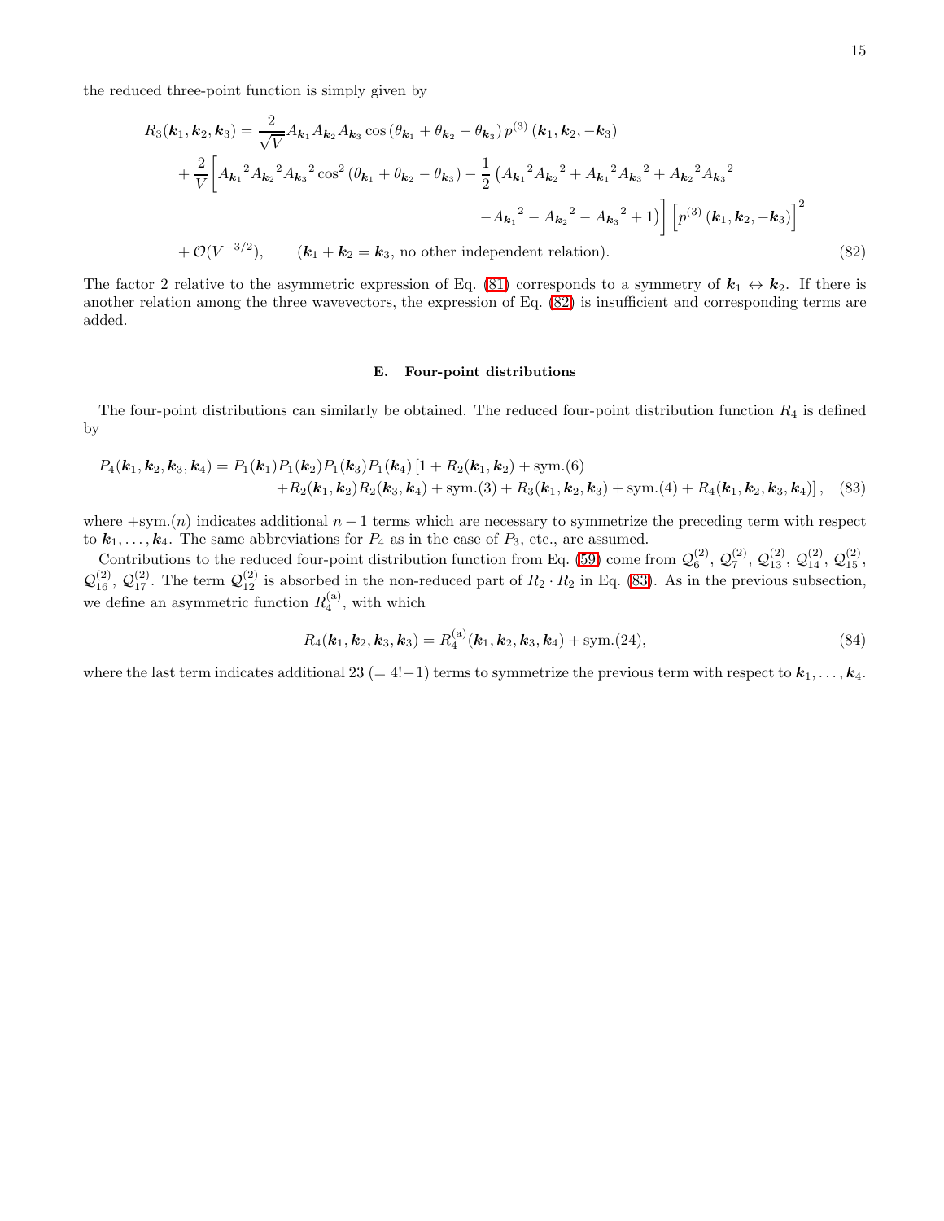the reduced three-point function is simply given by

$$
\begin{aligned}
R_3(\boldsymbol{k}_1,\boldsymbol{k}_2,\boldsymbol{k}_3) = &\frac{2}{\sqrt{V}} A_{\boldsymbol{k}_1} A_{\boldsymbol{k}_2} A_{\boldsymbol{k}_3} \cos\left(\theta_{\boldsymbol{k}_1} + \theta_{\boldsymbol{k}_2} - \theta_{\boldsymbol{k}_3}\right) p^{(3)}\left(\boldsymbol{k}_1, \boldsymbol{k}_2, -\boldsymbol{k}_3\right) \\
&+ \frac{2}{V}\bigg[ {A_{\boldsymbol{k}_1}}^2 {A_{\boldsymbol{k}_2}}^2 {A_{\boldsymbol{k}_3}}^2 \cos^2\left(\theta_{\boldsymbol{k}_1} + \theta_{\boldsymbol{k}_2} - \theta_{\boldsymbol{k}_3}\right) - \frac{1}{2}\left( {A_{\boldsymbol{k}_1}}^2 {A_{\boldsymbol{k}_2}}^2 + {A_{\boldsymbol{k}_1}}^2 {A_{\boldsymbol{k}_3}}^2 + {A_{\boldsymbol{k}_2}}^2 {A_{\boldsymbol{k}_3}}^2 \right. \\
&\qquad\qquad \left. - {A_{\boldsymbol{k}_1}}^2 - {A_{\boldsymbol{k}_2}}^2 - {A_{\boldsymbol{k}_3}}^2 + 1 \right) \bigg] \left[ p^{(3)}\left(\boldsymbol{k}_1, \boldsymbol{k}_2, -\boldsymbol{k}_3\right) \right]^2 \\
&+ \mathcal{O}(V^{-3/2}), \qquad (\boldsymbol{k}_1 + \boldsymbol{k}_2 = \boldsymbol{k}_3, \text{ no other independent relation}).
\end{aligned}
\tag{82}
$$

The factor 2 relative to the asymmetric expression of Eq. (81) corresponds to a symmetry of $\boldsymbol{k}_1 \leftrightarrow \boldsymbol{k}_2$. If there is another relation among the three wavevectors, the expression of Eq. (82) is insufficient and corresponding terms are added.

### E. Four-point distributions

The four-point distributions can similarly be obtained. The reduced four-point distribution function $R_4$ is defined by

$$
\begin{aligned}
P_4(\boldsymbol{k}_1,\boldsymbol{k}_2,\boldsymbol{k}_3,\boldsymbol{k}_4) = P_1(\boldsymbol{k}_1)P_1(\boldsymbol{k}_2)P_1(\boldsymbol{k}_3)P_1(\boldsymbol{k}_4)\,&[1 + R_2(\boldsymbol{k}_1,\boldsymbol{k}_2) + \text{sym.}(6) \\
&+ R_2(\boldsymbol{k}_1,\boldsymbol{k}_2)R_2(\boldsymbol{k}_3,\boldsymbol{k}_4) + \text{sym.}(3) + R_3(\boldsymbol{k}_1,\boldsymbol{k}_2,\boldsymbol{k}_3) + \text{sym.}(4) + R_4(\boldsymbol{k}_1,\boldsymbol{k}_2,\boldsymbol{k}_3,\boldsymbol{k}_4)],
\end{aligned}
\tag{83}
$$

where $+\text{sym.}(n)$ indicates additional $n-1$ terms which are necessary to symmetrize the preceding term with respect to $\boldsymbol{k}_1, \dots, \boldsymbol{k}_4$. The same abbreviations for $P_4$ as in the case of $P_3$, etc., are assumed.

Contributions to the reduced four-point distribution function from Eq. (59) come from $\mathcal{Q}_6^{(2)}$, $\mathcal{Q}_7^{(2)}$, $\mathcal{Q}_{13}^{(2)}$, $\mathcal{Q}_{14}^{(2)}$, $\mathcal{Q}_{15}^{(2)}$, $\mathcal{Q}_{16}^{(2)}$, $\mathcal{Q}_{17}^{(2)}$. The term $\mathcal{Q}_{12}^{(2)}$ is absorbed in the non-reduced part of $R_2 \cdot R_2$ in Eq. (83). As in the previous subsection, we define an asymmetric function $R_4^{(\mathrm{a})}$, with which

$$
R_4(\boldsymbol{k}_1,\boldsymbol{k}_2,\boldsymbol{k}_3,\boldsymbol{k}_3) = R_4^{(\mathrm{a})}(\boldsymbol{k}_1,\boldsymbol{k}_2,\boldsymbol{k}_3,\boldsymbol{k}_4) + \text{sym.}(24),
\tag{84}
$$

where the last term indicates additional 23 ($= 4! - 1$) terms to symmetrize the previous term with respect to $\boldsymbol{k}_1, \dots, \boldsymbol{k}_4$.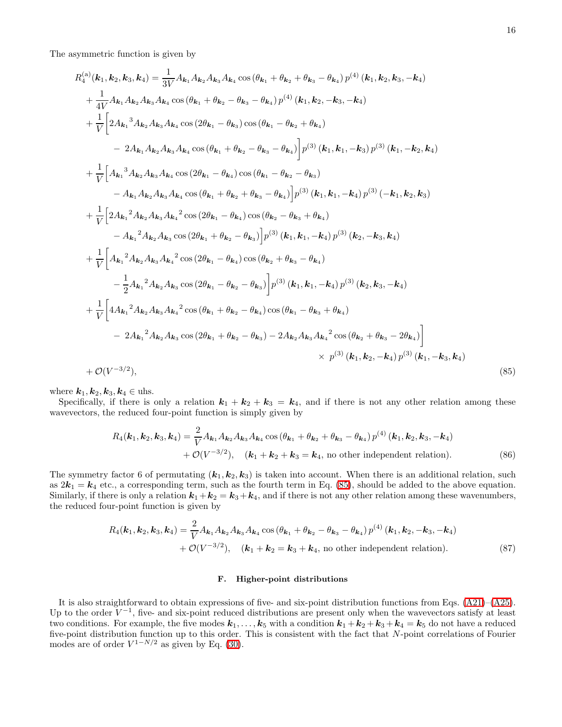The asymmetric function is given by

$$
\begin{aligned}
R_4^{(\mathrm{a})}(\boldsymbol{k}_1,\boldsymbol{k}_2,\boldsymbol{k}_3,\boldsymbol{k}_4) &= \frac{1}{3V} A_{\boldsymbol{k}_1} A_{\boldsymbol{k}_2} A_{\boldsymbol{k}_3} A_{\boldsymbol{k}_4} \cos\left(\theta_{\boldsymbol{k}_1} + \theta_{\boldsymbol{k}_2} + \theta_{\boldsymbol{k}_3} - \theta_{\boldsymbol{k}_4}\right) p^{(4)}\left(\boldsymbol{k}_1,\boldsymbol{k}_2,\boldsymbol{k}_3,-\boldsymbol{k}_4\right)\\
&+ \frac{1}{4V} A_{\boldsymbol{k}_1} A_{\boldsymbol{k}_2} A_{\boldsymbol{k}_3} A_{\boldsymbol{k}_4} \cos\left(\theta_{\boldsymbol{k}_1} + \theta_{\boldsymbol{k}_2} - \theta_{\boldsymbol{k}_3} - \theta_{\boldsymbol{k}_4}\right) p^{(4)}\left(\boldsymbol{k}_1,\boldsymbol{k}_2,-\boldsymbol{k}_3,-\boldsymbol{k}_4\right)\\
&+ \frac{1}{V}\Big[2{A_{\boldsymbol{k}_1}}^3 A_{\boldsymbol{k}_2} A_{\boldsymbol{k}_3} A_{\boldsymbol{k}_4} \cos\left(2\theta_{\boldsymbol{k}_1} - \theta_{\boldsymbol{k}_3}\right)\cos\left(\theta_{\boldsymbol{k}_1} - \theta_{\boldsymbol{k}_2} + \theta_{\boldsymbol{k}_4}\right)\\
&\qquad - \ 2A_{\boldsymbol{k}_1} A_{\boldsymbol{k}_2} A_{\boldsymbol{k}_3} A_{\boldsymbol{k}_4} \cos\left(\theta_{\boldsymbol{k}_1} + \theta_{\boldsymbol{k}_2} - \theta_{\boldsymbol{k}_3} - \theta_{\boldsymbol{k}_4}\right)\Big] p^{(3)}\left(\boldsymbol{k}_1,\boldsymbol{k}_1,-\boldsymbol{k}_3\right) p^{(3)}\left(\boldsymbol{k}_1,-\boldsymbol{k}_2,\boldsymbol{k}_4\right)\\
&+ \frac{1}{V}\Big[{A_{\boldsymbol{k}_1}}^3 A_{\boldsymbol{k}_2} A_{\boldsymbol{k}_3} A_{\boldsymbol{k}_4} \cos\left(2\theta_{\boldsymbol{k}_1} - \theta_{\boldsymbol{k}_4}\right)\cos\left(\theta_{\boldsymbol{k}_1} - \theta_{\boldsymbol{k}_2} - \theta_{\boldsymbol{k}_3}\right)\\
&\qquad - A_{\boldsymbol{k}_1} A_{\boldsymbol{k}_2} A_{\boldsymbol{k}_3} A_{\boldsymbol{k}_4} \cos\left(\theta_{\boldsymbol{k}_1} + \theta_{\boldsymbol{k}_2} + \theta_{\boldsymbol{k}_3} - \theta_{\boldsymbol{k}_4}\right)\Big] p^{(3)}\left(\boldsymbol{k}_1,\boldsymbol{k}_1,-\boldsymbol{k}_4\right) p^{(3)}\left(-\boldsymbol{k}_1,\boldsymbol{k}_2,\boldsymbol{k}_3\right)\\
&+ \frac{1}{V}\Big[2{A_{\boldsymbol{k}_1}}^2 A_{\boldsymbol{k}_2} A_{\boldsymbol{k}_3} {A_{\boldsymbol{k}_4}}^2 \cos\left(2\theta_{\boldsymbol{k}_1} - \theta_{\boldsymbol{k}_4}\right)\cos\left(\theta_{\boldsymbol{k}_2} - \theta_{\boldsymbol{k}_3} + \theta_{\boldsymbol{k}_4}\right)\\
&\qquad - {A_{\boldsymbol{k}_1}}^2 A_{\boldsymbol{k}_2} A_{\boldsymbol{k}_3} \cos\left(2\theta_{\boldsymbol{k}_1} + \theta_{\boldsymbol{k}_2} - \theta_{\boldsymbol{k}_3}\right)\Big] p^{(3)}\left(\boldsymbol{k}_1,\boldsymbol{k}_1,-\boldsymbol{k}_4\right) p^{(3)}\left(\boldsymbol{k}_2,-\boldsymbol{k}_3,\boldsymbol{k}_4\right)\\
&+ \frac{1}{V}\Big[{A_{\boldsymbol{k}_1}}^2 A_{\boldsymbol{k}_2} A_{\boldsymbol{k}_3} {A_{\boldsymbol{k}_4}}^2 \cos\left(2\theta_{\boldsymbol{k}_1} - \theta_{\boldsymbol{k}_4}\right)\cos\left(\theta_{\boldsymbol{k}_2} + \theta_{\boldsymbol{k}_3} - \theta_{\boldsymbol{k}_4}\right)\\
&\qquad - \frac{1}{2}{A_{\boldsymbol{k}_1}}^2 A_{\boldsymbol{k}_2} A_{\boldsymbol{k}_3} \cos\left(2\theta_{\boldsymbol{k}_1} - \theta_{\boldsymbol{k}_2} - \theta_{\boldsymbol{k}_3}\right)\Big] p^{(3)}\left(\boldsymbol{k}_1,\boldsymbol{k}_1,-\boldsymbol{k}_4\right) p^{(3)}\left(\boldsymbol{k}_2,\boldsymbol{k}_3,-\boldsymbol{k}_4\right)\\
&+ \frac{1}{V}\Big[4{A_{\boldsymbol{k}_1}}^2 A_{\boldsymbol{k}_2} A_{\boldsymbol{k}_3} {A_{\boldsymbol{k}_4}}^2 \cos\left(\theta_{\boldsymbol{k}_1} + \theta_{\boldsymbol{k}_2} - \theta_{\boldsymbol{k}_4}\right)\cos\left(\theta_{\boldsymbol{k}_1} - \theta_{\boldsymbol{k}_3} + \theta_{\boldsymbol{k}_4}\right)\\
&\qquad - \ 2{A_{\boldsymbol{k}_1}}^2 A_{\boldsymbol{k}_2} A_{\boldsymbol{k}_3} \cos\left(2\theta_{\boldsymbol{k}_1} + \theta_{\boldsymbol{k}_2} - \theta_{\boldsymbol{k}_3}\right) - 2A_{\boldsymbol{k}_2} A_{\boldsymbol{k}_3} {A_{\boldsymbol{k}_4}}^2 \cos\left(\theta_{\boldsymbol{k}_2} + \theta_{\boldsymbol{k}_3} - 2\theta_{\boldsymbol{k}_4}\right)\Big]\\
&\qquad\qquad\qquad\qquad\qquad\qquad\qquad\qquad \times\ p^{(3)}\left(\boldsymbol{k}_1,\boldsymbol{k}_2,-\boldsymbol{k}_4\right) p^{(3)}\left(\boldsymbol{k}_1,-\boldsymbol{k}_3,\boldsymbol{k}_4\right)\\
&+ \mathcal{O}(V^{-3/2}),
\end{aligned}
\tag{85}
$$

where $\boldsymbol{k}_1,\boldsymbol{k}_2,\boldsymbol{k}_3,\boldsymbol{k}_4 \in$ uhs.

Specifically, if there is only a relation $\boldsymbol{k}_1 + \boldsymbol{k}_2 + \boldsymbol{k}_3 = \boldsymbol{k}_4$, and if there is not any other relation among these wavevectors, the reduced four-point function is simply given by

$$
\begin{aligned}
R_4(\boldsymbol{k}_1,\boldsymbol{k}_2,\boldsymbol{k}_3,\boldsymbol{k}_4) &= \frac{2}{V} A_{\boldsymbol{k}_1} A_{\boldsymbol{k}_2} A_{\boldsymbol{k}_3} A_{\boldsymbol{k}_4} \cos\left(\theta_{\boldsymbol{k}_1} + \theta_{\boldsymbol{k}_2} + \theta_{\boldsymbol{k}_3} - \theta_{\boldsymbol{k}_4}\right) p^{(4)}\left(\boldsymbol{k}_1,\boldsymbol{k}_2,\boldsymbol{k}_3,-\boldsymbol{k}_4\right)\\
&\quad + \mathcal{O}(V^{-3/2}), \quad (\boldsymbol{k}_1 + \boldsymbol{k}_2 + \boldsymbol{k}_3 = \boldsymbol{k}_4, \text{ no other independent relation}).
\end{aligned}
\tag{86}
$$

The symmetry factor 6 of permutating $(\boldsymbol{k}_1,\boldsymbol{k}_2,\boldsymbol{k}_3)$ is taken into account. When there is an additional relation, such as $2\boldsymbol{k}_1 = \boldsymbol{k}_4$ etc., a corresponding term, such as the fourth term in Eq. (85), should be added to the above equation. Similarly, if there is only a relation $\boldsymbol{k}_1 + \boldsymbol{k}_2 = \boldsymbol{k}_3 + \boldsymbol{k}_4$, and if there is not any other relation among these wavenumbers, the reduced four-point function is given by

$$
\begin{aligned}
R_4(\boldsymbol{k}_1,\boldsymbol{k}_2,\boldsymbol{k}_3,\boldsymbol{k}_4) &= \frac{2}{V} A_{\boldsymbol{k}_1} A_{\boldsymbol{k}_2} A_{\boldsymbol{k}_3} A_{\boldsymbol{k}_4} \cos\left(\theta_{\boldsymbol{k}_1} + \theta_{\boldsymbol{k}_2} - \theta_{\boldsymbol{k}_3} - \theta_{\boldsymbol{k}_4}\right) p^{(4)}\left(\boldsymbol{k}_1,\boldsymbol{k}_2,-\boldsymbol{k}_3,-\boldsymbol{k}_4\right)\\
&\quad + \mathcal{O}(V^{-3/2}), \quad (\boldsymbol{k}_1 + \boldsymbol{k}_2 = \boldsymbol{k}_3 + \boldsymbol{k}_4, \text{ no other independent relation}).
\end{aligned}
\tag{87}
$$

### F. Higher-point distributions

It is also straightforward to obtain expressions of five- and six-point distribution functions from Eqs. (A21)–(A25). Up to the order $V^{-1}$, five- and six-point reduced distributions are present only when the wavevectors satisfy at least two conditions. For example, the five modes $\boldsymbol{k}_1,\ldots,\boldsymbol{k}_5$ with a condition $\boldsymbol{k}_1 + \boldsymbol{k}_2 + \boldsymbol{k}_3 + \boldsymbol{k}_4 = \boldsymbol{k}_5$ do not have a reduced five-point distribution function up to this order. This is consistent with the fact that $N$-point correlations of Fourier modes are of order $V^{1-N/2}$ as given by Eq. (30).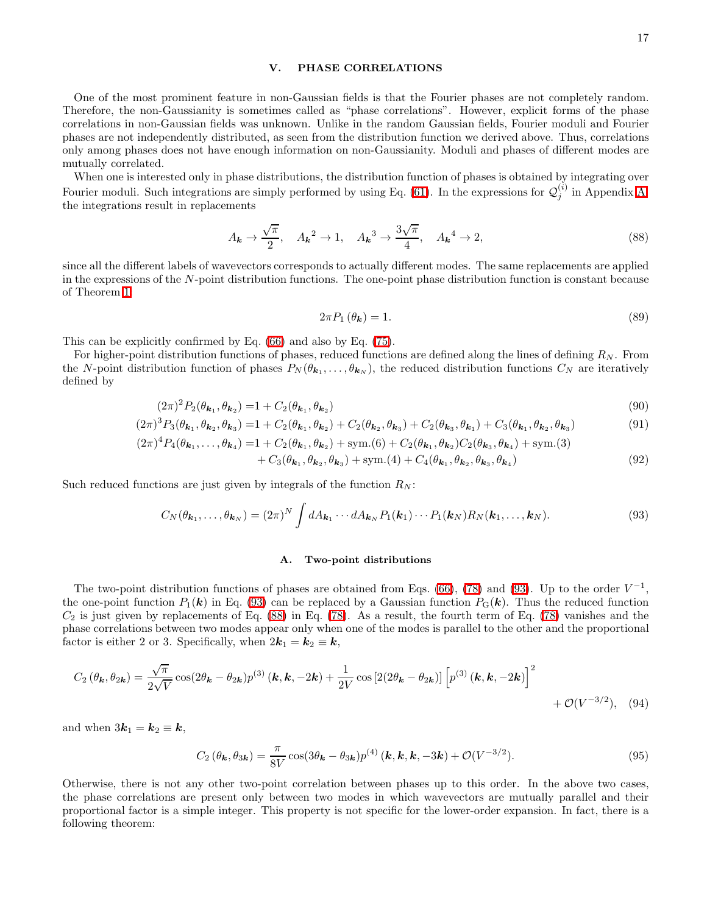## V. PHASE CORRELATIONS

One of the most prominent feature in non-Gaussian fields is that the Fourier phases are not completely random. Therefore, the non-Gaussianity is sometimes called as "phase correlations". However, explicit forms of the phase correlations in non-Gaussian fields was unknown. Unlike in the random Gaussian fields, Fourier moduli and Fourier phases are not independently distributed, as seen from the distribution function we derived above. Thus, correlations only among phases does not have enough information on non-Gaussianity. Moduli and phases of different modes are mutually correlated.

When one is interested only in phase distributions, the distribution function of phases is obtained by integrating over Fourier moduli. Such integrations are simply performed by using Eq. (61). In the expressions for $\mathcal{Q}^{(i)}_j$ in Appendix A, the integrations result in replacements

$$
A_{\boldsymbol{k}} \to \frac{\sqrt{\pi}}{2}, \quad {A_{\boldsymbol{k}}}^2 \to 1, \quad {A_{\boldsymbol{k}}}^3 \to \frac{3\sqrt{\pi}}{4}, \quad {A_{\boldsymbol{k}}}^4 \to 2, \tag{88}
$$

since all the different labels of wavevectors corresponds to actually different modes. The same replacements are applied in the expressions of the $N$-point distribution functions. The one-point phase distribution function is constant because of Theorem 1,

$$
2\pi P_1(\theta_{\boldsymbol{k}}) = 1. \tag{89}
$$

This can be explicitly confirmed by Eq. (66) and also by Eq. (75).

For higher-point distribution functions of phases, reduced functions are defined along the lines of defining $R_N$. From the $N$-point distribution function of phases $P_N(\theta_{\boldsymbol{k}_1}, \ldots, \theta_{\boldsymbol{k}_N})$, the reduced distribution functions $C_N$ are iteratively defined by

$$
(2\pi)^2 P_2(\theta_{\boldsymbol{k}_1}, \theta_{\boldsymbol{k}_2}) = 1 + C_2(\theta_{\boldsymbol{k}_1}, \theta_{\boldsymbol{k}_2}) \tag{90}
$$

$$
(2\pi)^3 P_3(\theta_{\boldsymbol{k}_1}, \theta_{\boldsymbol{k}_2}, \theta_{\boldsymbol{k}_3}) = 1 + C_2(\theta_{\boldsymbol{k}_1}, \theta_{\boldsymbol{k}_2}) + C_2(\theta_{\boldsymbol{k}_2}, \theta_{\boldsymbol{k}_3}) + C_2(\theta_{\boldsymbol{k}_3}, \theta_{\boldsymbol{k}_1}) + C_3(\theta_{\boldsymbol{k}_1}, \theta_{\boldsymbol{k}_2}, \theta_{\boldsymbol{k}_3}) \tag{91}
$$

$$
\begin{aligned}
(2\pi)^4 P_4(\theta_{\boldsymbol{k}_1}, \ldots, \theta_{\boldsymbol{k}_4}) = & 1 + C_2(\theta_{\boldsymbol{k}_1}, \theta_{\boldsymbol{k}_2}) + \text{sym.}(6) + C_2(\theta_{\boldsymbol{k}_1}, \theta_{\boldsymbol{k}_2}) C_2(\theta_{\boldsymbol{k}_3}, \theta_{\boldsymbol{k}_4}) + \text{sym.}(3) \\
& + C_3(\theta_{\boldsymbol{k}_1}, \theta_{\boldsymbol{k}_2}, \theta_{\boldsymbol{k}_3}) + \text{sym.}(4) + C_4(\theta_{\boldsymbol{k}_1}, \theta_{\boldsymbol{k}_2}, \theta_{\boldsymbol{k}_3}, \theta_{\boldsymbol{k}_4})
\end{aligned} \tag{92}
$$

Such reduced functions are just given by integrals of the function $R_N$:

$$
C_N(\theta_{\boldsymbol{k}_1}, \ldots, \theta_{\boldsymbol{k}_N}) = (2\pi)^N \int dA_{\boldsymbol{k}_1} \cdots dA_{\boldsymbol{k}_N} P_1(\boldsymbol{k}_1) \cdots P_1(\boldsymbol{k}_N) R_N(\boldsymbol{k}_1, \ldots, \boldsymbol{k}_N). \tag{93}
$$

### A. Two-point distributions

The two-point distribution functions of phases are obtained from Eqs. (66), (78) and (93). Up to the order $V^{-1}$, the one-point function $P_1(\boldsymbol{k})$ in Eq. (93) can be replaced by a Gaussian function $P_{\mathrm{G}}(\boldsymbol{k})$. Thus the reduced function $C_2$ is just given by replacements of Eq. (88) in Eq. (78). As a result, the fourth term of Eq. (78) vanishes and the phase correlations between two modes appear only when one of the modes is parallel to the other and the proportional factor is either 2 or 3. Specifically, when $2\boldsymbol{k}_1 = \boldsymbol{k}_2 \equiv \boldsymbol{k}$,

$$
C_2(\theta_{\boldsymbol{k}}, \theta_{2\boldsymbol{k}}) = \frac{\sqrt{\pi}}{2\sqrt{V}} \cos(2\theta_{\boldsymbol{k}} - \theta_{2\boldsymbol{k}}) p^{(3)}(\boldsymbol{k}, \boldsymbol{k}, -2\boldsymbol{k}) + \frac{1}{2V} \cos[2(2\theta_{\boldsymbol{k}} - \theta_{2\boldsymbol{k}})] \left[p^{(3)}(\boldsymbol{k}, \boldsymbol{k}, -2\boldsymbol{k})\right]^2 + \mathcal{O}(V^{-3/2}), \tag{94}
$$

and when $3\boldsymbol{k}_1 = \boldsymbol{k}_2 \equiv \boldsymbol{k}$,

$$
C_2(\theta_{\boldsymbol{k}}, \theta_{3\boldsymbol{k}}) = \frac{\pi}{8V} \cos(3\theta_{\boldsymbol{k}} - \theta_{3\boldsymbol{k}}) p^{(4)}(\boldsymbol{k}, \boldsymbol{k}, \boldsymbol{k}, -3\boldsymbol{k}) + \mathcal{O}(V^{-3/2}). \tag{95}
$$

Otherwise, there is not any other two-point correlation between phases up to this order. In the above two cases, the phase correlations are present only between two modes in which wavevectors are mutually parallel and their proportional factor is a simple integer. This property is not specific for the lower-order expansion. In fact, there is a following theorem: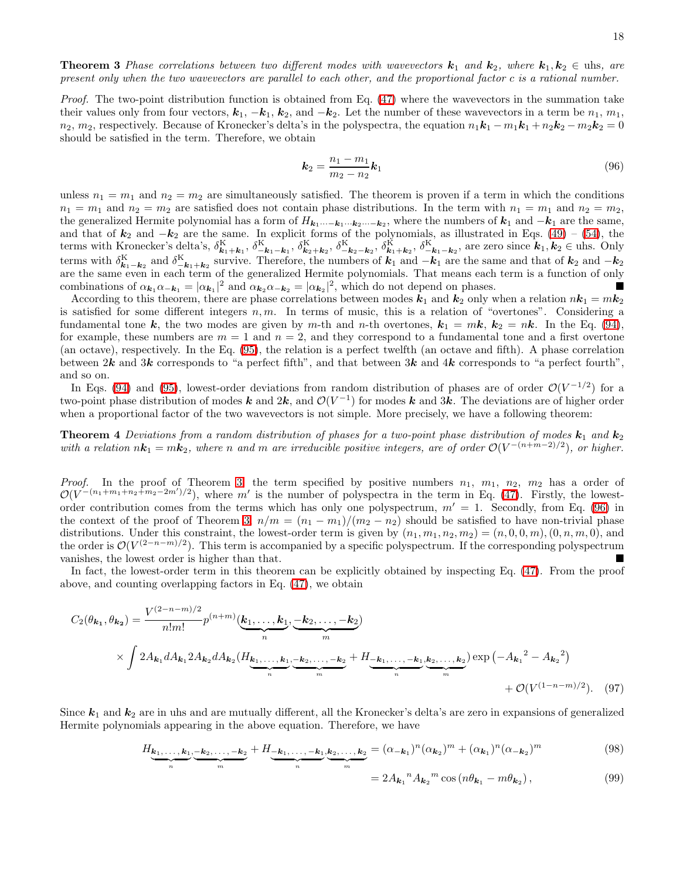**Theorem 3** *Phase correlations between two different modes with wavevectors $\boldsymbol{k}_1$ and $\boldsymbol{k}_2$, where $\boldsymbol{k}_1, \boldsymbol{k}_2 \in$ uhs, are present only when the two wavevectors are parallel to each other, and the proportional factor $c$ is a rational number.*

*Proof.* The two-point distribution function is obtained from Eq. (47) where the wavevectors in the summation take their values only from four vectors, $\boldsymbol{k}_1$, $-\boldsymbol{k}_1$, $\boldsymbol{k}_2$, and $-\boldsymbol{k}_2$. Let the number of these wavevectors in a term be $n_1$, $m_1$, $n_2$, $m_2$, respectively. Because of Kronecker's delta's in the polyspectra, the equation $n_1\boldsymbol{k}_1 - m_1\boldsymbol{k}_1 + n_2\boldsymbol{k}_2 - m_2\boldsymbol{k}_2 = 0$ should be satisfied in the term. Therefore, we obtain

$$\boldsymbol{k}_2 = \frac{n_1 - m_1}{m_2 - n_2}\boldsymbol{k}_1 \tag{96}$$

unless $n_1 = m_1$ and $n_2 = m_2$ are simultaneously satisfied. The theorem is proven if a term in which the conditions $n_1 = m_1$ and $n_2 = m_2$ are satisfied does not contain phase distributions. In the term with $n_1 = m_1$ and $n_2 = m_2$, the generalized Hermite polynomial has a form of $H_{\boldsymbol{k}_1\cdots-\boldsymbol{k}_1\cdots\boldsymbol{k}_2\cdots-\boldsymbol{k}_2}$, where the numbers of $\boldsymbol{k}_1$ and $-\boldsymbol{k}_1$ are the same, and that of $\boldsymbol{k}_2$ and $-\boldsymbol{k}_2$ are the same. In explicit forms of the polynomials, as illustrated in Eqs. (49) – (54), the terms with Kronecker's delta's, $\delta^{\rm K}_{\boldsymbol{k}_1+\boldsymbol{k}_1}$, $\delta^{\rm K}_{-\boldsymbol{k}_1-\boldsymbol{k}_1}$, $\delta^{\rm K}_{\boldsymbol{k}_2+\boldsymbol{k}_2}$, $\delta^{\rm K}_{-\boldsymbol{k}_2-\boldsymbol{k}_2}$, $\delta^{\rm K}_{\boldsymbol{k}_1+\boldsymbol{k}_2}$, $\delta^{\rm K}_{-\boldsymbol{k}_1-\boldsymbol{k}_2}$, are zero since $\boldsymbol{k}_1, \boldsymbol{k}_2 \in$ uhs. Only terms with $\delta^{\rm K}_{\boldsymbol{k}_1-\boldsymbol{k}_2}$ and $\delta^{\rm K}_{-\boldsymbol{k}_1+\boldsymbol{k}_2}$ survive. Therefore, the numbers of $\boldsymbol{k}_1$ and $-\boldsymbol{k}_1$ are the same and that of $\boldsymbol{k}_2$ and $-\boldsymbol{k}_2$ are the same even in each term of the generalized Hermite polynomials. That means each term is a function of only combinations of $\alpha_{\boldsymbol{k}_1}\alpha_{-\boldsymbol{k}_1} = |\alpha_{\boldsymbol{k}_1}|^2$ and $\alpha_{\boldsymbol{k}_2}\alpha_{-\boldsymbol{k}_2} = |\alpha_{\boldsymbol{k}_2}|^2$, which do not depend on phases. ∎

According to this theorem, there are phase correlations between modes $\boldsymbol{k}_1$ and $\boldsymbol{k}_2$ only when a relation $n\boldsymbol{k}_1 = m\boldsymbol{k}_2$ is satisfied for some different integers $n, m$. In terms of music, this is a relation of "overtones". Considering a fundamental tone $\boldsymbol{k}$, the two modes are given by $m$-th and $n$-th overtones, $\boldsymbol{k}_1 = m\boldsymbol{k}$, $\boldsymbol{k}_2 = n\boldsymbol{k}$. In the Eq. (94), for example, these numbers are $m = 1$ and $n = 2$, and they correspond to a fundamental tone and a first overtone (an octave), respectively. In the Eq. (95), the relation is a perfect twelfth (an octave and fifth). A phase correlation between $2\boldsymbol{k}$ and $3\boldsymbol{k}$ corresponds to "a perfect fifth", and that between $3\boldsymbol{k}$ and $4\boldsymbol{k}$ corresponds to "a perfect fourth", and so on.

In Eqs. (94) and (95), lowest-order deviations from random distribution of phases are of order $\mathcal{O}(V^{-1/2})$ for a two-point phase distribution of modes $\boldsymbol{k}$ and $2\boldsymbol{k}$, and $\mathcal{O}(V^{-1})$ for modes $\boldsymbol{k}$ and $3\boldsymbol{k}$. The deviations are of higher order when a proportional factor of the two wavevectors is not simple. More precisely, we have a following theorem:

**Theorem 4** *Deviations from a random distribution of phases for a two-point phase distribution of modes $\boldsymbol{k}_1$ and $\boldsymbol{k}_2$ with a relation $n\boldsymbol{k}_1 = m\boldsymbol{k}_2$, where $n$ and $m$ are irreducible positive integers, are of order $\mathcal{O}(V^{-(n+m-2)/2})$, or higher.*

*Proof.* In the proof of Theorem 3, the term specified by positive numbers $n_1$, $m_1$, $n_2$, $m_2$ has a order of $\mathcal{O}(V^{-(n_1+m_1+n_2+m_2-2m')/2})$, where $m'$ is the number of polyspectra in the term in Eq. (47). Firstly, the lowest-order contribution comes from the terms which has only one polyspectrum, $m' = 1$. Secondly, from Eq. (96) in the context of the proof of Theorem 3, $n/m = (n_1 - m_1)/(m_2 - n_2)$ should be satisfied to have non-trivial phase distributions. Under this constraint, the lowest-order term is given by $(n_1, m_1, n_2, m_2) = (n, 0, 0, m), (0, n, m, 0)$, and the order is $\mathcal{O}(V^{(2-n-m)/2})$. This term is accompanied by a specific polyspectrum. If the corresponding polyspectrum vanishes, the lowest order is higher than that. ∎

In fact, the lowest-order term in this theorem can be explicitly obtained by inspecting Eq. (47). From the proof above, and counting overlapping factors in Eq. (47), we obtain

$$\begin{aligned}
C_2(\theta_{\boldsymbol{k}_1}, \theta_{\boldsymbol{k}_2}) = &\frac{V^{(2-n-m)/2}}{n!m!} p^{(n+m)}(\underbrace{\boldsymbol{k}_1, \ldots, \boldsymbol{k}_1}_{n}, \underbrace{-\boldsymbol{k}_2, \ldots, -\boldsymbol{k}_2}_{m}) \\
&\times \int 2A_{\boldsymbol{k}_1} dA_{\boldsymbol{k}_1} 2A_{\boldsymbol{k}_2} dA_{\boldsymbol{k}_2} (H_{\underbrace{\boldsymbol{k}_1, \ldots, \boldsymbol{k}_1}_{n}, \underbrace{-\boldsymbol{k}_2, \ldots, -\boldsymbol{k}_2}_{m}} + H_{\underbrace{-\boldsymbol{k}_1, \ldots, -\boldsymbol{k}_1}_{n}, \underbrace{\boldsymbol{k}_2, \ldots, \boldsymbol{k}_2}_{m}}) \exp\left(-{A_{\boldsymbol{k}_1}}^2 - {A_{\boldsymbol{k}_2}}^2\right) \\
&+ \mathcal{O}(V^{(1-n-m)/2}).
\end{aligned} \tag{97}$$

Since $\boldsymbol{k}_1$ and $\boldsymbol{k}_2$ are in uhs and are mutually different, all the Kronecker's delta's are zero in expansions of generalized Hermite polynomials appearing in the above equation. Therefore, we have

$$H_{\underbrace{\boldsymbol{k}_1, \ldots, \boldsymbol{k}_1}_{n}, \underbrace{-\boldsymbol{k}_2, \ldots, -\boldsymbol{k}_2}_{m}} + H_{\underbrace{-\boldsymbol{k}_1, \ldots, -\boldsymbol{k}_1}_{n}, \underbrace{\boldsymbol{k}_2, \ldots, \boldsymbol{k}_2}_{m}} = (\alpha_{-\boldsymbol{k}_1})^n (\alpha_{\boldsymbol{k}_2})^m + (\alpha_{\boldsymbol{k}_1})^n (\alpha_{-\boldsymbol{k}_2})^m \tag{98}$$

$$= 2{A_{\boldsymbol{k}_1}}^n {A_{\boldsymbol{k}_2}}^m \cos\left(n\theta_{\boldsymbol{k}_1} - m\theta_{\boldsymbol{k}_2}\right), \tag{99}$$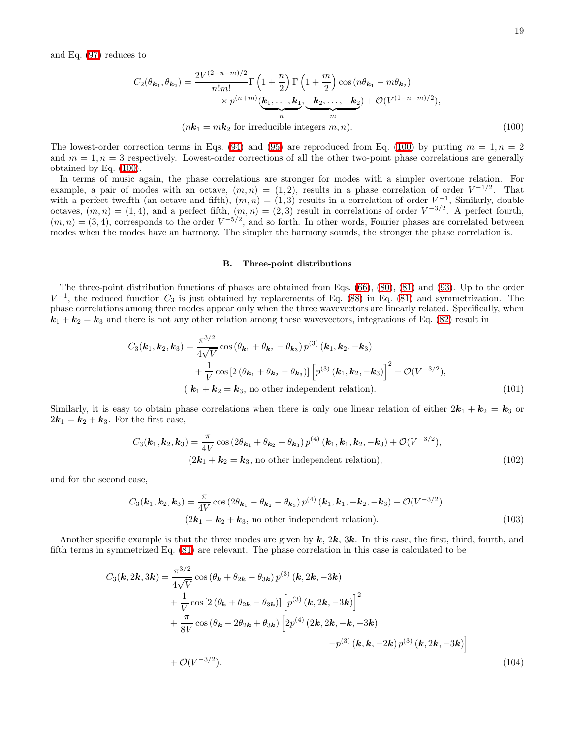and Eq. (97) reduces to

$$
\begin{aligned}
C_2(\theta_{\boldsymbol{k}_1}, \theta_{\boldsymbol{k}_2}) = \frac{2V^{(2-n-m)/2}}{n!m!} \Gamma\left(1+\frac{n}{2}\right) \Gamma\left(1+\frac{m}{2}\right) \cos\left(n\theta_{\boldsymbol{k}_1} - m\theta_{\boldsymbol{k}_2}\right) \\
\times p^{(n+m)}(\underbrace{\boldsymbol{k}_1, \ldots, \boldsymbol{k}_1}_{n}, \underbrace{-\boldsymbol{k}_2, \ldots, -\boldsymbol{k}_2}_{m}) + \mathcal{O}(V^{(1-n-m)/2}), \\
(n\boldsymbol{k}_1 = m\boldsymbol{k}_2 \text{ for irreducible integers } m, n).
\end{aligned}
\tag{100}
$$

The lowest-order correction terms in Eqs. (94) and (95) are reproduced from Eq. (100) by putting $m = 1, n = 2$ and $m = 1, n = 3$ respectively. Lowest-order corrections of all the other two-point phase correlations are generally obtained by Eq. (100).

In terms of music again, the phase correlations are stronger for modes with a simpler overtone relation. For example, a pair of modes with an octave, $(m,n) = (1,2)$, results in a phase correlation of order $V^{-1/2}$. That with a perfect twelfth (an octave and fifth), $(m,n) = (1,3)$ results in a correlation of order $V^{-1}$, Similarly, double octaves, $(m,n) = (1,4)$, and a perfect fifth, $(m,n) = (2,3)$ result in correlations of order $V^{-3/2}$. A perfect fourth, $(m,n) = (3,4)$, corresponds to the order $V^{-5/2}$, and so forth. In other words, Fourier phases are correlated between modes when the modes have an harmony. The simpler the harmony sounds, the stronger the phase correlation is.

### B. Three-point distributions

The three-point distribution functions of phases are obtained from Eqs. (66), (80), (81) and (93). Up to the order $V^{-1}$, the reduced function $C_3$ is just obtained by replacements of Eq. (88) in Eq. (81) and symmetrization. The phase correlations among three modes appear only when the three wavevectors are linearly related. Specifically, when $\boldsymbol{k}_1 + \boldsymbol{k}_2 = \boldsymbol{k}_3$ and there is not any other relation among these wavevectors, integrations of Eq. (82) result in

$$
\begin{aligned}
C_3(\boldsymbol{k}_1, \boldsymbol{k}_2, \boldsymbol{k}_3) = \frac{\pi^{3/2}}{4\sqrt{V}} \cos\left(\theta_{\boldsymbol{k}_1} + \theta_{\boldsymbol{k}_2} - \theta_{\boldsymbol{k}_3}\right) p^{(3)}\left(\boldsymbol{k}_1, \boldsymbol{k}_2, -\boldsymbol{k}_3\right) \\
+ \frac{1}{V} \cos\left[2\left(\theta_{\boldsymbol{k}_1} + \theta_{\boldsymbol{k}_2} - \theta_{\boldsymbol{k}_3}\right)\right] \left[p^{(3)}\left(\boldsymbol{k}_1, \boldsymbol{k}_2, -\boldsymbol{k}_3\right)\right]^2 + \mathcal{O}(V^{-3/2}), \\
(\ \boldsymbol{k}_1 + \boldsymbol{k}_2 = \boldsymbol{k}_3, \text{ no other independent relation}).
\end{aligned}
\tag{101}
$$

Similarly, it is easy to obtain phase correlations when there is only one linear relation of either $2\boldsymbol{k}_1 + \boldsymbol{k}_2 = \boldsymbol{k}_3$ or $2\boldsymbol{k}_1 = \boldsymbol{k}_2 + \boldsymbol{k}_3$. For the first case,

$$
\begin{aligned}
C_3(\boldsymbol{k}_1, \boldsymbol{k}_2, \boldsymbol{k}_3) = \frac{\pi}{4V} \cos\left(2\theta_{\boldsymbol{k}_1} + \theta_{\boldsymbol{k}_2} - \theta_{\boldsymbol{k}_3}\right) p^{(4)}\left(\boldsymbol{k}_1, \boldsymbol{k}_1, \boldsymbol{k}_2, -\boldsymbol{k}_3\right) + \mathcal{O}(V^{-3/2}), \\
(2\boldsymbol{k}_1 + \boldsymbol{k}_2 = \boldsymbol{k}_3, \text{ no other independent relation}),
\end{aligned}
\tag{102}
$$

and for the second case,

$$
\begin{aligned}
C_3(\boldsymbol{k}_1, \boldsymbol{k}_2, \boldsymbol{k}_3) = \frac{\pi}{4V} \cos\left(2\theta_{\boldsymbol{k}_1} - \theta_{\boldsymbol{k}_2} - \theta_{\boldsymbol{k}_3}\right) p^{(4)}\left(\boldsymbol{k}_1, \boldsymbol{k}_1, -\boldsymbol{k}_2, -\boldsymbol{k}_3\right) + \mathcal{O}(V^{-3/2}), \\
(2\boldsymbol{k}_1 = \boldsymbol{k}_2 + \boldsymbol{k}_3, \text{ no other independent relation}).
\end{aligned}
\tag{103}
$$

Another specific example is that the three modes are given by $\boldsymbol{k}$, $2\boldsymbol{k}$, $3\boldsymbol{k}$. In this case, the first, third, fourth, and fifth terms in symmetrized Eq. (81) are relevant. The phase correlation in this case is calculated to be

$$
\begin{aligned}
C_3(\boldsymbol{k}, 2\boldsymbol{k}, 3\boldsymbol{k}) = \frac{\pi^{3/2}}{4\sqrt{V}} \cos\left(\theta_{\boldsymbol{k}} + \theta_{2\boldsymbol{k}} - \theta_{3\boldsymbol{k}}\right) p^{(3)}\left(\boldsymbol{k}, 2\boldsymbol{k}, -3\boldsymbol{k}\right) \\
+ \frac{1}{V} \cos\left[2\left(\theta_{\boldsymbol{k}} + \theta_{2\boldsymbol{k}} - \theta_{3\boldsymbol{k}}\right)\right] \left[p^{(3)}\left(\boldsymbol{k}, 2\boldsymbol{k}, -3\boldsymbol{k}\right)\right]^2 \\
+ \frac{\pi}{8V} \cos\left(\theta_{\boldsymbol{k}} - 2\theta_{2\boldsymbol{k}} + \theta_{3\boldsymbol{k}}\right) \Big[2p^{(4)}\left(2\boldsymbol{k}, 2\boldsymbol{k}, -\boldsymbol{k}, -3\boldsymbol{k}\right) \\
- p^{(3)}\left(\boldsymbol{k}, \boldsymbol{k}, -2\boldsymbol{k}\right) p^{(3)}\left(\boldsymbol{k}, 2\boldsymbol{k}, -3\boldsymbol{k}\right)\Big] \\
+ \mathcal{O}(V^{-3/2}).
\end{aligned}
\tag{104}
$$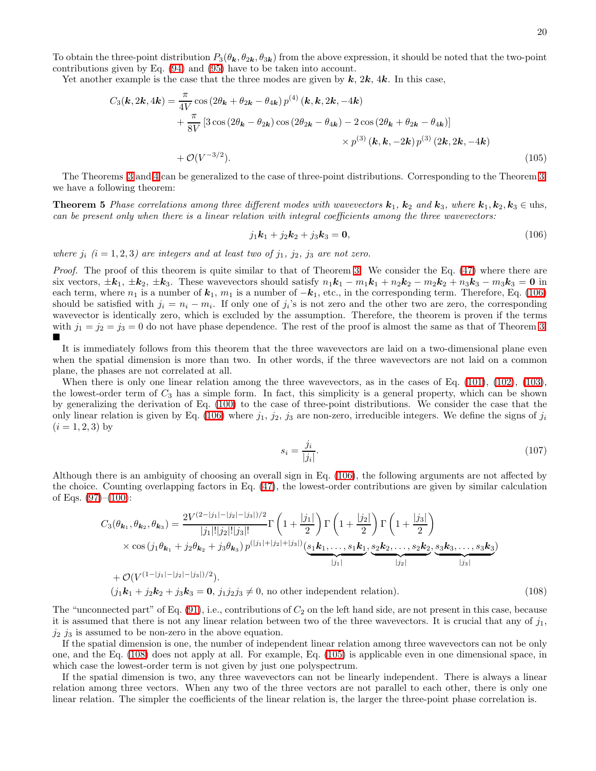To obtain the three-point distribution $P_3(\theta_{\boldsymbol{k}}, \theta_{2\boldsymbol{k}}, \theta_{3\boldsymbol{k}})$ from the above expression, it should be noted that the two-point contributions given by Eq. (94) and (95) have to be taken into account.

Yet another example is the case that the three modes are given by $\boldsymbol{k}$, $2\boldsymbol{k}$, $4\boldsymbol{k}$. In this case,

$$
\begin{aligned}
C_3(\boldsymbol{k}, 2\boldsymbol{k}, 4\boldsymbol{k}) &= \frac{\pi}{4V}\cos\left(2\theta_{\boldsymbol{k}} + \theta_{2\boldsymbol{k}} - \theta_{4\boldsymbol{k}}\right) p^{(4)}\left(\boldsymbol{k}, \boldsymbol{k}, 2\boldsymbol{k}, -4\boldsymbol{k}\right) \\
&\quad + \frac{\pi}{8V}\left[3\cos\left(2\theta_{\boldsymbol{k}} - \theta_{2\boldsymbol{k}}\right)\cos\left(2\theta_{2\boldsymbol{k}} - \theta_{4\boldsymbol{k}}\right) - 2\cos\left(2\theta_{\boldsymbol{k}} + \theta_{2\boldsymbol{k}} - \theta_{4\boldsymbol{k}}\right)\right] \\
&\qquad\qquad \times p^{(3)}\left(\boldsymbol{k}, \boldsymbol{k}, -2\boldsymbol{k}\right) p^{(3)}\left(2\boldsymbol{k}, 2\boldsymbol{k}, -4\boldsymbol{k}\right) \\
&\quad + \mathcal{O}(V^{-3/2}).
\end{aligned} \tag{105}
$$

The Theorems 3 and 4 can be generalized to the case of three-point distributions. Corresponding to the Theorem 3, we have a following theorem:

**Theorem 5** *Phase correlations among three different modes with wavevectors $\boldsymbol{k}_1$, $\boldsymbol{k}_2$ and $\boldsymbol{k}_3$, where $\boldsymbol{k}_1, \boldsymbol{k}_2, \boldsymbol{k}_3 \in$ uhs, can be present only when there is a linear relation with integral coefficients among the three wavevectors:*

$$
j_1\boldsymbol{k}_1 + j_2\boldsymbol{k}_2 + j_3\boldsymbol{k}_3 = \boldsymbol{0}, \tag{106}
$$

*where $j_i$ $(i = 1, 2, 3)$ are integers and at least two of $j_1$, $j_2$, $j_3$ are not zero.*

*Proof.* The proof of this theorem is quite similar to that of Theorem 3. We consider the Eq. (47) where there are six vectors, $\pm\boldsymbol{k}_1$, $\pm\boldsymbol{k}_2$, $\pm\boldsymbol{k}_3$. These wavevectors should satisfy $n_1\boldsymbol{k}_1 - m_1\boldsymbol{k}_1 + n_2\boldsymbol{k}_2 - m_2\boldsymbol{k}_2 + n_3\boldsymbol{k}_3 - m_3\boldsymbol{k}_3 = \boldsymbol{0}$ in each term, where $n_1$ is a number of $\boldsymbol{k}_1$, $m_1$ is a number of $-\boldsymbol{k}_1$, etc., in the corresponding term. Therefore, Eq. (106) should be satisfied with $j_i = n_i - m_i$. If only one of $j_i$'s is not zero and the other two are zero, the corresponding wavevector is identically zero, which is excluded by the assumption. Therefore, the theorem is proven if the terms with $j_1 = j_2 = j_3 = 0$ do not have phase dependence. The rest of the proof is almost the same as that of Theorem 3. ∎

It is immediately follows from this theorem that the three wavevectors are laid on a two-dimensional plane even when the spatial dimension is more than two. In other words, if the three wavevectors are not laid on a common plane, the phases are not correlated at all.

When there is only one linear relation among the three wavevectors, as in the cases of Eq. (101), (102), (103), the lowest-order term of $C_3$ has a simple form. In fact, this simplicity is a general property, which can be shown by generalizing the derivation of Eq. (100) to the case of three-point distributions. We consider the case that the only linear relation is given by Eq. (106) where $j_1$, $j_2$, $j_3$ are non-zero, irreducible integers. We define the signs of $j_i$ $(i = 1, 2, 3)$ by

$$
s_i = \frac{j_i}{|j_i|}. \tag{107}
$$

Although there is an ambiguity of choosing an overall sign in Eq. (106), the following arguments are not affected by the choice. Counting overlapping factors in Eq. (47), the lowest-order contributions are given by similar calculation of Eqs. (97)–(100):

$$
\begin{aligned}
C_3(\theta_{\boldsymbol{k}_1}, \theta_{\boldsymbol{k}_2}, \theta_{\boldsymbol{k}_3}) &= \frac{2V^{(2-|j_1|-|j_2|-|j_3|)/2}}{|j_1|!|j_2|!|j_3|!}\Gamma\left(1 + \frac{|j_1|}{2}\right)\Gamma\left(1 + \frac{|j_2|}{2}\right)\Gamma\left(1 + \frac{|j_3|}{2}\right) \\
&\quad \times \cos\left(j_1\theta_{\boldsymbol{k}_1} + j_2\theta_{\boldsymbol{k}_2} + j_3\theta_{\boldsymbol{k}_3}\right) p^{(|j_1|+|j_2|+|j_3|)}(\underbrace{s_1\boldsymbol{k}_1, \ldots, s_1\boldsymbol{k}_1}_{|j_1|}, \underbrace{s_2\boldsymbol{k}_2, \ldots, s_2\boldsymbol{k}_2}_{|j_2|}, \underbrace{s_3\boldsymbol{k}_3, \ldots, s_3\boldsymbol{k}_3}_{|j_3|}) \\
&\quad + \mathcal{O}(V^{(1-|j_1|-|j_2|-|j_3|)/2}). \\
&\quad (j_1\boldsymbol{k}_1 + j_2\boldsymbol{k}_2 + j_3\boldsymbol{k}_3 = \boldsymbol{0},\ j_1 j_2 j_3 \neq 0, \text{ no other independent relation}).
\end{aligned} \tag{108}
$$

The "unconnected part" of Eq. (91), i.e., contributions of $C_2$ on the left hand side, are not present in this case, because it is assumed that there is not any linear relation between two of the three wavevectors. It is crucial that any of $j_1$, $j_2$ $j_3$ is assumed to be non-zero in the above equation.

If the spatial dimension is one, the number of independent linear relation among three wavevectors can not be only one, and the Eq. (108) does not apply at all. For example, Eq. (105) is applicable even in one dimensional space, in which case the lowest-order term is not given by just one polyspectrum.

If the spatial dimension is two, any three wavevectors can not be linearly independent. There is always a linear relation among three vectors. When any two of the three vectors are not parallel to each other, there is only one linear relation. The simpler the coefficients of the linear relation is, the larger the three-point phase correlation is.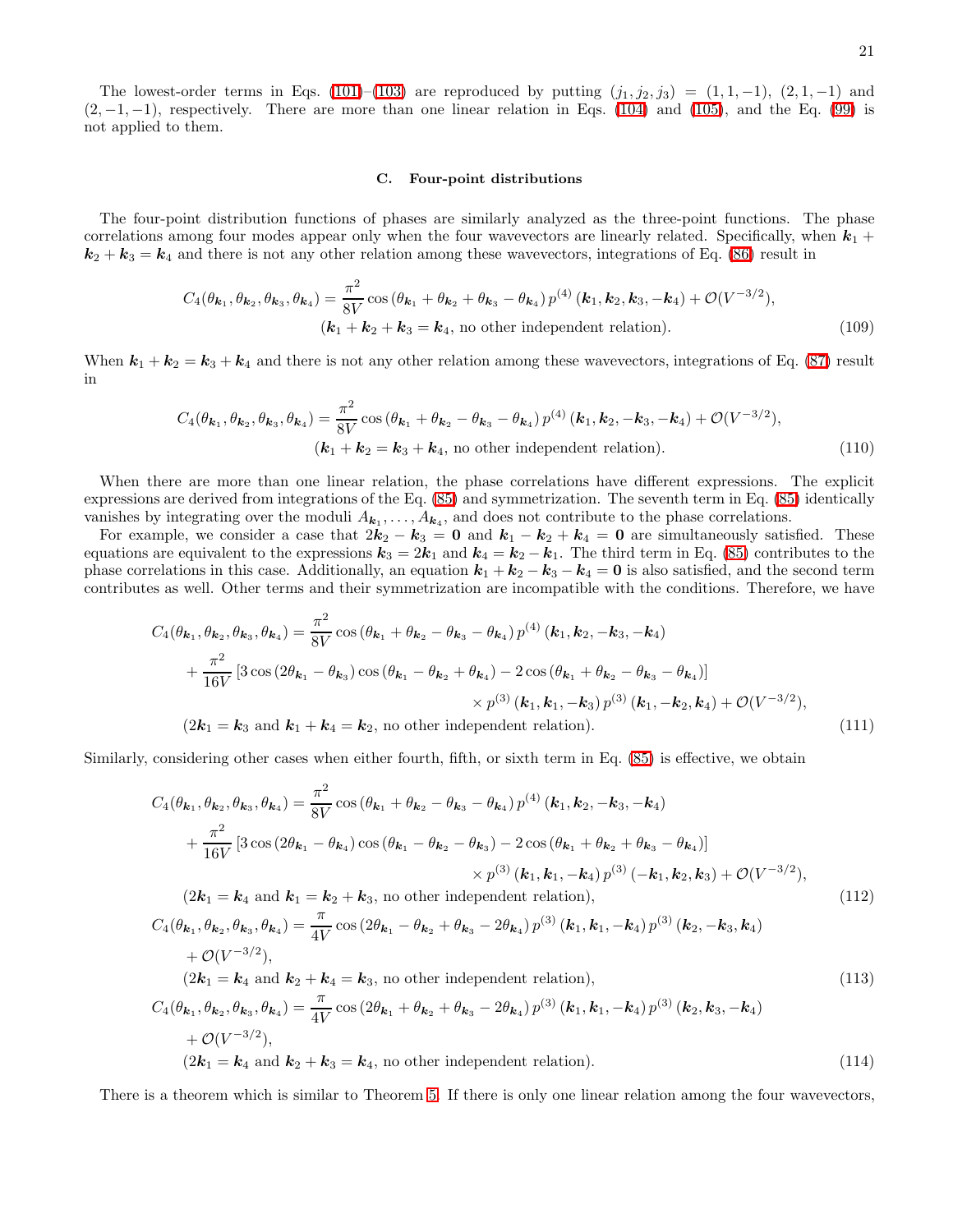The lowest-order terms in Eqs. (101)–(103) are reproduced by putting $(j_1, j_2, j_3) = (1, 1, -1)$, $(2, 1, -1)$ and $(2, -1, -1)$, respectively. There are more than one linear relation in Eqs. (104) and (105), and the Eq. (99) is not applied to them.

### C. Four-point distributions

The four-point distribution functions of phases are similarly analyzed as the three-point functions. The phase correlations among four modes appear only when the four wavevectors are linearly related. Specifically, when $\boldsymbol{k}_1 + \boldsymbol{k}_2 + \boldsymbol{k}_3 = \boldsymbol{k}_4$ and there is not any other relation among these wavevectors, integrations of Eq. (86) result in

$$C_4(\theta_{\boldsymbol{k}_1}, \theta_{\boldsymbol{k}_2}, \theta_{\boldsymbol{k}_3}, \theta_{\boldsymbol{k}_4}) = \frac{\pi^2}{8V} \cos\left(\theta_{\boldsymbol{k}_1} + \theta_{\boldsymbol{k}_2} + \theta_{\boldsymbol{k}_3} - \theta_{\boldsymbol{k}_4}\right) p^{(4)}\left(\boldsymbol{k}_1, \boldsymbol{k}_2, \boldsymbol{k}_3, -\boldsymbol{k}_4\right) + \mathcal{O}(V^{-3/2}),$$
$$(\boldsymbol{k}_1 + \boldsymbol{k}_2 + \boldsymbol{k}_3 = \boldsymbol{k}_4, \text{ no other independent relation}). \tag{109}$$

When $\boldsymbol{k}_1 + \boldsymbol{k}_2 = \boldsymbol{k}_3 + \boldsymbol{k}_4$ and there is not any other relation among these wavevectors, integrations of Eq. (87) result in

$$C_4(\theta_{\boldsymbol{k}_1}, \theta_{\boldsymbol{k}_2}, \theta_{\boldsymbol{k}_3}, \theta_{\boldsymbol{k}_4}) = \frac{\pi^2}{8V} \cos\left(\theta_{\boldsymbol{k}_1} + \theta_{\boldsymbol{k}_2} - \theta_{\boldsymbol{k}_3} - \theta_{\boldsymbol{k}_4}\right) p^{(4)}\left(\boldsymbol{k}_1, \boldsymbol{k}_2, -\boldsymbol{k}_3, -\boldsymbol{k}_4\right) + \mathcal{O}(V^{-3/2}),$$
$$(\boldsymbol{k}_1 + \boldsymbol{k}_2 = \boldsymbol{k}_3 + \boldsymbol{k}_4, \text{ no other independent relation}). \tag{110}$$

When there are more than one linear relation, the phase correlations have different expressions. The explicit expressions are derived from integrations of the Eq. (85) and symmetrization. The seventh term in Eq. (85) identically vanishes by integrating over the moduli $A_{\boldsymbol{k}_1}, \ldots, A_{\boldsymbol{k}_4}$, and does not contribute to the phase correlations.

For example, we consider a case that $2\boldsymbol{k}_2 - \boldsymbol{k}_3 = \boldsymbol{0}$ and $\boldsymbol{k}_1 - \boldsymbol{k}_2 + \boldsymbol{k}_4 = \boldsymbol{0}$ are simultaneously satisfied. These equations are equivalent to the expressions $\boldsymbol{k}_3 = 2\boldsymbol{k}_1$ and $\boldsymbol{k}_4 = \boldsymbol{k}_2 - \boldsymbol{k}_1$. The third term in Eq. (85) contributes to the phase correlations in this case. Additionally, an equation $\boldsymbol{k}_1 + \boldsymbol{k}_2 - \boldsymbol{k}_3 - \boldsymbol{k}_4 = \boldsymbol{0}$ is also satisfied, and the second term contributes as well. Other terms and their symmetrization are incompatible with the conditions. Therefore, we have

$$\begin{aligned}
C_4(\theta_{\boldsymbol{k}_1}, \theta_{\boldsymbol{k}_2}, \theta_{\boldsymbol{k}_3}, \theta_{\boldsymbol{k}_4}) &= \frac{\pi^2}{8V} \cos\left(\theta_{\boldsymbol{k}_1} + \theta_{\boldsymbol{k}_2} - \theta_{\boldsymbol{k}_3} - \theta_{\boldsymbol{k}_4}\right) p^{(4)}\left(\boldsymbol{k}_1, \boldsymbol{k}_2, -\boldsymbol{k}_3, -\boldsymbol{k}_4\right) \\
&+ \frac{\pi^2}{16V}\left[3\cos\left(2\theta_{\boldsymbol{k}_1} - \theta_{\boldsymbol{k}_3}\right)\cos\left(\theta_{\boldsymbol{k}_1} - \theta_{\boldsymbol{k}_2} + \theta_{\boldsymbol{k}_4}\right) - 2\cos\left(\theta_{\boldsymbol{k}_1} + \theta_{\boldsymbol{k}_2} - \theta_{\boldsymbol{k}_3} - \theta_{\boldsymbol{k}_4}\right)\right] \\
&\qquad\qquad \times p^{(3)}\left(\boldsymbol{k}_1, \boldsymbol{k}_1, -\boldsymbol{k}_3\right) p^{(3)}\left(\boldsymbol{k}_1, -\boldsymbol{k}_2, \boldsymbol{k}_4\right) + \mathcal{O}(V^{-3/2}),
\end{aligned}$$
$$(2\boldsymbol{k}_1 = \boldsymbol{k}_3 \text{ and } \boldsymbol{k}_1 + \boldsymbol{k}_4 = \boldsymbol{k}_2, \text{ no other independent relation}). \tag{111}$$

Similarly, considering other cases when either fourth, fifth, or sixth term in Eq. (85) is effective, we obtain

$$\begin{aligned}
C_4(\theta_{\boldsymbol{k}_1}, \theta_{\boldsymbol{k}_2}, \theta_{\boldsymbol{k}_3}, \theta_{\boldsymbol{k}_4}) &= \frac{\pi^2}{8V} \cos\left(\theta_{\boldsymbol{k}_1} + \theta_{\boldsymbol{k}_2} - \theta_{\boldsymbol{k}_3} - \theta_{\boldsymbol{k}_4}\right) p^{(4)}\left(\boldsymbol{k}_1, \boldsymbol{k}_2, -\boldsymbol{k}_3, -\boldsymbol{k}_4\right) \\
&+ \frac{\pi^2}{16V}\left[3\cos\left(2\theta_{\boldsymbol{k}_1} - \theta_{\boldsymbol{k}_4}\right)\cos\left(\theta_{\boldsymbol{k}_1} - \theta_{\boldsymbol{k}_2} - \theta_{\boldsymbol{k}_3}\right) - 2\cos\left(\theta_{\boldsymbol{k}_1} + \theta_{\boldsymbol{k}_2} + \theta_{\boldsymbol{k}_3} - \theta_{\boldsymbol{k}_4}\right)\right] \\
&\qquad\qquad \times p^{(3)}\left(\boldsymbol{k}_1, \boldsymbol{k}_1, -\boldsymbol{k}_4\right) p^{(3)}\left(-\boldsymbol{k}_1, \boldsymbol{k}_2, \boldsymbol{k}_3\right) + \mathcal{O}(V^{-3/2}),
\end{aligned}$$
$$(2\boldsymbol{k}_1 = \boldsymbol{k}_4 \text{ and } \boldsymbol{k}_1 = \boldsymbol{k}_2 + \boldsymbol{k}_3, \text{ no other independent relation}), \tag{112}$$

$$\begin{aligned}
C_4(\theta_{\boldsymbol{k}_1}, \theta_{\boldsymbol{k}_2}, \theta_{\boldsymbol{k}_3}, \theta_{\boldsymbol{k}_4}) &= \frac{\pi}{4V} \cos\left(2\theta_{\boldsymbol{k}_1} - \theta_{\boldsymbol{k}_2} + \theta_{\boldsymbol{k}_3} - 2\theta_{\boldsymbol{k}_4}\right) p^{(3)}\left(\boldsymbol{k}_1, \boldsymbol{k}_1, -\boldsymbol{k}_4\right) p^{(3)}\left(\boldsymbol{k}_2, -\boldsymbol{k}_3, \boldsymbol{k}_4\right) \\
&+ \mathcal{O}(V^{-3/2}),
\end{aligned}$$
$$(2\boldsymbol{k}_1 = \boldsymbol{k}_4 \text{ and } \boldsymbol{k}_2 + \boldsymbol{k}_4 = \boldsymbol{k}_3, \text{ no other independent relation}), \tag{113}$$

$$\begin{aligned}
C_4(\theta_{\boldsymbol{k}_1}, \theta_{\boldsymbol{k}_2}, \theta_{\boldsymbol{k}_3}, \theta_{\boldsymbol{k}_4}) &= \frac{\pi}{4V} \cos\left(2\theta_{\boldsymbol{k}_1} + \theta_{\boldsymbol{k}_2} + \theta_{\boldsymbol{k}_3} - 2\theta_{\boldsymbol{k}_4}\right) p^{(3)}\left(\boldsymbol{k}_1, \boldsymbol{k}_1, -\boldsymbol{k}_4\right) p^{(3)}\left(\boldsymbol{k}_2, \boldsymbol{k}_3, -\boldsymbol{k}_4\right) \\
&+ \mathcal{O}(V^{-3/2}),
\end{aligned}$$
$$(2\boldsymbol{k}_1 = \boldsymbol{k}_4 \text{ and } \boldsymbol{k}_2 + \boldsymbol{k}_3 = \boldsymbol{k}_4, \text{ no other independent relation}). \tag{114}$$

There is a theorem which is similar to Theorem 5. If there is only one linear relation among the four wavevectors,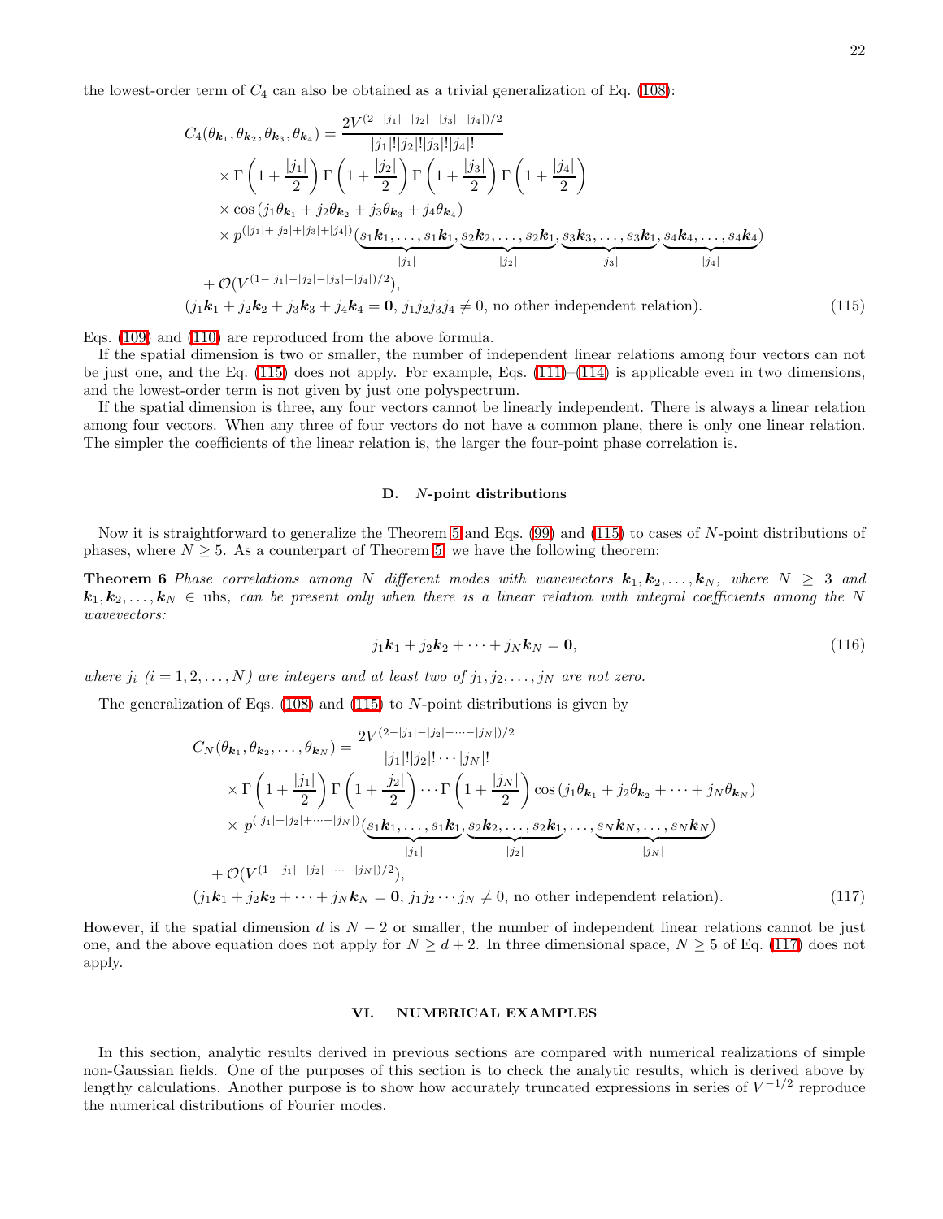the lowest-order term of $C_4$ can also be obtained as a trivial generalization of Eq. (108):

$$
\begin{aligned}
C_4(\theta_{\boldsymbol{k}_1}, \theta_{\boldsymbol{k}_2}, \theta_{\boldsymbol{k}_3}, \theta_{\boldsymbol{k}_4}) &= \frac{2V^{(2-|j_1|-|j_2|-|j_3|-|j_4|)/2}}{|j_1|!|j_2|!|j_3|!|j_4|!} \\
&\quad \times \Gamma\left(1+\frac{|j_1|}{2}\right)\Gamma\left(1+\frac{|j_2|}{2}\right)\Gamma\left(1+\frac{|j_3|}{2}\right)\Gamma\left(1+\frac{|j_4|}{2}\right) \\
&\quad \times \cos\left(j_1\theta_{\boldsymbol{k}_1} + j_2\theta_{\boldsymbol{k}_2} + j_3\theta_{\boldsymbol{k}_3} + j_4\theta_{\boldsymbol{k}_4}\right) \\
&\quad \times p^{(|j_1|+|j_2|+|j_3|+|j_4|)}(\underbrace{s_1\boldsymbol{k}_1,\ldots,s_1\boldsymbol{k}_1}_{|j_1|}, \underbrace{s_2\boldsymbol{k}_2,\ldots,s_2\boldsymbol{k}_1}_{|j_2|}, \underbrace{s_3\boldsymbol{k}_3,\ldots,s_3\boldsymbol{k}_1}_{|j_3|}, \underbrace{s_4\boldsymbol{k}_4,\ldots,s_4\boldsymbol{k}_4}_{|j_4|}) \\
&\quad + \mathcal{O}(V^{(1-|j_1|-|j_2|-|j_3|-|j_4|)/2}),
\end{aligned}
$$

$$
(j_1\boldsymbol{k}_1 + j_2\boldsymbol{k}_2 + j_3\boldsymbol{k}_3 + j_4\boldsymbol{k}_4 = \boldsymbol{0},\ j_1j_2j_3j_4 \neq 0, \text{ no other independent relation}). \tag{115}
$$

Eqs. (109) and (110) are reproduced from the above formula.

If the spatial dimension is two or smaller, the number of independent linear relations among four vectors can not be just one, and the Eq. (115) does not apply. For example, Eqs. (111)–(114) is applicable even in two dimensions, and the lowest-order term is not given by just one polyspectrum.

If the spatial dimension is three, any four vectors cannot be linearly independent. There is always a linear relation among four vectors. When any three of four vectors do not have a common plane, there is only one linear relation. The simpler the coefficients of the linear relation is, the larger the four-point phase correlation is.

### D. $N$-point distributions

Now it is straightforward to generalize the Theorem 5 and Eqs. (99) and (115) to cases of $N$-point distributions of phases, where $N \geq 5$. As a counterpart of Theorem 5, we have the following theorem:

**Theorem 6** *Phase correlations among $N$ different modes with wavevectors $\boldsymbol{k}_1, \boldsymbol{k}_2, \ldots, \boldsymbol{k}_N$, where $N \geq 3$ and $\boldsymbol{k}_1, \boldsymbol{k}_2, \ldots, \boldsymbol{k}_N \in$ uhs, can be present only when there is a linear relation with integral coefficients among the $N$ wavevectors:*

$$
j_1\boldsymbol{k}_1 + j_2\boldsymbol{k}_2 + \cdots + j_N\boldsymbol{k}_N = \boldsymbol{0}, \tag{116}
$$

*where $j_i$ ($i = 1, 2, \ldots, N$) are integers and at least two of $j_1, j_2, \ldots, j_N$ are not zero.*

The generalization of Eqs. (108) and (115) to $N$-point distributions is given by

$$
\begin{aligned}
C_N(\theta_{\boldsymbol{k}_1}, \theta_{\boldsymbol{k}_2}, \ldots, \theta_{\boldsymbol{k}_N}) &= \frac{2V^{(2-|j_1|-|j_2|-\cdots-|j_N|)/2}}{|j_1|!|j_2|!\cdots|j_N|!} \\
&\quad \times \Gamma\left(1+\frac{|j_1|}{2}\right)\Gamma\left(1+\frac{|j_2|}{2}\right)\cdots\Gamma\left(1+\frac{|j_N|}{2}\right)\cos\left(j_1\theta_{\boldsymbol{k}_1} + j_2\theta_{\boldsymbol{k}_2} + \cdots + j_N\theta_{\boldsymbol{k}_N}\right) \\
&\quad \times p^{(|j_1|+|j_2|+\cdots+|j_N|)}(\underbrace{s_1\boldsymbol{k}_1,\ldots,s_1\boldsymbol{k}_1}_{|j_1|}, \underbrace{s_2\boldsymbol{k}_2,\ldots,s_2\boldsymbol{k}_1}_{|j_2|}, \ldots, \underbrace{s_N\boldsymbol{k}_N,\ldots,s_N\boldsymbol{k}_N}_{|j_N|}) \\
&\quad + \mathcal{O}(V^{(1-|j_1|-|j_2|-\cdots-|j_N|)/2}),
\end{aligned}
$$

$$
(j_1\boldsymbol{k}_1 + j_2\boldsymbol{k}_2 + \cdots + j_N\boldsymbol{k}_N = \boldsymbol{0},\ j_1j_2\cdots j_N \neq 0, \text{ no other independent relation}). \tag{117}
$$

However, if the spatial dimension $d$ is $N-2$ or smaller, the number of independent linear relations cannot be just one, and the above equation does not apply for $N \geq d+2$. In three dimensional space, $N \geq 5$ of Eq. (117) does not apply.

## VI. NUMERICAL EXAMPLES

In this section, analytic results derived in previous sections are compared with numerical realizations of simple non-Gaussian fields. One of the purposes of this section is to check the analytic results, which is derived above by lengthy calculations. Another purpose is to show how accurately truncated expressions in series of $V^{-1/2}$ reproduce the numerical distributions of Fourier modes.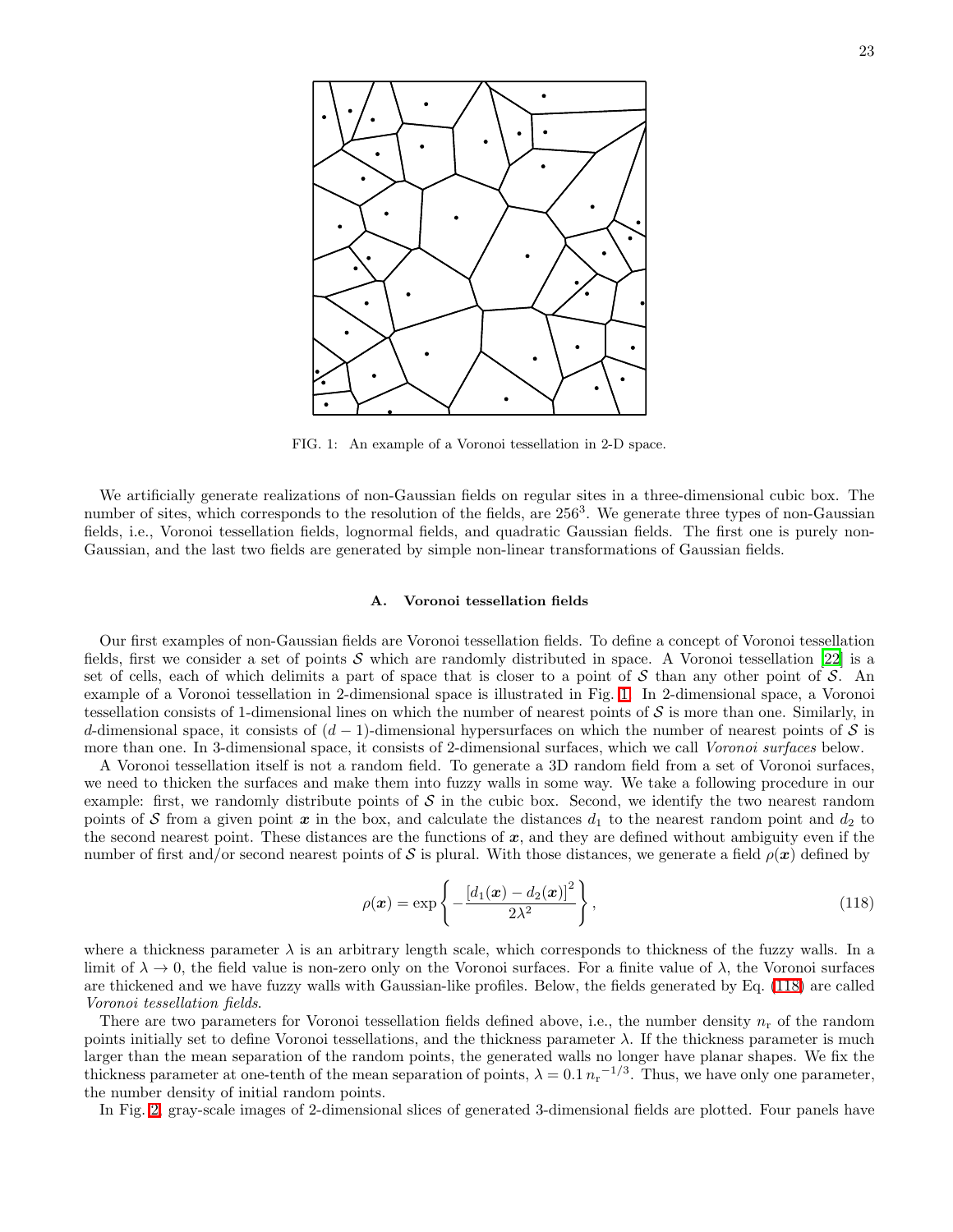FIG. 1: An example of a Voronoi tessellation in 2-D space.

We artificially generate realizations of non-Gaussian fields on regular sites in a three-dimensional cubic box. The number of sites, which corresponds to the resolution of the fields, are $256^3$. We generate three types of non-Gaussian fields, i.e., Voronoi tessellation fields, lognormal fields, and quadratic Gaussian fields. The first one is purely non-Gaussian, and the last two fields are generated by simple non-linear transformations of Gaussian fields.

### A. Voronoi tessellation fields

Our first examples of non-Gaussian fields are Voronoi tessellation fields. To define a concept of Voronoi tessellation fields, first we consider a set of points $\mathcal{S}$ which are randomly distributed in space. A Voronoi tessellation [22] is a set of cells, each of which delimits a part of space that is closer to a point of $\mathcal{S}$ than any other point of $\mathcal{S}$. An example of a Voronoi tessellation in 2-dimensional space is illustrated in Fig. 1. In 2-dimensional space, a Voronoi tessellation consists of 1-dimensional lines on which the number of nearest points of $\mathcal{S}$ is more than one. Similarly, in $d$-dimensional space, it consists of $(d-1)$-dimensional hypersurfaces on which the number of nearest points of $\mathcal{S}$ is more than one. In 3-dimensional space, it consists of 2-dimensional surfaces, which we call *Voronoi surfaces* below.

A Voronoi tessellation itself is not a random field. To generate a 3D random field from a set of Voronoi surfaces, we need to thicken the surfaces and make them into fuzzy walls in some way. We take a following procedure in our example: first, we randomly distribute points of $\mathcal{S}$ in the cubic box. Second, we identify the two nearest random points of $\mathcal{S}$ from a given point $\boldsymbol{x}$ in the box, and calculate the distances $d_1$ to the nearest random point and $d_2$ to the second nearest point. These distances are the functions of $\boldsymbol{x}$, and they are defined without ambiguity even if the number of first and/or second nearest points of $\mathcal{S}$ is plural. With those distances, we generate a field $\rho(\boldsymbol{x})$ defined by

$$\rho(\boldsymbol{x}) = \exp\left\{-\frac{\left[d_1(\boldsymbol{x}) - d_2(\boldsymbol{x})\right]^2}{2\lambda^2}\right\}, \tag{118}$$

where a thickness parameter $\lambda$ is an arbitrary length scale, which corresponds to thickness of the fuzzy walls. In a limit of $\lambda \to 0$, the field value is non-zero only on the Voronoi surfaces. For a finite value of $\lambda$, the Voronoi surfaces are thickened and we have fuzzy walls with Gaussian-like profiles. Below, the fields generated by Eq. (118) are called *Voronoi tessellation fields*.

There are two parameters for Voronoi tessellation fields defined above, i.e., the number density $n_{\rm r}$ of the random points initially set to define Voronoi tessellations, and the thickness parameter $\lambda$. If the thickness parameter is much larger than the mean separation of the random points, the generated walls no longer have planar shapes. We fix the thickness parameter at one-tenth of the mean separation of points, $\lambda = 0.1\, {n_{\rm r}}^{-1/3}$. Thus, we have only one parameter, the number density of initial random points.

In Fig. 2, gray-scale images of 2-dimensional slices of generated 3-dimensional fields are plotted. Four panels have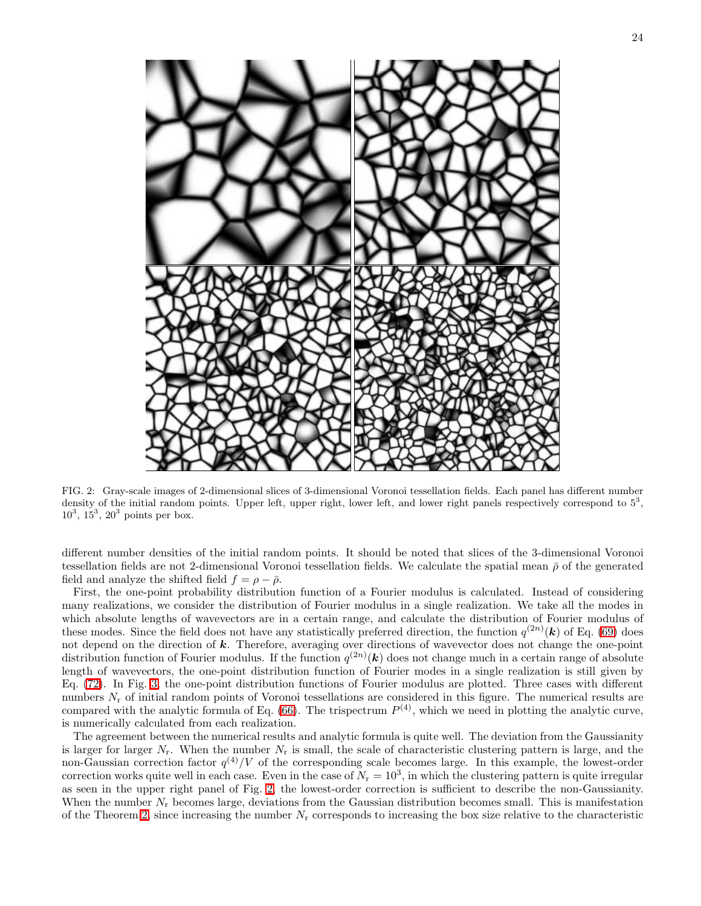FIG. 2: Gray-scale images of 2-dimensional slices of 3-dimensional Voronoi tessellation fields. Each panel has different number density of the initial random points. Upper left, upper right, lower left, and lower right panels respectively correspond to $5^3$, $10^3$, $15^3$, $20^3$ points per box.

different number densities of the initial random points. It should be noted that slices of the 3-dimensional Voronoi tessellation fields are not 2-dimensional Voronoi tessellation fields. We calculate the spatial mean $\bar{\rho}$ of the generated field and analyze the shifted field $f = \rho - \bar{\rho}$.

First, the one-point probability distribution function of a Fourier modulus is calculated. Instead of considering many realizations, we consider the distribution of Fourier modulus in a single realization. We take all the modes in which absolute lengths of wavevectors are in a certain range, and calculate the distribution of Fourier modulus of these modes. Since the field does not have any statistically preferred direction, the function $q^{(2n)}(\boldsymbol{k})$ of Eq. (69) does not depend on the direction of $\boldsymbol{k}$. Therefore, averaging over directions of wavevector does not change the one-point distribution function of Fourier modulus. If the function $q^{(2n)}(\boldsymbol{k})$ does not change much in a certain range of absolute length of wavevectors, the one-point distribution function of Fourier modes in a single realization is still given by Eq. (72). In Fig. 3, the one-point distribution functions of Fourier modulus are plotted. Three cases with different numbers $N_{\rm r}$ of initial random points of Voronoi tessellations are considered in this figure. The numerical results are compared with the analytic formula of Eq. (66). The trispectrum $P^{(4)}$, which we need in plotting the analytic curve, is numerically calculated from each realization.

The agreement between the numerical results and analytic formula is quite well. The deviation from the Gaussianity is larger for larger $N_{\rm r}$. When the number $N_{\rm r}$ is small, the scale of characteristic clustering pattern is large, and the non-Gaussian correction factor $q^{(4)}/V$ of the corresponding scale becomes large. In this example, the lowest-order correction works quite well in each case. Even in the case of $N_{\rm r} = 10^3$, in which the clustering pattern is quite irregular as seen in the upper right panel of Fig. 2, the lowest-order correction is sufficient to describe the non-Gaussianity. When the number $N_{\rm r}$ becomes large, deviations from the Gaussian distribution becomes small. This is manifestation of the Theorem 2, since increasing the number $N_{\rm r}$ corresponds to increasing the box size relative to the characteristic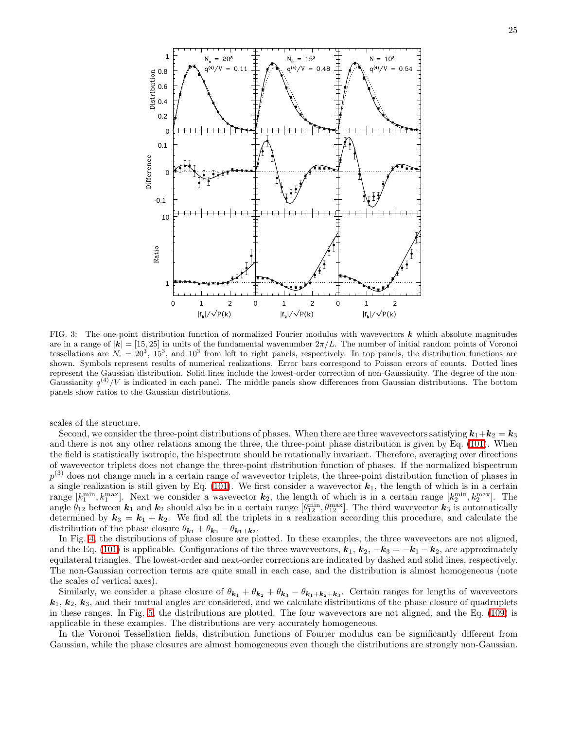FIG. 3: The one-point distribution function of normalized Fourier modulus with wavevectors $\boldsymbol{k}$ which absolute magnitudes are in a range of $|\boldsymbol{k}| = [15, 25]$ in units of the fundamental wavenumber $2\pi/L$. The number of initial random points of Voronoi tessellations are $N_{\rm r} = 20^3$, $15^3$, and $10^3$ from left to right panels, respectively. In top panels, the distribution functions are shown. Symbols represent results of numerical realizations. Error bars correspond to Poisson errors of counts. Dotted lines represent the Gaussian distribution. Solid lines include the lowest-order correction of non-Gaussianity. The degree of the non-Gaussianity $q^{(4)}/V$ is indicated in each panel. The middle panels show differences from Gaussian distributions. The bottom panels show ratios to the Gaussian distributions.

scales of the structure.

Second, we consider the three-point distributions of phases. When there are three wavevectors satisfying $\boldsymbol{k}_1 + \boldsymbol{k}_2 = \boldsymbol{k}_3$ and there is not any other relations among the three, the three-point phase distribution is given by Eq. (101). When the field is statistically isotropic, the bispectrum should be rotationally invariant. Therefore, averaging over directions of wavevector triplets does not change the three-point distribution function of phases. If the normalized bispectrum $p^{(3)}$ does not change much in a certain range of wavevector triplets, the three-point distribution function of phases in a single realization is still given by Eq. (101). We first consider a wavevector $\boldsymbol{k}_1$, the length of which is in a certain range $[k_1^{\rm min}, k_1^{\rm max}]$. Next we consider a wavevector $\boldsymbol{k}_2$, the length of which is in a certain range $[k_2^{\rm min}, k_2^{\rm max}]$. The angle $\theta_{12}$ between $\boldsymbol{k}_1$ and $\boldsymbol{k}_2$ should also be in a certain range $[\theta_{12}^{\rm min}, \theta_{12}^{\rm max}]$. The third wavevector $\boldsymbol{k}_3$ is automatically determined by $\boldsymbol{k}_3 = \boldsymbol{k}_1 + \boldsymbol{k}_2$. We find all the triplets in a realization according this procedure, and calculate the distribution of the phase closure $\theta_{\boldsymbol{k}_1} + \theta_{\boldsymbol{k}_2} - \theta_{\boldsymbol{k}_1 + \boldsymbol{k}_2}$.

In Fig. 4, the distributions of phase closure are plotted. In these examples, the three wavevectors are not aligned, and the Eq. (101) is applicable. Configurations of the three wavevectors, $\boldsymbol{k}_1$, $\boldsymbol{k}_2$, $-\boldsymbol{k}_3 = -\boldsymbol{k}_1 - \boldsymbol{k}_2$, are approximately equilateral triangles. The lowest-order and next-order corrections are indicated by dashed and solid lines, respectively. The non-Gaussian correction terms are quite small in each case, and the distribution is almost homogeneous (note the scales of vertical axes).

Similarly, we consider a phase closure of $\theta_{\boldsymbol{k}_1} + \theta_{\boldsymbol{k}_2} + \theta_{\boldsymbol{k}_3} - \theta_{\boldsymbol{k}_1 + \boldsymbol{k}_2 + \boldsymbol{k}_3}$. Certain ranges for lengths of wavevectors $\boldsymbol{k}_1$, $\boldsymbol{k}_2$, $\boldsymbol{k}_3$, and their mutual angles are considered, and we calculate distributions of the phase closure of quadruplets in these ranges. In Fig. 5, the distributions are plotted. The four wavevectors are not aligned, and the Eq. (109) is applicable in these examples. The distributions are very accurately homogeneous.

In the Voronoi Tessellation fields, distribution functions of Fourier modulus can be significantly different from Gaussian, while the phase closures are almost homogeneous even though the distributions are strongly non-Gaussian.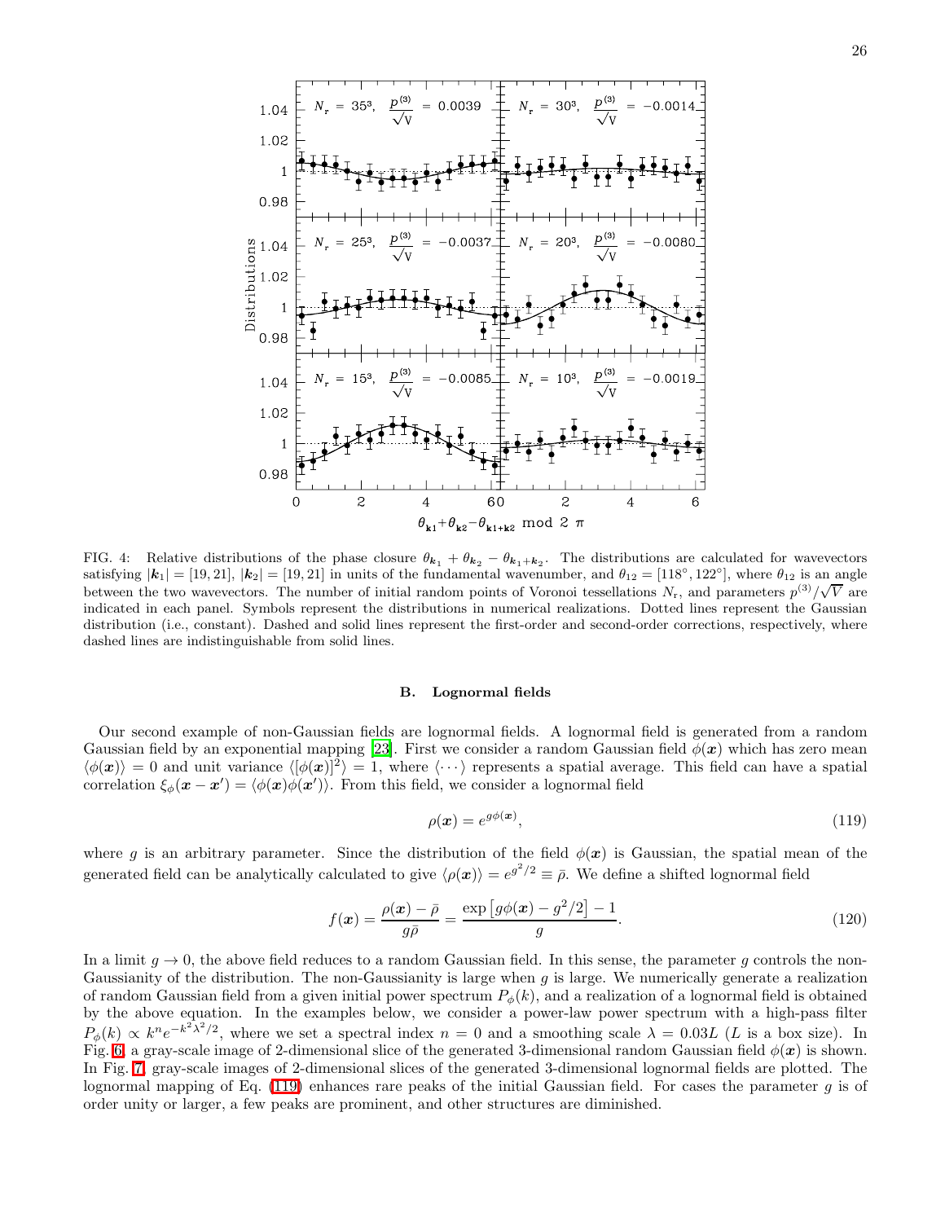FIG. 4: Relative distributions of the phase closure $\theta_{\boldsymbol{k}_1} + \theta_{\boldsymbol{k}_2} - \theta_{\boldsymbol{k}_1+\boldsymbol{k}_2}$. The distributions are calculated for wavevectors satisfying $|\boldsymbol{k}_1| = [19, 21]$, $|\boldsymbol{k}_2| = [19, 21]$ in units of the fundamental wavenumber, and $\theta_{12} = [118^\circ, 122^\circ]$, where $\theta_{12}$ is an angle between the two wavevectors. The number of initial random points of Voronoi tessellations $N_{\rm r}$, and parameters $p^{(3)}/\sqrt{V}$ are indicated in each panel. Symbols represent the distributions in numerical realizations. Dotted lines represent the Gaussian distribution (i.e., constant). Dashed and solid lines represent the first-order and second-order corrections, respectively, where dashed lines are indistinguishable from solid lines.

### B. Lognormal fields

Our second example of non-Gaussian fields are lognormal fields. A lognormal field is generated from a random Gaussian field by an exponential mapping [23]. First we consider a random Gaussian field $\phi(\boldsymbol{x})$ which has zero mean $\langle\phi(\boldsymbol{x})\rangle = 0$ and unit variance $\langle[\phi(\boldsymbol{x})]^2\rangle = 1$, where $\langle\cdots\rangle$ represents a spatial average. This field can have a spatial correlation $\xi_\phi(\boldsymbol{x} - \boldsymbol{x}') = \langle\phi(\boldsymbol{x})\phi(\boldsymbol{x}')\rangle$. From this field, we consider a lognormal field

$$\rho(\boldsymbol{x}) = e^{g\phi(\boldsymbol{x})}, \tag{119}$$

where $g$ is an arbitrary parameter. Since the distribution of the field $\phi(\boldsymbol{x})$ is Gaussian, the spatial mean of the generated field can be analytically calculated to give $\langle\rho(\boldsymbol{x})\rangle = e^{g^2/2} \equiv \bar{\rho}$. We define a shifted lognormal field

$$f(\boldsymbol{x}) = \frac{\rho(\boldsymbol{x}) - \bar{\rho}}{g\bar{\rho}} = \frac{\exp\left[g\phi(\boldsymbol{x}) - g^2/2\right] - 1}{g}. \tag{120}$$

In a limit $g \to 0$, the above field reduces to a random Gaussian field. In this sense, the parameter $g$ controls the non-Gaussianity of the distribution. The non-Gaussianity is large when $g$ is large. We numerically generate a realization of random Gaussian field from a given initial power spectrum $P_\phi(k)$, and a realization of a lognormal field is obtained by the above equation. In the examples below, we consider a power-law power spectrum with a high-pass filter $P_\phi(k) \propto k^n e^{-k^2\lambda^2/2}$, where we set a spectral index $n = 0$ and a smoothing scale $\lambda = 0.03L$ ($L$ is a box size). In Fig. 6, a gray-scale image of 2-dimensional slice of the generated 3-dimensional random Gaussian field $\phi(\boldsymbol{x})$ is shown. In Fig. 7, gray-scale images of 2-dimensional slices of the generated 3-dimensional lognormal fields are plotted. The lognormal mapping of Eq. (119) enhances rare peaks of the initial Gaussian field. For cases the parameter $g$ is of order unity or larger, a few peaks are prominent, and other structures are diminished.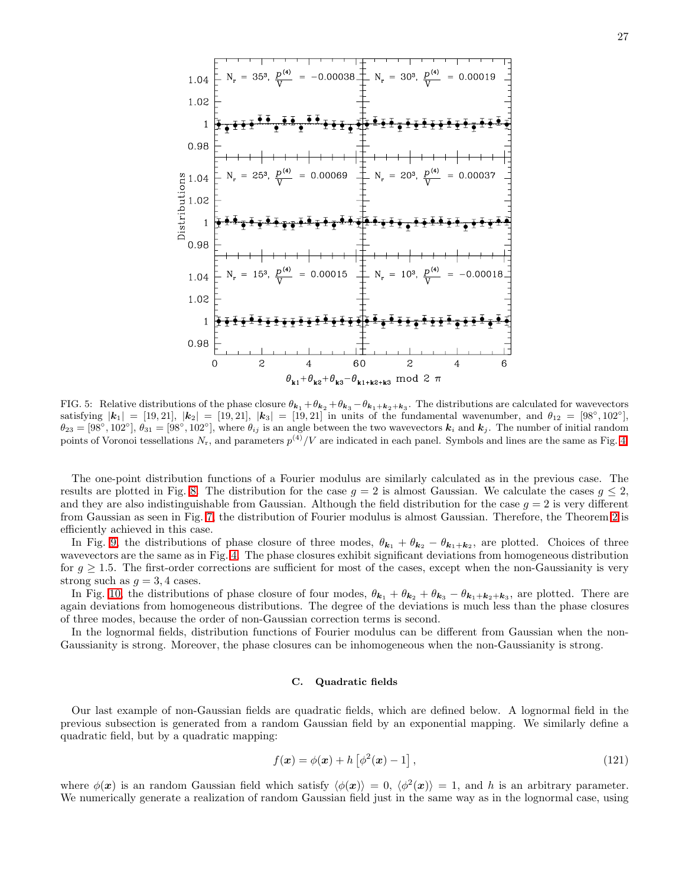FIG. 5: Relative distributions of the phase closure $\theta_{\boldsymbol{k}_1}+\theta_{\boldsymbol{k}_2}+\theta_{\boldsymbol{k}_3}-\theta_{\boldsymbol{k}_1+\boldsymbol{k}_2+\boldsymbol{k}_3}$. The distributions are calculated for wavevectors satisfying $|\boldsymbol{k}_1| = [19, 21]$, $|\boldsymbol{k}_2| = [19, 21]$, $|\boldsymbol{k}_3| = [19, 21]$ in units of the fundamental wavenumber, and $\theta_{12} = [98^\circ, 102^\circ]$, $\theta_{23} = [98^\circ, 102^\circ]$, $\theta_{31} = [98^\circ, 102^\circ]$, where $\theta_{ij}$ is an angle between the two wavevectors $\boldsymbol{k}_i$ and $\boldsymbol{k}_j$. The number of initial random points of Voronoi tessellations $N_{\rm r}$, and parameters $p^{(4)}/V$ are indicated in each panel. Symbols and lines are the same as Fig. 4.

The one-point distribution functions of a Fourier modulus are similarly calculated as in the previous case. The results are plotted in Fig. 8. The distribution for the case $g = 2$ is almost Gaussian. We calculate the cases $g \leq 2$, and they are also indistinguishable from Gaussian. Although the field distribution for the case $g = 2$ is very different from Gaussian as seen in Fig. 7, the distribution of Fourier modulus is almost Gaussian. Therefore, the Theorem 2 is efficiently achieved in this case.

In Fig. 9, the distributions of phase closure of three modes, $\theta_{\boldsymbol{k}_1} + \theta_{\boldsymbol{k}_2} - \theta_{\boldsymbol{k}_1+\boldsymbol{k}_2}$, are plotted. Choices of three wavevectors are the same as in Fig. 4. The phase closures exhibit significant deviations from homogeneous distribution for $g \geq 1.5$. The first-order corrections are sufficient for most of the cases, except when the non-Gaussianity is very strong such as $g = 3, 4$ cases.

In Fig. 10, the distributions of phase closure of four modes, $\theta_{\boldsymbol{k}_1} + \theta_{\boldsymbol{k}_2} + \theta_{\boldsymbol{k}_3} - \theta_{\boldsymbol{k}_1+\boldsymbol{k}_2+\boldsymbol{k}_3}$, are plotted. There are again deviations from homogeneous distributions. The degree of the deviations is much less than the phase closures of three modes, because the order of non-Gaussian correction terms is second.

In the lognormal fields, distribution functions of Fourier modulus can be different from Gaussian when the non-Gaussianity is strong. Moreover, the phase closures can be inhomogeneous when the non-Gaussianity is strong.

### C. Quadratic fields

Our last example of non-Gaussian fields are quadratic fields, which are defined below. A lognormal field in the previous subsection is generated from a random Gaussian field by an exponential mapping. We similarly define a quadratic field, but by a quadratic mapping:

$$f(\boldsymbol{x}) = \phi(\boldsymbol{x}) + h\left[\phi^2(\boldsymbol{x}) - 1\right], \tag{121}$$

where $\phi(\boldsymbol{x})$ is an random Gaussian field which satisfy $\langle\phi(\boldsymbol{x})\rangle = 0$, $\langle\phi^2(\boldsymbol{x})\rangle = 1$, and $h$ is an arbitrary parameter. We numerically generate a realization of random Gaussian field just in the same way as in the lognormal case, using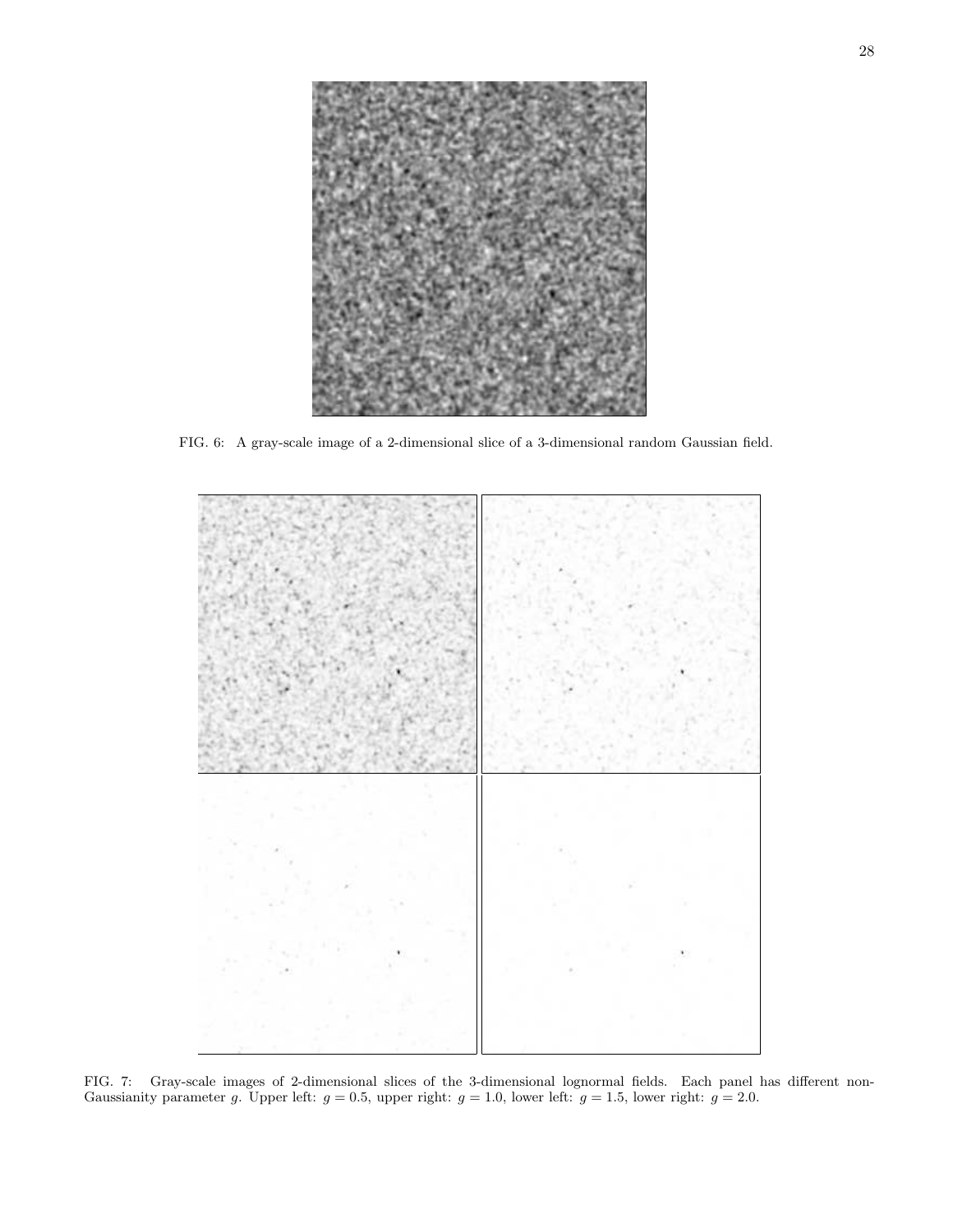FIG. 6: A gray-scale image of a 2-dimensional slice of a 3-dimensional random Gaussian field.

FIG. 7: Gray-scale images of 2-dimensional slices of the 3-dimensional lognormal fields. Each panel has different non-Gaussianity parameter $g$. Upper left: $g = 0.5$, upper right: $g = 1.0$, lower left: $g = 1.5$, lower right: $g = 2.0$.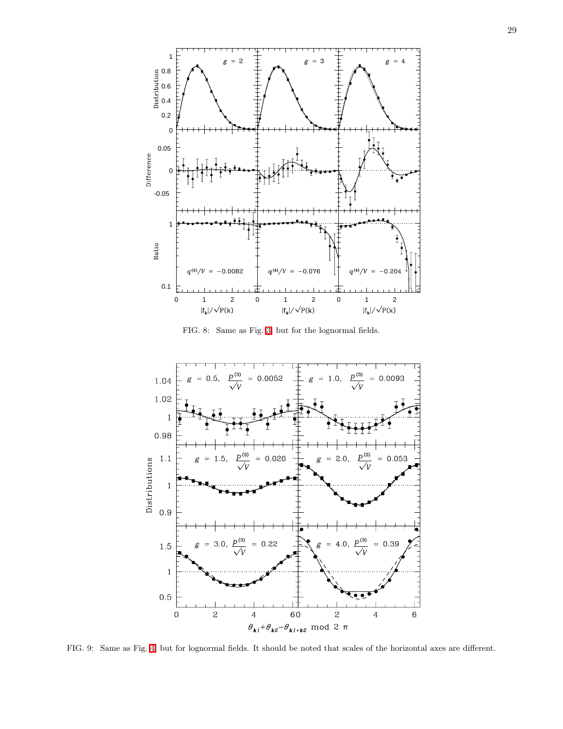FIG. 8: Same as Fig. 3 but for the lognormal fields.

FIG. 9: Same as Fig. 4 but for lognormal fields. It should be noted that scales of the horizontal axes are different.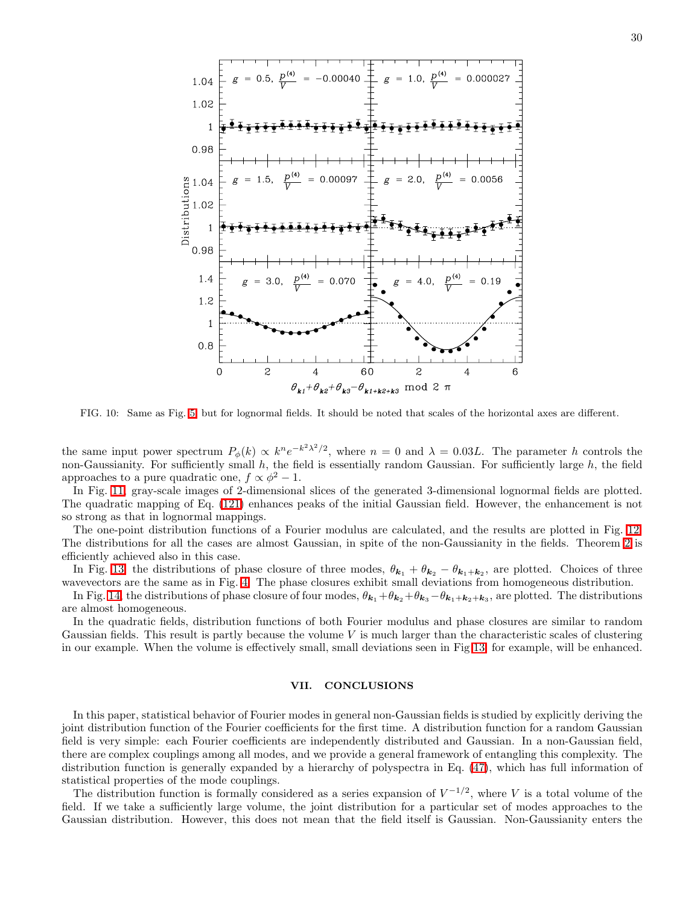FIG. 10: Same as Fig. 5, but for lognormal fields. It should be noted that scales of the horizontal axes are different.

the same input power spectrum $P_\phi(k) \propto k^n e^{-k^2\lambda^2/2}$, where $n = 0$ and $\lambda = 0.03L$. The parameter $h$ controls the non-Gaussianity. For sufficiently small $h$, the field is essentially random Gaussian. For sufficiently large $h$, the field approaches to a pure quadratic one, $f \propto \phi^2 - 1$.

In Fig. 11, gray-scale images of 2-dimensional slices of the generated 3-dimensional lognormal fields are plotted. The quadratic mapping of Eq. (121) enhances peaks of the initial Gaussian field. However, the enhancement is not so strong as that in lognormal mappings.

The one-point distribution functions of a Fourier modulus are calculated, and the results are plotted in Fig. 12. The distributions for all the cases are almost Gaussian, in spite of the non-Gaussianity in the fields. Theorem 2 is efficiently achieved also in this case.

In Fig. 13, the distributions of phase closure of three modes, $\theta_{\boldsymbol{k}_1} + \theta_{\boldsymbol{k}_2} - \theta_{\boldsymbol{k}_1+\boldsymbol{k}_2}$, are plotted. Choices of three wavevectors are the same as in Fig. 4. The phase closures exhibit small deviations from homogeneous distribution.

In Fig. 14, the distributions of phase closure of four modes, $\theta_{\boldsymbol{k}_1} + \theta_{\boldsymbol{k}_2} + \theta_{\boldsymbol{k}_3} - \theta_{\boldsymbol{k}_1+\boldsymbol{k}_2+\boldsymbol{k}_3}$, are plotted. The distributions are almost homogeneous.

In the quadratic fields, distribution functions of both Fourier modulus and phase closures are similar to random Gaussian fields. This result is partly because the volume $V$ is much larger than the characteristic scales of clustering in our example. When the volume is effectively small, small deviations seen in Fig 13, for example, will be enhanced.

## VII. CONCLUSIONS

In this paper, statistical behavior of Fourier modes in general non-Gaussian fields is studied by explicitly deriving the joint distribution function of the Fourier coefficients for the first time. A distribution function for a random Gaussian field is very simple: each Fourier coefficients are independently distributed and Gaussian. In a non-Gaussian field, there are complex couplings among all modes, and we provide a general framework of entangling this complexity. The distribution function is generally expanded by a hierarchy of polyspectra in Eq. (47), which has full information of statistical properties of the mode couplings.

The distribution function is formally considered as a series expansion of $V^{-1/2}$, where $V$ is a total volume of the field. If we take a sufficiently large volume, the joint distribution for a particular set of modes approaches to the Gaussian distribution. However, this does not mean that the field itself is Gaussian. Non-Gaussianity enters the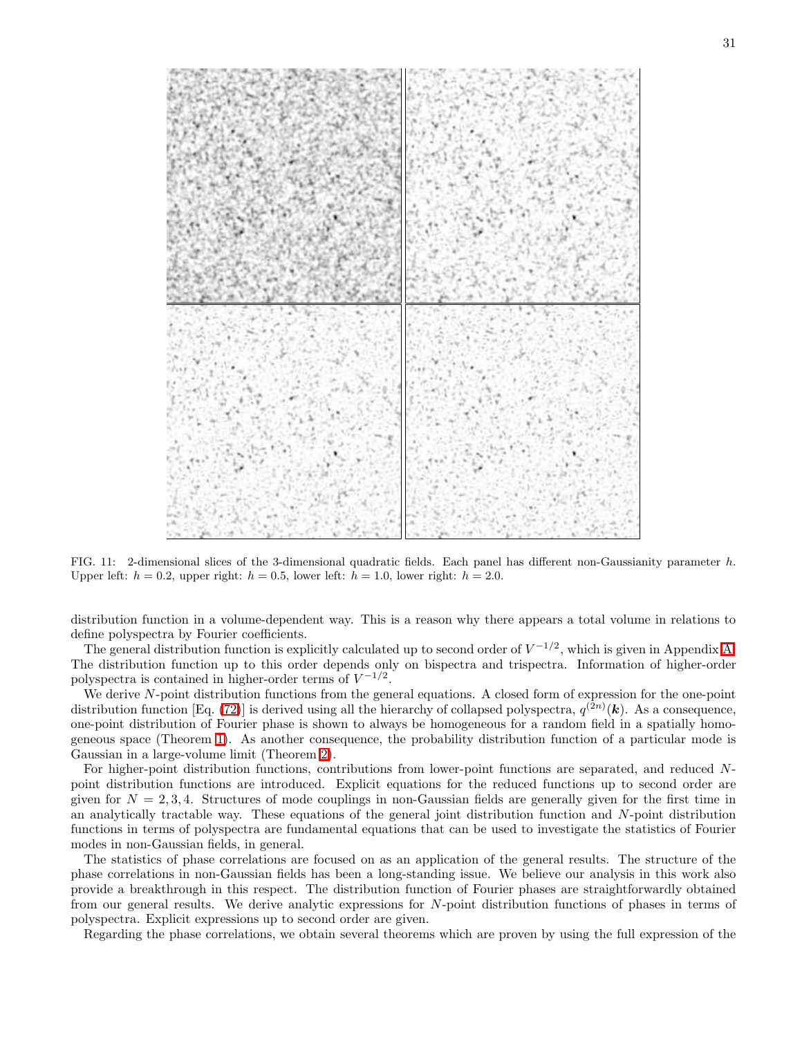FIG. 11: 2-dimensional slices of the 3-dimensional quadratic fields. Each panel has different non-Gaussianity parameter $h$. Upper left: $h = 0.2$, upper right: $h = 0.5$, lower left: $h = 1.0$, lower right: $h = 2.0$.

distribution function in a volume-dependent way. This is a reason why there appears a total volume in relations to define polyspectra by Fourier coefficients.

The general distribution function is explicitly calculated up to second order of $V^{-1/2}$, which is given in Appendix A. The distribution function up to this order depends only on bispectra and trispectra. Information of higher-order polyspectra is contained in higher-order terms of $V^{-1/2}$.

We derive $N$-point distribution functions from the general equations. A closed form of expression for the one-point distribution function [Eq. (72)] is derived using all the hierarchy of collapsed polyspectra, $q^{(2n)}(\boldsymbol{k})$. As a consequence, one-point distribution of Fourier phase is shown to always be homogeneous for a random field in a spatially homogeneous space (Theorem 1). As another consequence, the probability distribution function of a particular mode is Gaussian in a large-volume limit (Theorem 2).

For higher-point distribution functions, contributions from lower-point functions are separated, and reduced $N$-point distribution functions are introduced. Explicit equations for the reduced functions up to second order are given for $N = 2, 3, 4$. Structures of mode couplings in non-Gaussian fields are generally given for the first time in an analytically tractable way. These equations of the general joint distribution function and $N$-point distribution functions in terms of polyspectra are fundamental equations that can be used to investigate the statistics of Fourier modes in non-Gaussian fields, in general.

The statistics of phase correlations are focused on as an application of the general results. The structure of the phase correlations in non-Gaussian fields has been a long-standing issue. We believe our analysis in this work also provide a breakthrough in this respect. The distribution function of Fourier phases are straightforwardly obtained from our general results. We derive analytic expressions for $N$-point distribution functions of phases in terms of polyspectra. Explicit expressions up to second order are given.

Regarding the phase correlations, we obtain several theorems which are proven by using the full expression of the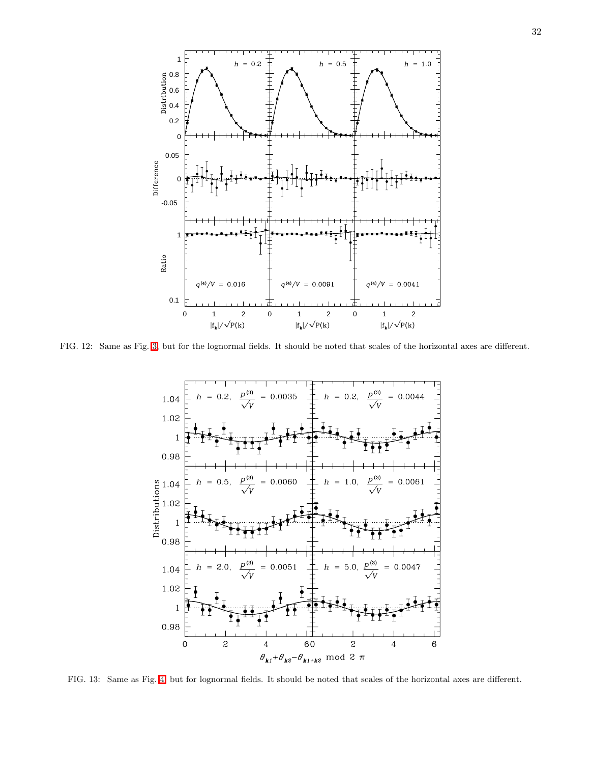FIG. 12: Same as Fig. 3, but for the lognormal fields. It should be noted that scales of the horizontal axes are different.

FIG. 13: Same as Fig. 4, but for lognormal fields. It should be noted that scales of the horizontal axes are different.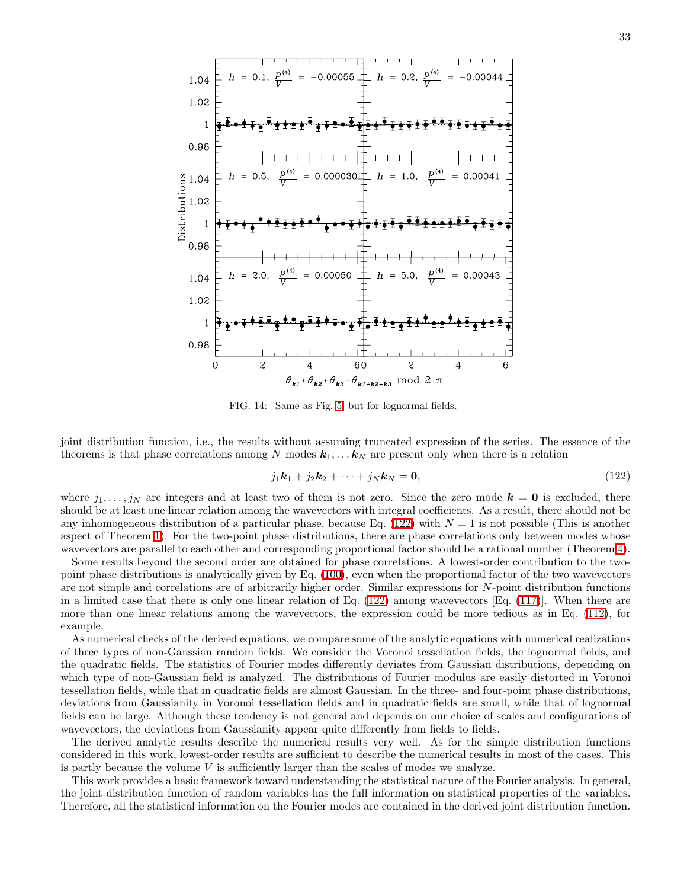FIG. 14: Same as Fig. 5, but for lognormal fields.

joint distribution function, i.e., the results without assuming truncated expression of the series. The essence of the theorems is that phase correlations among $N$ modes $\boldsymbol{k}_1, \dots \boldsymbol{k}_N$ are present only when there is a relation

$$j_1\boldsymbol{k}_1 + j_2\boldsymbol{k}_2 + \cdots + j_N\boldsymbol{k}_N = \boldsymbol{0}, \tag{122}$$

where $j_1, \dots, j_N$ are integers and at least two of them is not zero. Since the zero mode $\boldsymbol{k} = \boldsymbol{0}$ is excluded, there should be at least one linear relation among the wavevectors with integral coefficients. As a result, there should not be any inhomogeneous distribution of a particular phase, because Eq. (122) with $N = 1$ is not possible (This is another aspect of Theorem 1). For the two-point phase distributions, there are phase correlations only between modes whose wavevectors are parallel to each other and corresponding proportional factor should be a rational number (Theorem 4).

Some results beyond the second order are obtained for phase correlations. A lowest-order contribution to the two-point phase distributions is analytically given by Eq. (100), even when the proportional factor of the two wavevectors are not simple and correlations are of arbitrarily higher order. Similar expressions for $N$-point distribution functions in a limited case that there is only one linear relation of Eq. (122) among wavevectors [Eq. (117)]. When there are more than one linear relations among the wavevectors, the expression could be more tedious as in Eq. (112), for example.

As numerical checks of the derived equations, we compare some of the analytic equations with numerical realizations of three types of non-Gaussian random fields. We consider the Voronoi tessellation fields, the lognormal fields, and the quadratic fields. The statistics of Fourier modes differently deviates from Gaussian distributions, depending on which type of non-Gaussian field is analyzed. The distributions of Fourier modulus are easily distorted in Voronoi tessellation fields, while that in quadratic fields are almost Gaussian. In the three- and four-point phase distributions, deviations from Gaussianity in Voronoi tessellation fields and in quadratic fields are small, while that of lognormal fields can be large. Although these tendency is not general and depends on our choice of scales and configurations of wavevectors, the deviations from Gaussianity appear quite differently from fields to fields.

The derived analytic results describe the numerical results very well. As for the simple distribution functions considered in this work, lowest-order results are sufficient to describe the numerical results in most of the cases. This is partly because the volume $V$ is sufficiently larger than the scales of modes we analyze.

This work provides a basic framework toward understanding the statistical nature of the Fourier analysis. In general, the joint distribution function of random variables has the full information on statistical properties of the variables. Therefore, all the statistical information on the Fourier modes are contained in the derived joint distribution function.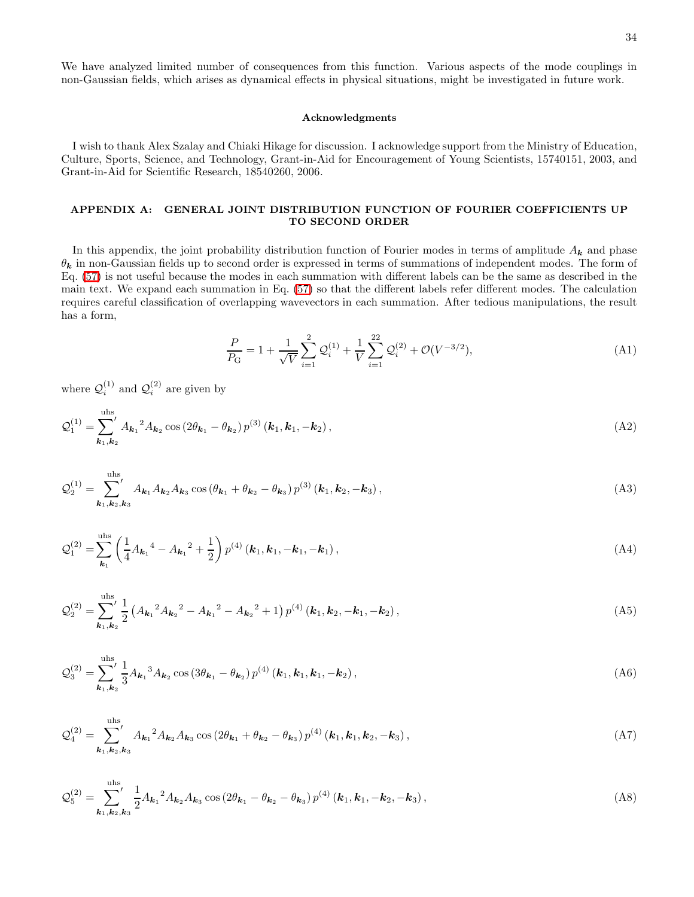We have analyzed limited number of consequences from this function. Various aspects of the mode couplings in non-Gaussian fields, which arises as dynamical effects in physical situations, might be investigated in future work.

### Acknowledgments

I wish to thank Alex Szalay and Chiaki Hikage for discussion. I acknowledge support from the Ministry of Education, Culture, Sports, Science, and Technology, Grant-in-Aid for Encouragement of Young Scientists, 15740151, 2003, and Grant-in-Aid for Scientific Research, 18540260, 2006.

## APPENDIX A: GENERAL JOINT DISTRIBUTION FUNCTION OF FOURIER COEFFICIENTS UP TO SECOND ORDER

In this appendix, the joint probability distribution function of Fourier modes in terms of amplitude $A_{\boldsymbol{k}}$ and phase $\theta_{\boldsymbol{k}}$ in non-Gaussian fields up to second order is expressed in terms of summations of independent modes. The form of Eq. (57) is not useful because the modes in each summation with different labels can be the same as described in the main text. We expand each summation in Eq. (57) so that the different labels refer different modes. The calculation requires careful classification of overlapping wavevectors in each summation. After tedious manipulations, the result has a form,

$$\frac{P}{P_{\mathrm{G}}} = 1 + \frac{1}{\sqrt{V}}\sum_{i=1}^{2}\mathcal{Q}_i^{(1)} + \frac{1}{V}\sum_{i=1}^{22}\mathcal{Q}_i^{(2)} + \mathcal{O}(V^{-3/2}), \tag{A1}$$

where $\mathcal{Q}_i^{(1)}$ and $\mathcal{Q}_i^{(2)}$ are given by

$$\mathcal{Q}_1^{(1)} = \sum_{\boldsymbol{k}_1,\boldsymbol{k}_2}^{\mathrm{uhs}}{}' {A_{\boldsymbol{k}_1}}^2 A_{\boldsymbol{k}_2}\cos\left(2\theta_{\boldsymbol{k}_1}-\theta_{\boldsymbol{k}_2}\right)p^{(3)}\left(\boldsymbol{k}_1,\boldsymbol{k}_1,-\boldsymbol{k}_2\right), \tag{A2}$$

$$\mathcal{Q}_2^{(1)} = \sum_{\boldsymbol{k}_1,\boldsymbol{k}_2,\boldsymbol{k}_3}^{\mathrm{uhs}}{}' A_{\boldsymbol{k}_1}A_{\boldsymbol{k}_2}A_{\boldsymbol{k}_3}\cos\left(\theta_{\boldsymbol{k}_1}+\theta_{\boldsymbol{k}_2}-\theta_{\boldsymbol{k}_3}\right)p^{(3)}\left(\boldsymbol{k}_1,\boldsymbol{k}_2,-\boldsymbol{k}_3\right), \tag{A3}$$

$$\mathcal{Q}_1^{(2)} = \sum_{\boldsymbol{k}_1}^{\mathrm{uhs}}\left(\frac{1}{4}{A_{\boldsymbol{k}_1}}^4 - {A_{\boldsymbol{k}_1}}^2 + \frac{1}{2}\right)p^{(4)}\left(\boldsymbol{k}_1,\boldsymbol{k}_1,-\boldsymbol{k}_1,-\boldsymbol{k}_1\right), \tag{A4}$$

$$\mathcal{Q}_2^{(2)} = \sum_{\boldsymbol{k}_1,\boldsymbol{k}_2}^{\mathrm{uhs}}{}' \frac{1}{2}\left({A_{\boldsymbol{k}_1}}^2{A_{\boldsymbol{k}_2}}^2 - {A_{\boldsymbol{k}_1}}^2 - {A_{\boldsymbol{k}_2}}^2 + 1\right)p^{(4)}\left(\boldsymbol{k}_1,\boldsymbol{k}_2,-\boldsymbol{k}_1,-\boldsymbol{k}_2\right), \tag{A5}$$

$$\mathcal{Q}_3^{(2)} = \sum_{\boldsymbol{k}_1,\boldsymbol{k}_2}^{\mathrm{uhs}}{}' \frac{1}{3}{A_{\boldsymbol{k}_1}}^3 A_{\boldsymbol{k}_2}\cos\left(3\theta_{\boldsymbol{k}_1}-\theta_{\boldsymbol{k}_2}\right)p^{(4)}\left(\boldsymbol{k}_1,\boldsymbol{k}_1,\boldsymbol{k}_1,-\boldsymbol{k}_2\right), \tag{A6}$$

$$\mathcal{Q}_4^{(2)} = \sum_{\boldsymbol{k}_1,\boldsymbol{k}_2,\boldsymbol{k}_3}^{\mathrm{uhs}}{}' {A_{\boldsymbol{k}_1}}^2 A_{\boldsymbol{k}_2}A_{\boldsymbol{k}_3}\cos\left(2\theta_{\boldsymbol{k}_1}+\theta_{\boldsymbol{k}_2}-\theta_{\boldsymbol{k}_3}\right)p^{(4)}\left(\boldsymbol{k}_1,\boldsymbol{k}_1,\boldsymbol{k}_2,-\boldsymbol{k}_3\right), \tag{A7}$$

$$\mathcal{Q}_5^{(2)} = \sum_{\boldsymbol{k}_1,\boldsymbol{k}_2,\boldsymbol{k}_3}^{\mathrm{uhs}}{}' \frac{1}{2}{A_{\boldsymbol{k}_1}}^2 A_{\boldsymbol{k}_2}A_{\boldsymbol{k}_3}\cos\left(2\theta_{\boldsymbol{k}_1}-\theta_{\boldsymbol{k}_2}-\theta_{\boldsymbol{k}_3}\right)p^{(4)}\left(\boldsymbol{k}_1,\boldsymbol{k}_1,-\boldsymbol{k}_2,-\boldsymbol{k}_3\right), \tag{A8}$$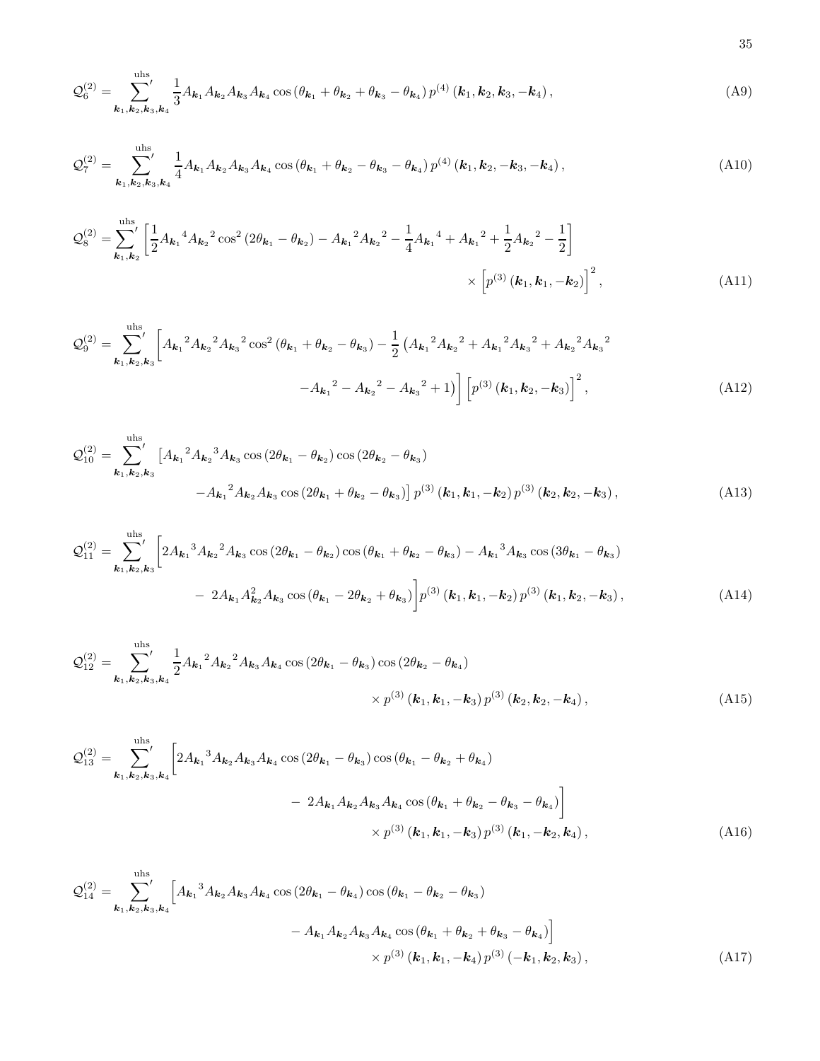$$
\mathcal{Q}_6^{(2)} = \sum_{\boldsymbol{k}_1,\boldsymbol{k}_2,\boldsymbol{k}_3,\boldsymbol{k}_4}^{\text{uhs}\;\prime} \frac{1}{3} A_{\boldsymbol{k}_1} A_{\boldsymbol{k}_2} A_{\boldsymbol{k}_3} A_{\boldsymbol{k}_4} \cos\left(\theta_{\boldsymbol{k}_1} + \theta_{\boldsymbol{k}_2} + \theta_{\boldsymbol{k}_3} - \theta_{\boldsymbol{k}_4}\right) p^{(4)}\left(\boldsymbol{k}_1, \boldsymbol{k}_2, \boldsymbol{k}_3, -\boldsymbol{k}_4\right), \tag{A9}
$$

$$
\mathcal{Q}_7^{(2)} = \sum_{\boldsymbol{k}_1,\boldsymbol{k}_2,\boldsymbol{k}_3,\boldsymbol{k}_4}^{\text{uhs}\;\prime} \frac{1}{4} A_{\boldsymbol{k}_1} A_{\boldsymbol{k}_2} A_{\boldsymbol{k}_3} A_{\boldsymbol{k}_4} \cos\left(\theta_{\boldsymbol{k}_1} + \theta_{\boldsymbol{k}_2} - \theta_{\boldsymbol{k}_3} - \theta_{\boldsymbol{k}_4}\right) p^{(4)}\left(\boldsymbol{k}_1, \boldsymbol{k}_2, -\boldsymbol{k}_3, -\boldsymbol{k}_4\right), \tag{A10}
$$

$$
\begin{aligned}
\mathcal{Q}_8^{(2)} = \sum_{\boldsymbol{k}_1,\boldsymbol{k}_2}^{\text{uhs}\;\prime} \bigg[ \frac{1}{2} {A_{\boldsymbol{k}_1}}^4 {A_{\boldsymbol{k}_2}}^2 \cos^2\left(2\theta_{\boldsymbol{k}_1} - \theta_{\boldsymbol{k}_2}\right) - {A_{\boldsymbol{k}_1}}^2 {A_{\boldsymbol{k}_2}}^2 - \frac{1}{4} {A_{\boldsymbol{k}_1}}^4 + {A_{\boldsymbol{k}_1}}^2 + \frac{1}{2} {A_{\boldsymbol{k}_2}}^2 - \frac{1}{2} \bigg] \\
\times \Big[ p^{(3)}\left(\boldsymbol{k}_1, \boldsymbol{k}_1, -\boldsymbol{k}_2\right) \Big]^2,
\end{aligned} \tag{A11}
$$

$$
\begin{aligned}
\mathcal{Q}_9^{(2)} = \sum_{\boldsymbol{k}_1,\boldsymbol{k}_2,\boldsymbol{k}_3}^{\text{uhs}\;\prime} \bigg[ {A_{\boldsymbol{k}_1}}^2 {A_{\boldsymbol{k}_2}}^2 {A_{\boldsymbol{k}_3}}^2 \cos^2\left(\theta_{\boldsymbol{k}_1} + \theta_{\boldsymbol{k}_2} - \theta_{\boldsymbol{k}_3}\right) - \frac{1}{2} \Big( {A_{\boldsymbol{k}_1}}^2 {A_{\boldsymbol{k}_2}}^2 + {A_{\boldsymbol{k}_1}}^2 {A_{\boldsymbol{k}_3}}^2 + {A_{\boldsymbol{k}_2}}^2 {A_{\boldsymbol{k}_3}}^2 \\
- {A_{\boldsymbol{k}_1}}^2 - {A_{\boldsymbol{k}_2}}^2 - {A_{\boldsymbol{k}_3}}^2 + 1 \Big) \bigg] \Big[ p^{(3)}\left(\boldsymbol{k}_1, \boldsymbol{k}_2, -\boldsymbol{k}_3\right) \Big]^2,
\end{aligned} \tag{A12}
$$

$$
\begin{aligned}
\mathcal{Q}_{10}^{(2)} = \sum_{\boldsymbol{k}_1,\boldsymbol{k}_2,\boldsymbol{k}_3}^{\text{uhs}\;\prime} \Big[ {A_{\boldsymbol{k}_1}}^2 {A_{\boldsymbol{k}_2}}^3 A_{\boldsymbol{k}_3} \cos\left(2\theta_{\boldsymbol{k}_1} - \theta_{\boldsymbol{k}_2}\right) \cos\left(2\theta_{\boldsymbol{k}_2} - \theta_{\boldsymbol{k}_3}\right) \\
- {A_{\boldsymbol{k}_1}}^2 A_{\boldsymbol{k}_2} A_{\boldsymbol{k}_3} \cos\left(2\theta_{\boldsymbol{k}_1} + \theta_{\boldsymbol{k}_2} - \theta_{\boldsymbol{k}_3}\right) \Big] p^{(3)}\left(\boldsymbol{k}_1, \boldsymbol{k}_1, -\boldsymbol{k}_2\right) p^{(3)}\left(\boldsymbol{k}_2, \boldsymbol{k}_2, -\boldsymbol{k}_3\right),
\end{aligned} \tag{A13}
$$

$$
\begin{aligned}
\mathcal{Q}_{11}^{(2)} = \sum_{\boldsymbol{k}_1,\boldsymbol{k}_2,\boldsymbol{k}_3}^{\text{uhs}\;\prime} \bigg[ 2 {A_{\boldsymbol{k}_1}}^3 {A_{\boldsymbol{k}_2}}^2 A_{\boldsymbol{k}_3} \cos\left(2\theta_{\boldsymbol{k}_1} - \theta_{\boldsymbol{k}_2}\right) \cos\left(\theta_{\boldsymbol{k}_1} + \theta_{\boldsymbol{k}_2} - \theta_{\boldsymbol{k}_3}\right) - {A_{\boldsymbol{k}_1}}^3 A_{\boldsymbol{k}_3} \cos\left(3\theta_{\boldsymbol{k}_1} - \theta_{\boldsymbol{k}_3}\right) \\
- \; 2 A_{\boldsymbol{k}_1} A_{\boldsymbol{k}_2}^2 A_{\boldsymbol{k}_3} \cos\left(\theta_{\boldsymbol{k}_1} - 2\theta_{\boldsymbol{k}_2} + \theta_{\boldsymbol{k}_3}\right) \bigg] p^{(3)}\left(\boldsymbol{k}_1, \boldsymbol{k}_1, -\boldsymbol{k}_2\right) p^{(3)}\left(\boldsymbol{k}_1, \boldsymbol{k}_2, -\boldsymbol{k}_3\right),
\end{aligned} \tag{A14}
$$

$$
\begin{aligned}
\mathcal{Q}_{12}^{(2)} = \sum_{\boldsymbol{k}_1,\boldsymbol{k}_2,\boldsymbol{k}_3,\boldsymbol{k}_4}^{\text{uhs}\;\prime} \frac{1}{2} {A_{\boldsymbol{k}_1}}^2 {A_{\boldsymbol{k}_2}}^2 A_{\boldsymbol{k}_3} A_{\boldsymbol{k}_4} \cos\left(2\theta_{\boldsymbol{k}_1} - \theta_{\boldsymbol{k}_3}\right) \cos\left(2\theta_{\boldsymbol{k}_2} - \theta_{\boldsymbol{k}_4}\right) \\
\times p^{(3)}\left(\boldsymbol{k}_1, \boldsymbol{k}_1, -\boldsymbol{k}_3\right) p^{(3)}\left(\boldsymbol{k}_2, \boldsymbol{k}_2, -\boldsymbol{k}_4\right),
\end{aligned} \tag{A15}
$$

$$
\begin{aligned}
\mathcal{Q}_{13}^{(2)} = \sum_{\boldsymbol{k}_1,\boldsymbol{k}_2,\boldsymbol{k}_3,\boldsymbol{k}_4}^{\text{uhs}\;\prime} \bigg[ 2 {A_{\boldsymbol{k}_1}}^3 A_{\boldsymbol{k}_2} A_{\boldsymbol{k}_3} A_{\boldsymbol{k}_4} \cos\left(2\theta_{\boldsymbol{k}_1} - \theta_{\boldsymbol{k}_3}\right) \cos\left(\theta_{\boldsymbol{k}_1} - \theta_{\boldsymbol{k}_2} + \theta_{\boldsymbol{k}_4}\right) \\
- \; 2 A_{\boldsymbol{k}_1} A_{\boldsymbol{k}_2} A_{\boldsymbol{k}_3} A_{\boldsymbol{k}_4} \cos\left(\theta_{\boldsymbol{k}_1} + \theta_{\boldsymbol{k}_2} - \theta_{\boldsymbol{k}_3} - \theta_{\boldsymbol{k}_4}\right) \bigg] \\
\times p^{(3)}\left(\boldsymbol{k}_1, \boldsymbol{k}_1, -\boldsymbol{k}_3\right) p^{(3)}\left(\boldsymbol{k}_1, -\boldsymbol{k}_2, \boldsymbol{k}_4\right),
\end{aligned} \tag{A16}
$$

$$
\begin{aligned}
\mathcal{Q}_{14}^{(2)} = \sum_{\boldsymbol{k}_1,\boldsymbol{k}_2,\boldsymbol{k}_3,\boldsymbol{k}_4}^{\text{uhs}\;\prime} \Big[ {A_{\boldsymbol{k}_1}}^3 A_{\boldsymbol{k}_2} A_{\boldsymbol{k}_3} A_{\boldsymbol{k}_4} \cos\left(2\theta_{\boldsymbol{k}_1} - \theta_{\boldsymbol{k}_4}\right) \cos\left(\theta_{\boldsymbol{k}_1} - \theta_{\boldsymbol{k}_2} - \theta_{\boldsymbol{k}_3}\right) \\
- A_{\boldsymbol{k}_1} A_{\boldsymbol{k}_2} A_{\boldsymbol{k}_3} A_{\boldsymbol{k}_4} \cos\left(\theta_{\boldsymbol{k}_1} + \theta_{\boldsymbol{k}_2} + \theta_{\boldsymbol{k}_3} - \theta_{\boldsymbol{k}_4}\right) \Big] \\
\times p^{(3)}\left(\boldsymbol{k}_1, \boldsymbol{k}_1, -\boldsymbol{k}_4\right) p^{(3)}\left(-\boldsymbol{k}_1, \boldsymbol{k}_2, \boldsymbol{k}_3\right),
\end{aligned} \tag{A17}
$$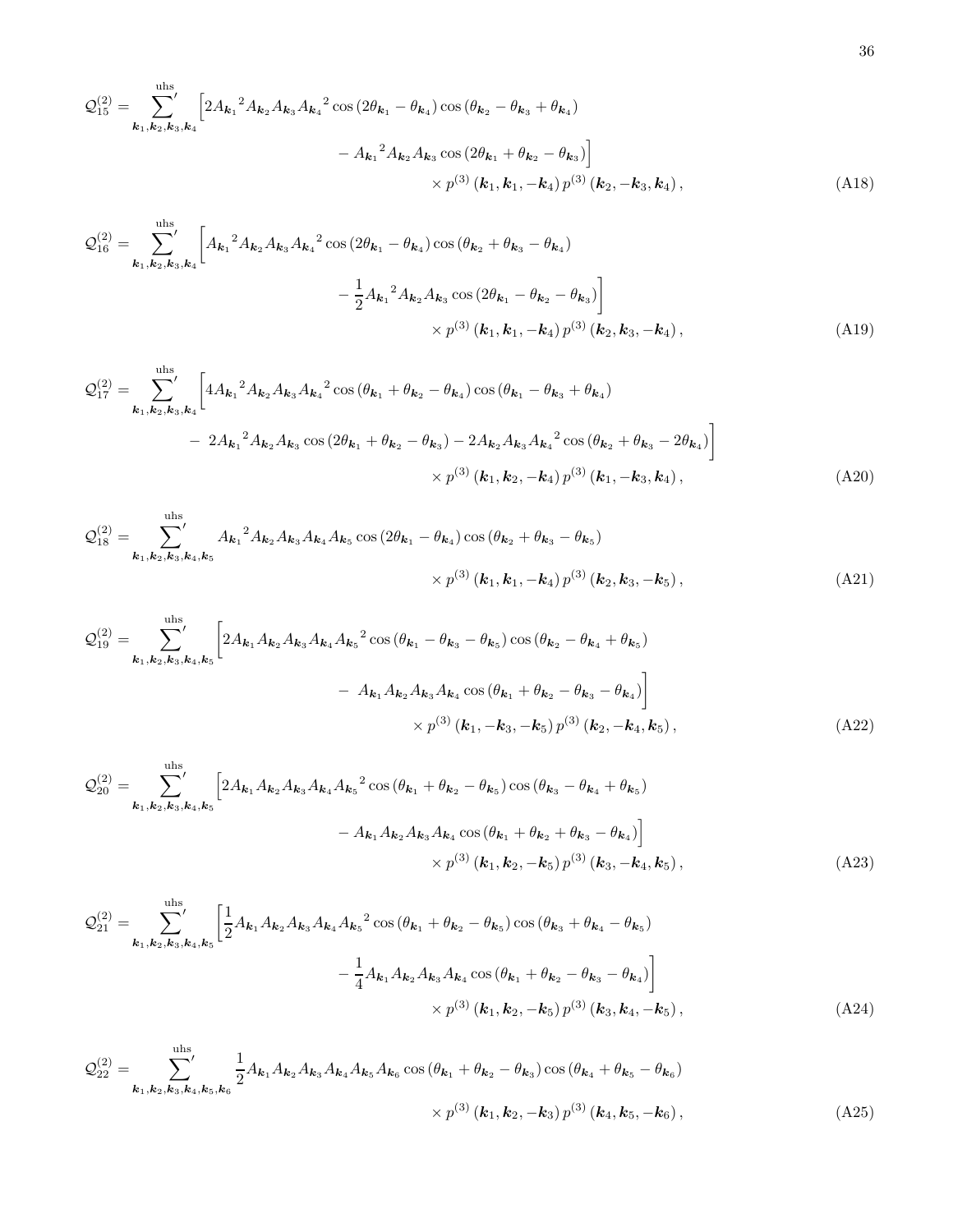$$
\mathcal{Q}_{15}^{(2)} = \sum_{\boldsymbol{k}_1,\boldsymbol{k}_2,\boldsymbol{k}_3,\boldsymbol{k}_4}^{\text{uhs}\,\prime} \Big[ 2{A_{\boldsymbol{k}_1}}^2 A_{\boldsymbol{k}_2} A_{\boldsymbol{k}_3} {A_{\boldsymbol{k}_4}}^2 \cos\left(2\theta_{\boldsymbol{k}_1} - \theta_{\boldsymbol{k}_4}\right) \cos\left(\theta_{\boldsymbol{k}_2} - \theta_{\boldsymbol{k}_3} + \theta_{\boldsymbol{k}_4}\right) - {A_{\boldsymbol{k}_1}}^2 A_{\boldsymbol{k}_2} A_{\boldsymbol{k}_3} \cos\left(2\theta_{\boldsymbol{k}_1} + \theta_{\boldsymbol{k}_2} - \theta_{\boldsymbol{k}_3}\right) \Big] \times p^{(3)}\left(\boldsymbol{k}_1, \boldsymbol{k}_1, -\boldsymbol{k}_4\right) p^{(3)}\left(\boldsymbol{k}_2, -\boldsymbol{k}_3, \boldsymbol{k}_4\right), \tag{A18}
$$

$$
\mathcal{Q}_{16}^{(2)} = \sum_{\boldsymbol{k}_1,\boldsymbol{k}_2,\boldsymbol{k}_3,\boldsymbol{k}_4}^{\text{uhs}\,\prime} \Big[ {A_{\boldsymbol{k}_1}}^2 A_{\boldsymbol{k}_2} A_{\boldsymbol{k}_3} {A_{\boldsymbol{k}_4}}^2 \cos\left(2\theta_{\boldsymbol{k}_1} - \theta_{\boldsymbol{k}_4}\right) \cos\left(\theta_{\boldsymbol{k}_2} + \theta_{\boldsymbol{k}_3} - \theta_{\boldsymbol{k}_4}\right) - \frac{1}{2} {A_{\boldsymbol{k}_1}}^2 A_{\boldsymbol{k}_2} A_{\boldsymbol{k}_3} \cos\left(2\theta_{\boldsymbol{k}_1} - \theta_{\boldsymbol{k}_2} - \theta_{\boldsymbol{k}_3}\right) \Big] \times p^{(3)}\left(\boldsymbol{k}_1, \boldsymbol{k}_1, -\boldsymbol{k}_4\right) p^{(3)}\left(\boldsymbol{k}_2, \boldsymbol{k}_3, -\boldsymbol{k}_4\right), \tag{A19}
$$

$$
\begin{aligned}
\mathcal{Q}_{17}^{(2)} = \sum_{\boldsymbol{k}_1,\boldsymbol{k}_2,\boldsymbol{k}_3,\boldsymbol{k}_4}^{\text{uhs}\,\prime} \Big[ & 4{A_{\boldsymbol{k}_1}}^2 A_{\boldsymbol{k}_2} A_{\boldsymbol{k}_3} {A_{\boldsymbol{k}_4}}^2 \cos\left(\theta_{\boldsymbol{k}_1} + \theta_{\boldsymbol{k}_2} - \theta_{\boldsymbol{k}_4}\right) \cos\left(\theta_{\boldsymbol{k}_1} - \theta_{\boldsymbol{k}_3} + \theta_{\boldsymbol{k}_4}\right) \\
& - 2{A_{\boldsymbol{k}_1}}^2 A_{\boldsymbol{k}_2} A_{\boldsymbol{k}_3} \cos\left(2\theta_{\boldsymbol{k}_1} + \theta_{\boldsymbol{k}_2} - \theta_{\boldsymbol{k}_3}\right) - 2 A_{\boldsymbol{k}_2} A_{\boldsymbol{k}_3} {A_{\boldsymbol{k}_4}}^2 \cos\left(\theta_{\boldsymbol{k}_2} + \theta_{\boldsymbol{k}_3} - 2\theta_{\boldsymbol{k}_4}\right) \Big] \\
& \times p^{(3)}\left(\boldsymbol{k}_1, \boldsymbol{k}_2, -\boldsymbol{k}_4\right) p^{(3)}\left(\boldsymbol{k}_1, -\boldsymbol{k}_3, \boldsymbol{k}_4\right),
\end{aligned} \tag{A20}
$$

$$
\mathcal{Q}_{18}^{(2)} = \sum_{\boldsymbol{k}_1,\boldsymbol{k}_2,\boldsymbol{k}_3,\boldsymbol{k}_4,\boldsymbol{k}_5}^{\text{uhs}\,\prime} {A_{\boldsymbol{k}_1}}^2 A_{\boldsymbol{k}_2} A_{\boldsymbol{k}_3} A_{\boldsymbol{k}_4} A_{\boldsymbol{k}_5} \cos\left(2\theta_{\boldsymbol{k}_1} - \theta_{\boldsymbol{k}_4}\right) \cos\left(\theta_{\boldsymbol{k}_2} + \theta_{\boldsymbol{k}_3} - \theta_{\boldsymbol{k}_5}\right) \times p^{(3)}\left(\boldsymbol{k}_1, \boldsymbol{k}_1, -\boldsymbol{k}_4\right) p^{(3)}\left(\boldsymbol{k}_2, \boldsymbol{k}_3, -\boldsymbol{k}_5\right), \tag{A21}
$$

$$
\mathcal{Q}_{19}^{(2)} = \sum_{\boldsymbol{k}_1,\boldsymbol{k}_2,\boldsymbol{k}_3,\boldsymbol{k}_4,\boldsymbol{k}_5}^{\text{uhs}\,\prime} \Big[ 2 A_{\boldsymbol{k}_1} A_{\boldsymbol{k}_2} A_{\boldsymbol{k}_3} A_{\boldsymbol{k}_4} {A_{\boldsymbol{k}_5}}^2 \cos\left(\theta_{\boldsymbol{k}_1} - \theta_{\boldsymbol{k}_3} - \theta_{\boldsymbol{k}_5}\right) \cos\left(\theta_{\boldsymbol{k}_2} - \theta_{\boldsymbol{k}_4} + \theta_{\boldsymbol{k}_5}\right) - A_{\boldsymbol{k}_1} A_{\boldsymbol{k}_2} A_{\boldsymbol{k}_3} A_{\boldsymbol{k}_4} \cos\left(\theta_{\boldsymbol{k}_1} + \theta_{\boldsymbol{k}_2} - \theta_{\boldsymbol{k}_3} - \theta_{\boldsymbol{k}_4}\right) \Big] \times p^{(3)}\left(\boldsymbol{k}_1, -\boldsymbol{k}_3, -\boldsymbol{k}_5\right) p^{(3)}\left(\boldsymbol{k}_2, -\boldsymbol{k}_4, \boldsymbol{k}_5\right), \tag{A22}
$$

$$
\mathcal{Q}_{20}^{(2)} = \sum_{\boldsymbol{k}_1,\boldsymbol{k}_2,\boldsymbol{k}_3,\boldsymbol{k}_4,\boldsymbol{k}_5}^{\text{uhs}\,\prime} \Big[ 2 A_{\boldsymbol{k}_1} A_{\boldsymbol{k}_2} A_{\boldsymbol{k}_3} A_{\boldsymbol{k}_4} {A_{\boldsymbol{k}_5}}^2 \cos\left(\theta_{\boldsymbol{k}_1} + \theta_{\boldsymbol{k}_2} - \theta_{\boldsymbol{k}_5}\right) \cos\left(\theta_{\boldsymbol{k}_3} - \theta_{\boldsymbol{k}_4} + \theta_{\boldsymbol{k}_5}\right) - A_{\boldsymbol{k}_1} A_{\boldsymbol{k}_2} A_{\boldsymbol{k}_3} A_{\boldsymbol{k}_4} \cos\left(\theta_{\boldsymbol{k}_1} + \theta_{\boldsymbol{k}_2} + \theta_{\boldsymbol{k}_3} - \theta_{\boldsymbol{k}_4}\right) \Big] \times p^{(3)}\left(\boldsymbol{k}_1, \boldsymbol{k}_2, -\boldsymbol{k}_5\right) p^{(3)}\left(\boldsymbol{k}_3, -\boldsymbol{k}_4, \boldsymbol{k}_5\right), \tag{A23}
$$

$$
\mathcal{Q}_{21}^{(2)} = \sum_{\boldsymbol{k}_1,\boldsymbol{k}_2,\boldsymbol{k}_3,\boldsymbol{k}_4,\boldsymbol{k}_5}^{\text{uhs}\,\prime} \Big[ \frac{1}{2} A_{\boldsymbol{k}_1} A_{\boldsymbol{k}_2} A_{\boldsymbol{k}_3} A_{\boldsymbol{k}_4} {A_{\boldsymbol{k}_5}}^2 \cos\left(\theta_{\boldsymbol{k}_1} + \theta_{\boldsymbol{k}_2} - \theta_{\boldsymbol{k}_5}\right) \cos\left(\theta_{\boldsymbol{k}_3} + \theta_{\boldsymbol{k}_4} - \theta_{\boldsymbol{k}_5}\right) - \frac{1}{4} A_{\boldsymbol{k}_1} A_{\boldsymbol{k}_2} A_{\boldsymbol{k}_3} A_{\boldsymbol{k}_4} \cos\left(\theta_{\boldsymbol{k}_1} + \theta_{\boldsymbol{k}_2} - \theta_{\boldsymbol{k}_3} - \theta_{\boldsymbol{k}_4}\right) \Big] \times p^{(3)}\left(\boldsymbol{k}_1, \boldsymbol{k}_2, -\boldsymbol{k}_5\right) p^{(3)}\left(\boldsymbol{k}_3, \boldsymbol{k}_4, -\boldsymbol{k}_5\right), \tag{A24}
$$

$$
\mathcal{Q}_{22}^{(2)} = \sum_{\boldsymbol{k}_1,\boldsymbol{k}_2,\boldsymbol{k}_3,\boldsymbol{k}_4,\boldsymbol{k}_5,\boldsymbol{k}_6}^{\text{uhs}\,\prime} \frac{1}{2} A_{\boldsymbol{k}_1} A_{\boldsymbol{k}_2} A_{\boldsymbol{k}_3} A_{\boldsymbol{k}_4} A_{\boldsymbol{k}_5} A_{\boldsymbol{k}_6} \cos\left(\theta_{\boldsymbol{k}_1} + \theta_{\boldsymbol{k}_2} - \theta_{\boldsymbol{k}_3}\right) \cos\left(\theta_{\boldsymbol{k}_4} + \theta_{\boldsymbol{k}_5} - \theta_{\boldsymbol{k}_6}\right) \times p^{(3)}\left(\boldsymbol{k}_1, \boldsymbol{k}_2, -\boldsymbol{k}_3\right) p^{(3)}\left(\boldsymbol{k}_4, \boldsymbol{k}_5, -\boldsymbol{k}_6\right), \tag{A25}
$$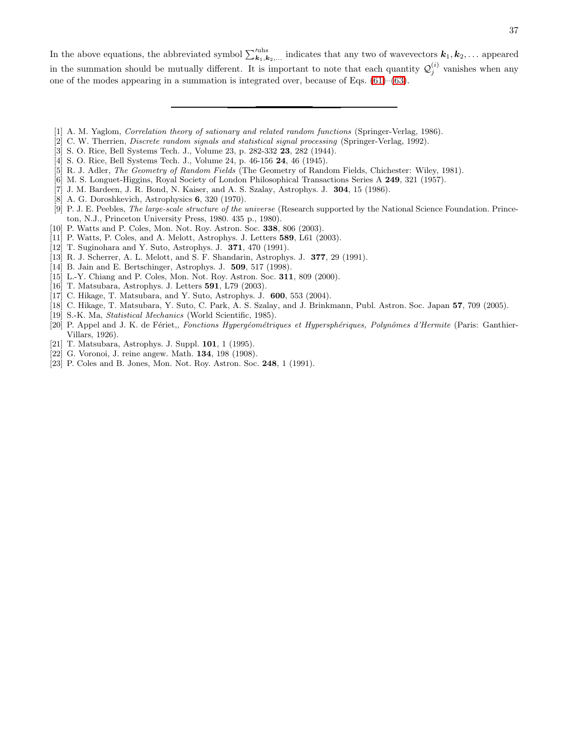In the above equations, the abbreviated symbol $\sum'^{\rm uhs}_{\boldsymbol{k}_1,\boldsymbol{k}_2,\ldots}$ indicates that any two of wavevectors $\boldsymbol{k}_1, \boldsymbol{k}_2, \ldots$ appeared in the summation should be mutually different. It is important to note that each quantity $\mathcal{Q}^{(i)}_j$ vanishes when any one of the modes appearing in a summation is integrated over, because of Eqs. (61)–(63).

---

[1] A. M. Yaglom, *Correlation theory of sationary and related random functions* (Springer-Verlag, 1986).

[2] C. W. Therrien, *Discrete random signals and statistical signal processing* (Springer-Verlag, 1992).

[3] S. O. Rice, Bell Systems Tech. J., Volume 23, p. 282-332 **23**, 282 (1944).

[4] S. O. Rice, Bell Systems Tech. J., Volume 24, p. 46-156 **24**, 46 (1945).

[5] R. J. Adler, *The Geometry of Random Fields* (The Geometry of Random Fields, Chichester: Wiley, 1981).

[6] M. S. Longuet-Higgins, Royal Society of London Philosophical Transactions Series A **249**, 321 (1957).

[7] J. M. Bardeen, J. R. Bond, N. Kaiser, and A. S. Szalay, Astrophys. J. **304**, 15 (1986).

[8] A. G. Doroshkevich, Astrophysics **6**, 320 (1970).

[9] P. J. E. Peebles, *The large-scale structure of the universe* (Research supported by the National Science Foundation. Princeton, N.J., Princeton University Press, 1980. 435 p., 1980).

[10] P. Watts and P. Coles, Mon. Not. Roy. Astron. Soc. **338**, 806 (2003).

[11] P. Watts, P. Coles, and A. Melott, Astrophys. J. Letters **589**, L61 (2003).

[12] T. Suginohara and Y. Suto, Astrophys. J. **371**, 470 (1991).

[13] R. J. Scherrer, A. L. Melott, and S. F. Shandarin, Astrophys. J. **377**, 29 (1991).

[14] B. Jain and E. Bertschinger, Astrophys. J. **509**, 517 (1998).

[15] L.-Y. Chiang and P. Coles, Mon. Not. Roy. Astron. Soc. **311**, 809 (2000).

[16] T. Matsubara, Astrophys. J. Letters **591**, L79 (2003).

[17] C. Hikage, T. Matsubara, and Y. Suto, Astrophys. J. **600**, 553 (2004).

[18] C. Hikage, T. Matsubara, Y. Suto, C. Park, A. S. Szalay, and J. Brinkmann, Publ. Astron. Soc. Japan **57**, 709 (2005).

[19] S.-K. Ma, *Statistical Mechanics* (World Scientific, 1985).

[20] P. Appel and J. K. de Fériet,, *Fonctions Hypergéométriques et Hypersphériques, Polynômes d'Hermite* (Paris: Ganthier-Villars, 1926).

[21] T. Matsubara, Astrophys. J. Suppl. **101**, 1 (1995).

[22] G. Voronoi, J. reine angew. Math. **134**, 198 (1908).

[23] P. Coles and B. Jones, Mon. Not. Roy. Astron. Soc. **248**, 1 (1991).